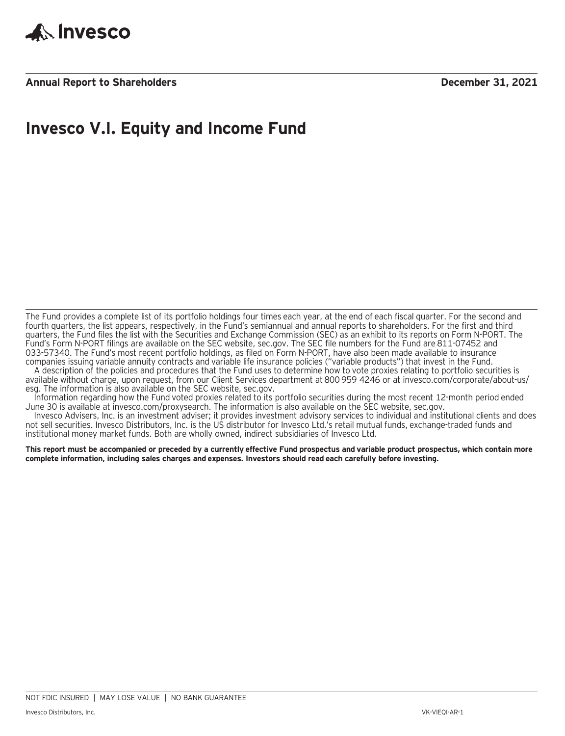Invesco

**Annual Report to Shareholders** **December 31, 2021**

# Invesco V.I. Equity and Income Fund

The Fund provides a complete list of its portfolio holdings four times each year, at the end of each fiscal quarter. For the second and fourth quarters, the list appears, respectively, in the Fund's semiannual and annual reports to shareholders. For the first and third quarters, the Fund files the list with the Securities and Exchange Commission (SEC) as an exhibit to its reports on Form N-PORT. The Fund's Form N-PORT filings are available on the SEC website, sec.gov. The SEC file numbers for the Fund are 811-07452 and 033-57340. The Fund's most recent portfolio holdings, as filed on Form N-PORT, have also been made available to insurance companies issuing variable annuity contracts and variable life insurance policies ("variable products") that invest in the Fund.

A description of the policies and procedures that the Fund uses to determine how to vote proxies relating to portfolio securities is available without charge, upon request, from our Client Services department at 800 959 4246 or at invesco.com/corporate/about-us/esg. The information is also available on the SEC website, sec.gov.

Information regarding how the Fund voted proxies related to its portfolio securities during the most recent 12-month period ended June 30 is available at invesco.com/proxysearch. The information is also available on the SEC website, sec.gov.

Invesco Advisers, Inc. is an investment adviser; it provides investment advisory services to individual and institutional clients and does not sell securities. Invesco Distributors, Inc. is the US distributor for Invesco Ltd.'s retail mutual funds, exchange-traded funds and institutional money market funds. Both are wholly owned, indirect subsidiaries of Invesco Ltd.

**This report must be accompanied or preceded by a currently effective Fund prospectus and variable product prospectus, which contain more complete information, including sales charges and expenses. Investors should read each carefully before investing.**

NOT FDIC INSURED | MAY LOSE VALUE | NO BANK GUARANTEE

Invesco Distributors, Inc. VK-VIEQI-AR-1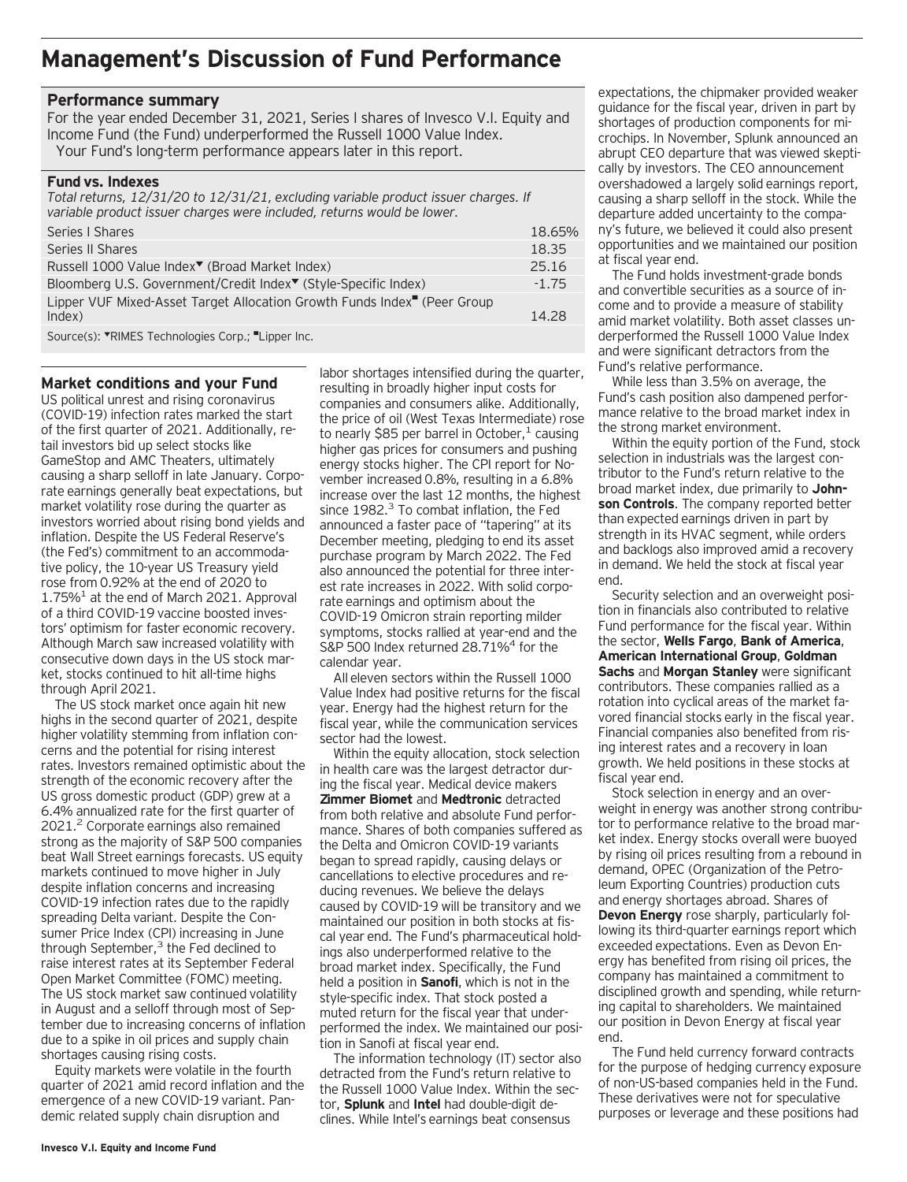# Management's Discussion of Fund Performance

## Performance summary

For the year ended December 31, 2021, Series I shares of Invesco V.I. Equity and Income Fund (the Fund) underperformed the Russell 1000 Value Index.

Your Fund's long-term performance appears later in this report.

### Fund vs. Indexes

*Total returns, 12/31/20 to 12/31/21, excluding variable product issuer charges. If variable product issuer charges were included, returns would be lower.*

| | |
|---|---|
| Series I Shares | 18.65% |
| Series II Shares | 18.35 |
| Russell 1000 Value Index▼ (Broad Market Index) | 25.16 |
| Bloomberg U.S. Government/Credit Index▼ (Style-Specific Index) | -1.75 |
| Lipper VUF Mixed-Asset Target Allocation Growth Funds Index■ (Peer Group Index) | 14.28 |

Source(s): ▼RIMES Technologies Corp.; ■Lipper Inc.

## Market conditions and your Fund

US political unrest and rising coronavirus (COVID-19) infection rates marked the start of the first quarter of 2021. Additionally, retail investors bid up select stocks like GameStop and AMC Theaters, ultimately causing a sharp selloff in late January. Corporate earnings generally beat expectations, but market volatility rose during the quarter as investors worried about rising bond yields and inflation. Despite the US Federal Reserve's (the Fed's) commitment to an accommodative policy, the 10-year US Treasury yield rose from 0.92% at the end of 2020 to 1.75%[1] at the end of March 2021. Approval of a third COVID-19 vaccine boosted investors' optimism for faster economic recovery. Although March saw increased volatility with consecutive down days in the US stock market, stocks continued to hit all-time highs through April 2021.

The US stock market once again hit new highs in the second quarter of 2021, despite higher volatility stemming from inflation concerns and the potential for rising interest rates. Investors remained optimistic about the strength of the economic recovery after the US gross domestic product (GDP) grew at a 6.4% annualized rate for the first quarter of 2021.[2] Corporate earnings also remained strong as the majority of S&P 500 companies beat Wall Street earnings forecasts. US equity markets continued to move higher in July despite inflation concerns and increasing COVID-19 infection rates due to the rapidly spreading Delta variant. Despite the Consumer Price Index (CPI) increasing in June through September,[3] the Fed declined to raise interest rates at its September Federal Open Market Committee (FOMC) meeting. The US stock market saw continued volatility in August and a selloff through most of September due to increasing concerns of inflation due to a spike in oil prices and supply chain shortages causing rising costs.

Equity markets were volatile in the fourth quarter of 2021 amid record inflation and the emergence of a new COVID-19 variant. Pandemic related supply chain disruption and labor shortages intensified during the quarter, resulting in broadly higher input costs for companies and consumers alike. Additionally, the price of oil (West Texas Intermediate) rose to nearly $85 per barrel in October,[1] causing higher gas prices for consumers and pushing energy stocks higher. The CPI report for November increased 0.8%, resulting in a 6.8% increase over the last 12 months, the highest since 1982.[3] To combat inflation, the Fed announced a faster pace of "tapering" at its December meeting, pledging to end its asset purchase program by March 2022. The Fed also announced the potential for three interest rate increases in 2022. With solid corporate earnings and optimism about the COVID-19 Omicron strain reporting milder symptoms, stocks rallied at year-end and the S&P 500 Index returned 28.71%[4] for the calendar year.

All eleven sectors within the Russell 1000 Value Index had positive returns for the fiscal year. Energy had the highest return for the fiscal year, while the communication services sector had the lowest.

Within the equity allocation, stock selection in health care was the largest detractor during the fiscal year. Medical device makers **Zimmer Biomet** and **Medtronic** detracted from both relative and absolute Fund performance. Shares of both companies suffered as the Delta and Omicron COVID-19 variants began to spread rapidly, causing delays or cancellations to elective procedures and reducing revenues. We believe the delays caused by COVID-19 will be transitory and we maintained our position in both stocks at fiscal year end. The Fund's pharmaceutical holdings also underperformed relative to the broad market index. Specifically, the Fund held a position in **Sanofi**, which is not in the style-specific index. That stock posted a muted return for the fiscal year that underperformed the index. We maintained our position in Sanofi at fiscal year end.

The information technology (IT) sector also detracted from the Fund's return relative to the Russell 1000 Value Index. Within the sector, **Splunk** and **Intel** had double-digit declines. While Intel's earnings beat consensus expectations, the chipmaker provided weaker guidance for the fiscal year, driven in part by shortages of production components for microchips. In November, Splunk announced an abrupt CEO departure that was viewed skeptically by investors. The CEO announcement overshadowed a largely solid earnings report, causing a sharp selloff in the stock. While the departure added uncertainty to the company's future, we believed it could also present opportunities and we maintained our position at fiscal year end.

The Fund holds investment-grade bonds and convertible securities as a source of income and to provide a measure of stability amid market volatility. Both asset classes underperformed the Russell 1000 Value Index and were significant detractors from the Fund's relative performance.

While less than 3.5% on average, the Fund's cash position also dampened performance relative to the broad market index in the strong market environment.

Within the equity portion of the Fund, stock selection in industrials was the largest contributor to the Fund's return relative to the broad market index, due primarily to **Johnson Controls**. The company reported better than expected earnings driven in part by strength in its HVAC segment, while orders and backlogs also improved amid a recovery in demand. We held the stock at fiscal year end.

Security selection and an overweight position in financials also contributed to relative Fund performance for the fiscal year. Within the sector, **Wells Fargo**, **Bank of America**, **American International Group**, **Goldman Sachs** and **Morgan Stanley** were significant contributors. These companies rallied as a rotation into cyclical areas of the market favored financial stocks early in the fiscal year. Financial companies also benefited from rising interest rates and a recovery in loan growth. We held positions in these stocks at fiscal year end.

Stock selection in energy and an overweight in energy was another strong contributor to performance relative to the broad market index. Energy stocks overall were buoyed by rising oil prices resulting from a rebound in demand, OPEC (Organization of the Petroleum Exporting Countries) production cuts and energy shortages abroad. Shares of **Devon Energy** rose sharply, particularly following its third-quarter earnings report which exceeded expectations. Even as Devon Energy has benefited from rising oil prices, the company has maintained a commitment to disciplined growth and spending, while returning capital to shareholders. We maintained our position in Devon Energy at fiscal year end.

The Fund held currency forward contracts for the purpose of hedging currency exposure of non-US-based companies held in the Fund. These derivatives were not for speculative purposes or leverage and these positions had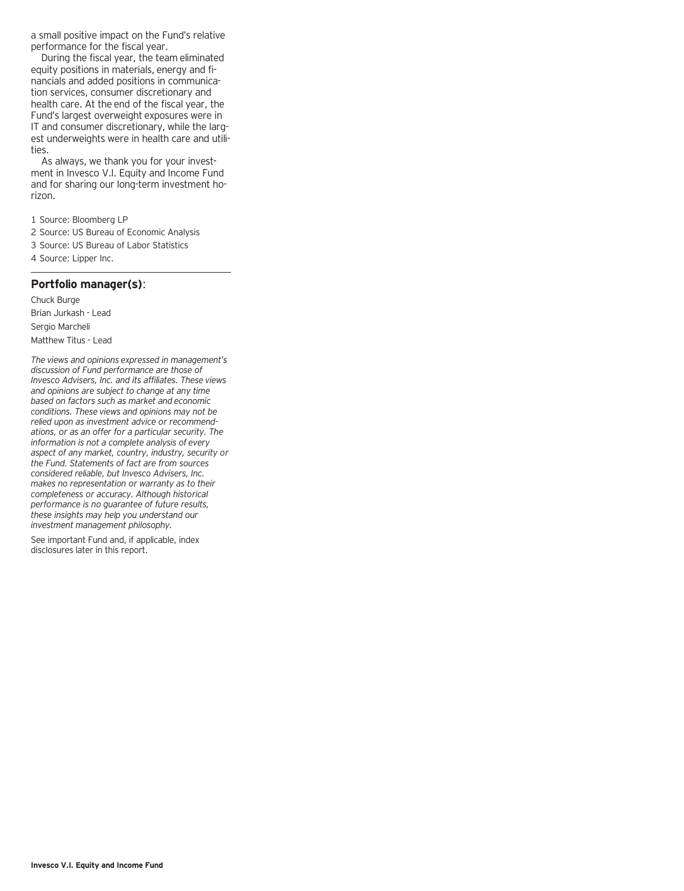a small positive impact on the Fund's relative performance for the fiscal year.

During the fiscal year, the team eliminated equity positions in materials, energy and financials and added positions in communication services, consumer discretionary and health care. At the end of the fiscal year, the Fund's largest overweight exposures were in IT and consumer discretionary, while the largest underweights were in health care and utilities.

As always, we thank you for your investment in Invesco V.I. Equity and Income Fund and for sharing our long-term investment horizon.

1 Source: Bloomberg LP

2 Source: US Bureau of Economic Analysis

3 Source: US Bureau of Labor Statistics

4 Source: Lipper Inc.

## Portfolio manager(s):

Chuck Burge

Brian Jurkash - Lead

Sergio Marcheli

Matthew Titus - Lead

*The views and opinions expressed in management's discussion of Fund performance are those of Invesco Advisers, Inc. and its affiliates. These views and opinions are subject to change at any time based on factors such as market and economic conditions. These views and opinions may not be relied upon as investment advice or recommendations, or as an offer for a particular security. The information is not a complete analysis of every aspect of any market, country, industry, security or the Fund. Statements of fact are from sources considered reliable, but Invesco Advisers, Inc. makes no representation or warranty as to their completeness or accuracy. Although historical performance is no guarantee of future results, these insights may help you understand our investment management philosophy.*

See important Fund and, if applicable, index disclosures later in this report.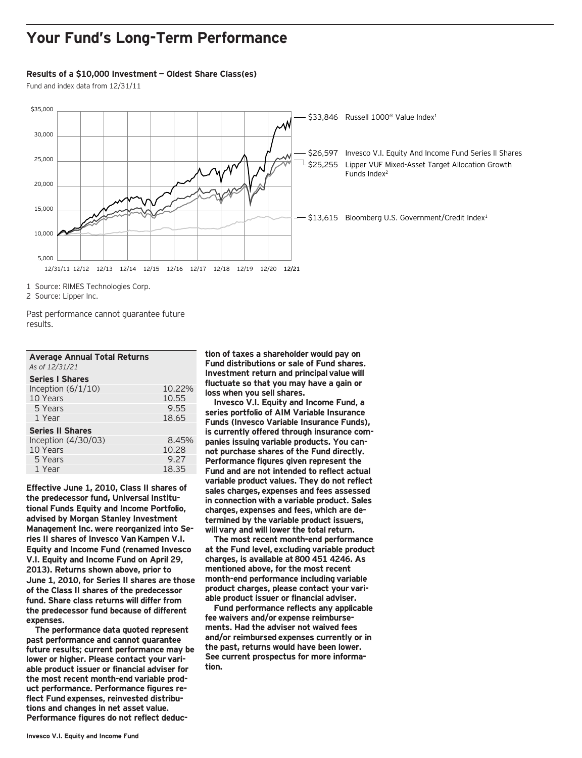# Your Fund's Long-Term Performance

### Results of a $10,000 Investment — Oldest Share Class(es)

Fund and index data from 12/31/11

$33,846 Russell 1000® Value Index[1]

$26,597 Invesco V.I. Equity And Income Fund Series II Shares

$25,255 Lipper VUF Mixed-Asset Target Allocation Growth Funds Index[2]

$13,615 Bloomberg U.S. Government/Credit Index[1]

1 Source: RIMES Technologies Corp.

2 Source: Lipper Inc.

Past performance cannot guarantee future results.

| Average Annual Total Returns *As of 12/31/21* | |
|---|---|
| **Series I Shares** | |
| Inception (6/1/10) | 10.22% |
| 10 Years | 10.55 |
| 5 Years | 9.55 |
| 1 Year | 18.65 |
| **Series II Shares** | |
| Inception (4/30/03) | 8.45% |
| 10 Years | 10.28 |
| 5 Years | 9.27 |
| 1 Year | 18.35 |

**Effective June 1, 2010, Class II shares of the predecessor fund, Universal Institutional Funds Equity and Income Portfolio, advised by Morgan Stanley Investment Management Inc. were reorganized into Series II shares of Invesco Van Kampen V.I. Equity and Income Fund (renamed Invesco V.I. Equity and Income Fund on April 29, 2013). Returns shown above, prior to June 1, 2010, for Series II shares are those of the Class II shares of the predecessor fund. Share class returns will differ from the predecessor fund because of different expenses.**

**The performance data quoted represent past performance and cannot guarantee future results; current performance may be lower or higher. Please contact your variable product issuer or financial adviser for the most recent month-end variable product performance. Performance figures reflect Fund expenses, reinvested distributions and changes in net asset value. Performance figures do not reflect deduction of taxes a shareholder would pay on Fund distributions or sale of Fund shares. Investment return and principal value will fluctuate so that you may have a gain or loss when you sell shares.**

**Invesco V.I. Equity and Income Fund, a series portfolio of AIM Variable Insurance Funds (Invesco Variable Insurance Funds), is currently offered through insurance companies issuing variable products. You cannot purchase shares of the Fund directly. Performance figures given represent the Fund and are not intended to reflect actual variable product values. They do not reflect sales charges, expenses and fees assessed in connection with a variable product. Sales charges, expenses and fees, which are determined by the variable product issuers, will vary and will lower the total return.**

**The most recent month-end performance at the Fund level, excluding variable product charges, is available at 800 451 4246. As mentioned above, for the most recent month-end performance including variable product charges, please contact your variable product issuer or financial adviser.**

**Fund performance reflects any applicable fee waivers and/or expense reimbursements. Had the adviser not waived fees and/or reimbursed expenses currently or in the past, returns would have been lower. See current prospectus for more information.**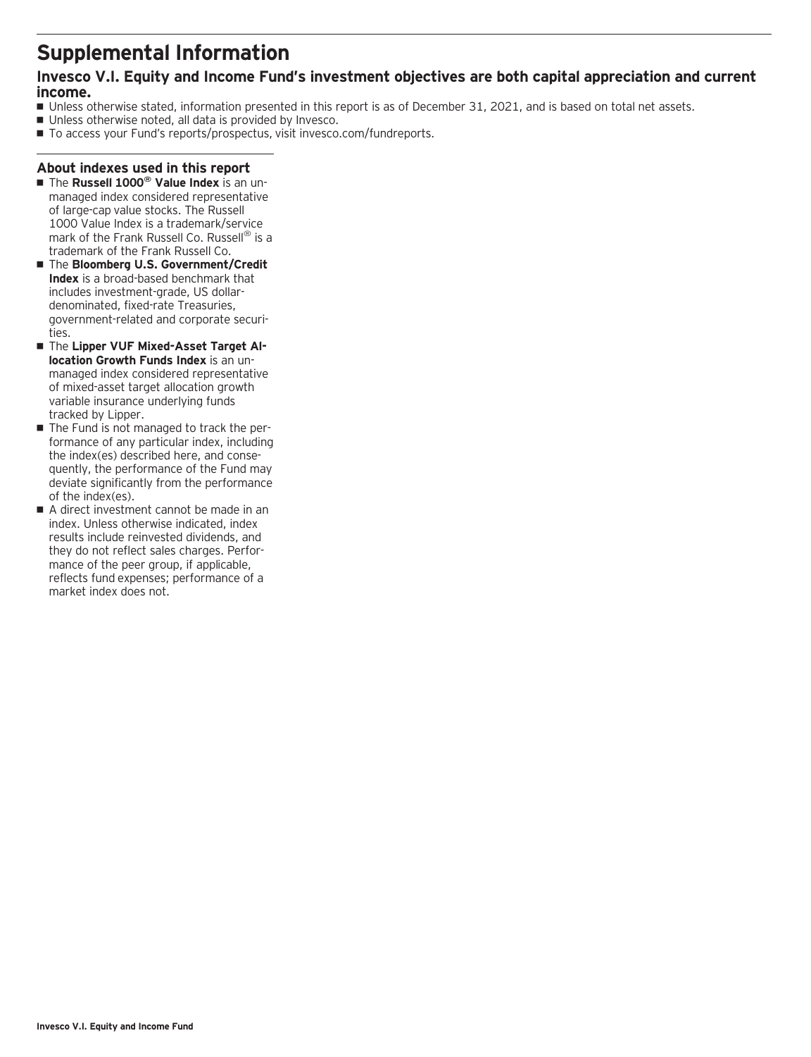# Supplemental Information

## Invesco V.I. Equity and Income Fund's investment objectives are both capital appreciation and current income.

- Unless otherwise stated, information presented in this report is as of December 31, 2021, and is based on total net assets.
- Unless otherwise noted, all data is provided by Invesco.
- To access your Fund's reports/prospectus, visit invesco.com/fundreports.

### About indexes used in this report

- The **Russell 1000® Value Index** is an unmanaged index considered representative of large-cap value stocks. The Russell 1000 Value Index is a trademark/service mark of the Frank Russell Co. Russell® is a trademark of the Frank Russell Co.
- The **Bloomberg U.S. Government/Credit Index** is a broad-based benchmark that includes investment-grade, US dollar-denominated, fixed-rate Treasuries, government-related and corporate securities.
- The **Lipper VUF Mixed-Asset Target Allocation Growth Funds Index** is an unmanaged index considered representative of mixed-asset target allocation growth variable insurance underlying funds tracked by Lipper.
- The Fund is not managed to track the performance of any particular index, including the index(es) described here, and consequently, the performance of the Fund may deviate significantly from the performance of the index(es).
- A direct investment cannot be made in an index. Unless otherwise indicated, index results include reinvested dividends, and they do not reflect sales charges. Performance of the peer group, if applicable, reflects fund expenses; performance of a market index does not.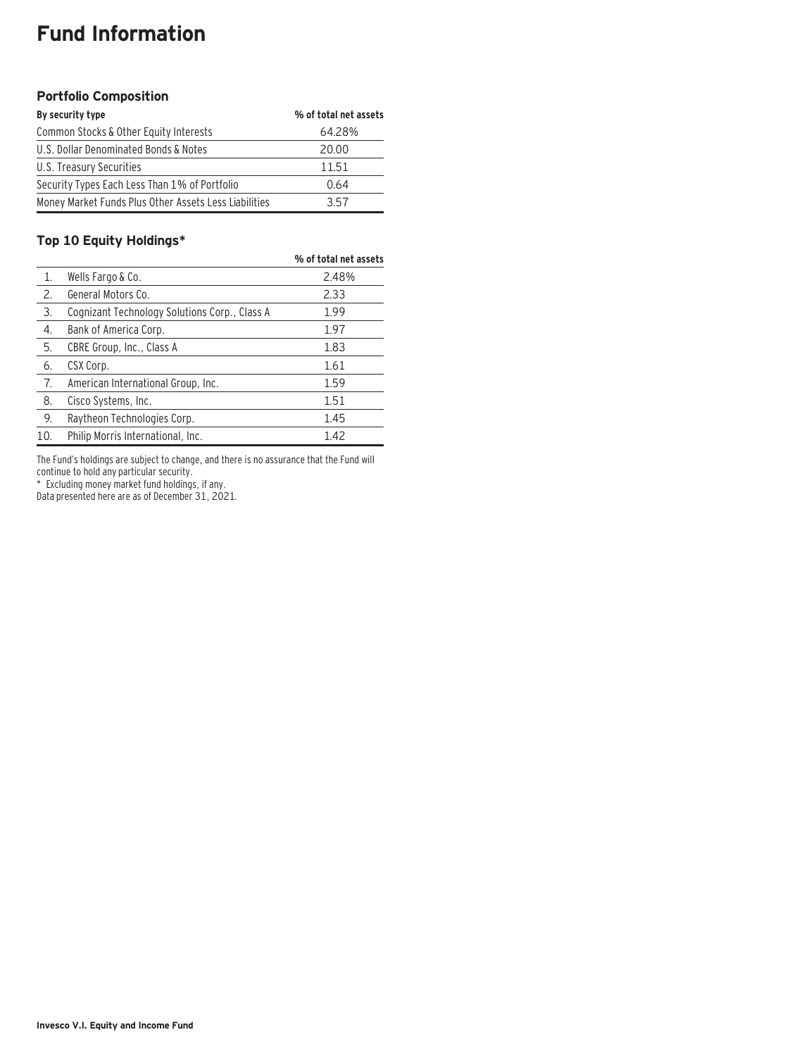# Fund Information

## Portfolio Composition

| By security type | % of total net assets |
|---|---|
| Common Stocks & Other Equity Interests | 64.28% |
| U.S. Dollar Denominated Bonds & Notes | 20.00 |
| U.S. Treasury Securities | 11.51 |
| Security Types Each Less Than 1% of Portfolio | 0.64 |
| Money Market Funds Plus Other Assets Less Liabilities | 3.57 |

## Top 10 Equity Holdings*

| | | % of total net assets |
|---|---|---|
| 1. | Wells Fargo & Co. | 2.48% |
| 2. | General Motors Co. | 2.33 |
| 3. | Cognizant Technology Solutions Corp., Class A | 1.99 |
| 4. | Bank of America Corp. | 1.97 |
| 5. | CBRE Group, Inc., Class A | 1.83 |
| 6. | CSX Corp. | 1.61 |
| 7. | American International Group, Inc. | 1.59 |
| 8. | Cisco Systems, Inc. | 1.51 |
| 9. | Raytheon Technologies Corp. | 1.45 |
| 10. | Philip Morris International, Inc. | 1.42 |

The Fund's holdings are subject to change, and there is no assurance that the Fund will continue to hold any particular security.

\* Excluding money market fund holdings, if any.

Data presented here are as of December 31, 2021.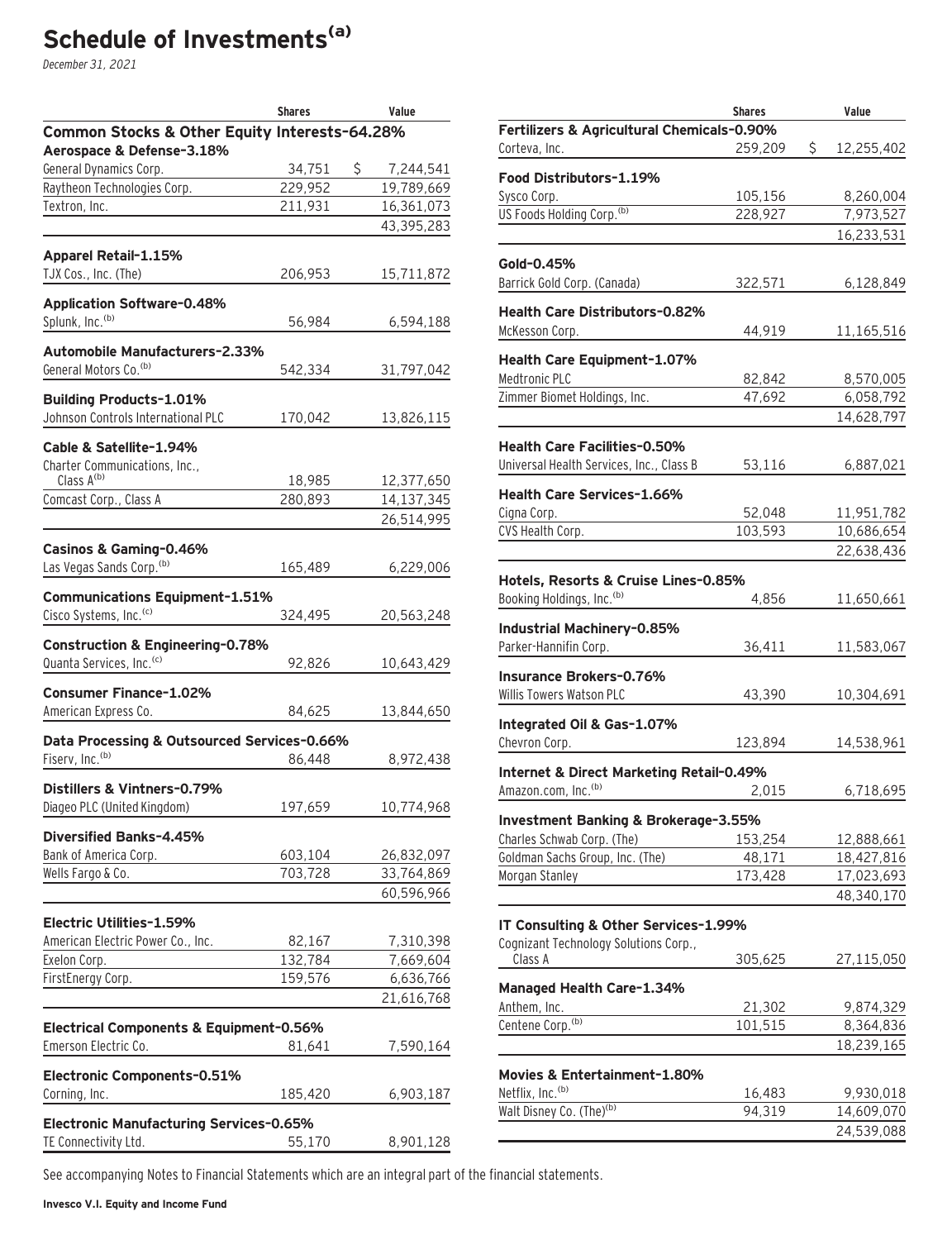# Schedule of Investments[(a)]

*December 31, 2021*

| | Shares | Value |
|---|---|---|
| **Common Stocks & Other Equity Interests–64.28%** | | |
| **Aerospace & Defense–3.18%** | | |
| General Dynamics Corp. | 34,751 | $ 7,244,541 |
| Raytheon Technologies Corp. | 229,952 | 19,789,669 |
| Textron, Inc. | 211,931 | 16,361,073 |
| | | 43,395,283 |
| **Apparel Retail–1.15%** | | |
| TJX Cos., Inc. (The) | 206,953 | 15,711,872 |
| **Application Software–0.48%** | | |
| Splunk, Inc.[(b)] | 56,984 | 6,594,188 |
| **Automobile Manufacturers–2.33%** | | |
| General Motors Co.[(b)] | 542,334 | 31,797,042 |
| **Building Products–1.01%** | | |
| Johnson Controls International PLC | 170,042 | 13,826,115 |
| **Cable & Satellite–1.94%** | | |
| Charter Communications, Inc., Class A[(b)] | 18,985 | 12,377,650 |
| Comcast Corp., Class A | 280,893 | 14,137,345 |
| | | 26,514,995 |
| **Casinos & Gaming–0.46%** | | |
| Las Vegas Sands Corp.[(b)] | 165,489 | 6,229,006 |
| **Communications Equipment–1.51%** | | |
| Cisco Systems, Inc.[(c)] | 324,495 | 20,563,248 |
| **Construction & Engineering–0.78%** | | |
| Quanta Services, Inc.[(c)] | 92,826 | 10,643,429 |
| **Consumer Finance–1.02%** | | |
| American Express Co. | 84,625 | 13,844,650 |
| **Data Processing & Outsourced Services–0.66%** | | |
| Fiserv, Inc.[(b)] | 86,448 | 8,972,438 |
| **Distillers & Vintners–0.79%** | | |
| Diageo PLC (United Kingdom) | 197,659 | 10,774,968 |
| **Diversified Banks–4.45%** | | |
| Bank of America Corp. | 603,104 | 26,832,097 |
| Wells Fargo & Co. | 703,728 | 33,764,869 |
| | | 60,596,966 |
| **Electric Utilities–1.59%** | | |
| American Electric Power Co., Inc. | 82,167 | 7,310,398 |
| Exelon Corp. | 132,784 | 7,669,604 |
| FirstEnergy Corp. | 159,576 | 6,636,766 |
| | | 21,616,768 |
| **Electrical Components & Equipment–0.56%** | | |
| Emerson Electric Co. | 81,641 | 7,590,164 |
| **Electronic Components–0.51%** | | |
| Corning, Inc. | 185,420 | 6,903,187 |
| **Electronic Manufacturing Services–0.65%** | | |
| TE Connectivity Ltd. | 55,170 | 8,901,128 |
| **Fertilizers & Agricultural Chemicals–0.90%** | | |
| Corteva, Inc. | 259,209 | $ 12,255,402 |
| **Food Distributors–1.19%** | | |
| Sysco Corp. | 105,156 | 8,260,004 |
| US Foods Holding Corp.[(b)] | 228,927 | 7,973,527 |
| | | 16,233,531 |
| **Gold–0.45%** | | |
| Barrick Gold Corp. (Canada) | 322,571 | 6,128,849 |
| **Health Care Distributors–0.82%** | | |
| McKesson Corp. | 44,919 | 11,165,516 |
| **Health Care Equipment–1.07%** | | |
| Medtronic PLC | 82,842 | 8,570,005 |
| Zimmer Biomet Holdings, Inc. | 47,692 | 6,058,792 |
| | | 14,628,797 |
| **Health Care Facilities–0.50%** | | |
| Universal Health Services, Inc., Class B | 53,116 | 6,887,021 |
| **Health Care Services–1.66%** | | |
| Cigna Corp. | 52,048 | 11,951,782 |
| CVS Health Corp. | 103,593 | 10,686,654 |
| | | 22,638,436 |
| **Hotels, Resorts & Cruise Lines–0.85%** | | |
| Booking Holdings, Inc.[(b)] | 4,856 | 11,650,661 |
| **Industrial Machinery–0.85%** | | |
| Parker-Hannifin Corp. | 36,411 | 11,583,067 |
| **Insurance Brokers–0.76%** | | |
| Willis Towers Watson PLC | 43,390 | 10,304,691 |
| **Integrated Oil & Gas–1.07%** | | |
| Chevron Corp. | 123,894 | 14,538,961 |
| **Internet & Direct Marketing Retail–0.49%** | | |
| Amazon.com, Inc.[(b)] | 2,015 | 6,718,695 |
| **Investment Banking & Brokerage–3.55%** | | |
| Charles Schwab Corp. (The) | 153,254 | 12,888,661 |
| Goldman Sachs Group, Inc. (The) | 48,171 | 18,427,816 |
| Morgan Stanley | 173,428 | 17,023,693 |
| | | 48,340,170 |
| **IT Consulting & Other Services–1.99%** | | |
| Cognizant Technology Solutions Corp., Class A | 305,625 | 27,115,050 |
| **Managed Health Care–1.34%** | | |
| Anthem, Inc. | 21,302 | 9,874,329 |
| Centene Corp.[(b)] | 101,515 | 8,364,836 |
| | | 18,239,165 |
| **Movies & Entertainment–1.80%** | | |
| Netflix, Inc.[(b)] | 16,483 | 9,930,018 |
| Walt Disney Co. (The)[(b)] | 94,319 | 14,609,070 |
| | | 24,539,088 |

See accompanying Notes to Financial Statements which are an integral part of the financial statements.

**Invesco V.I. Equity and Income Fund**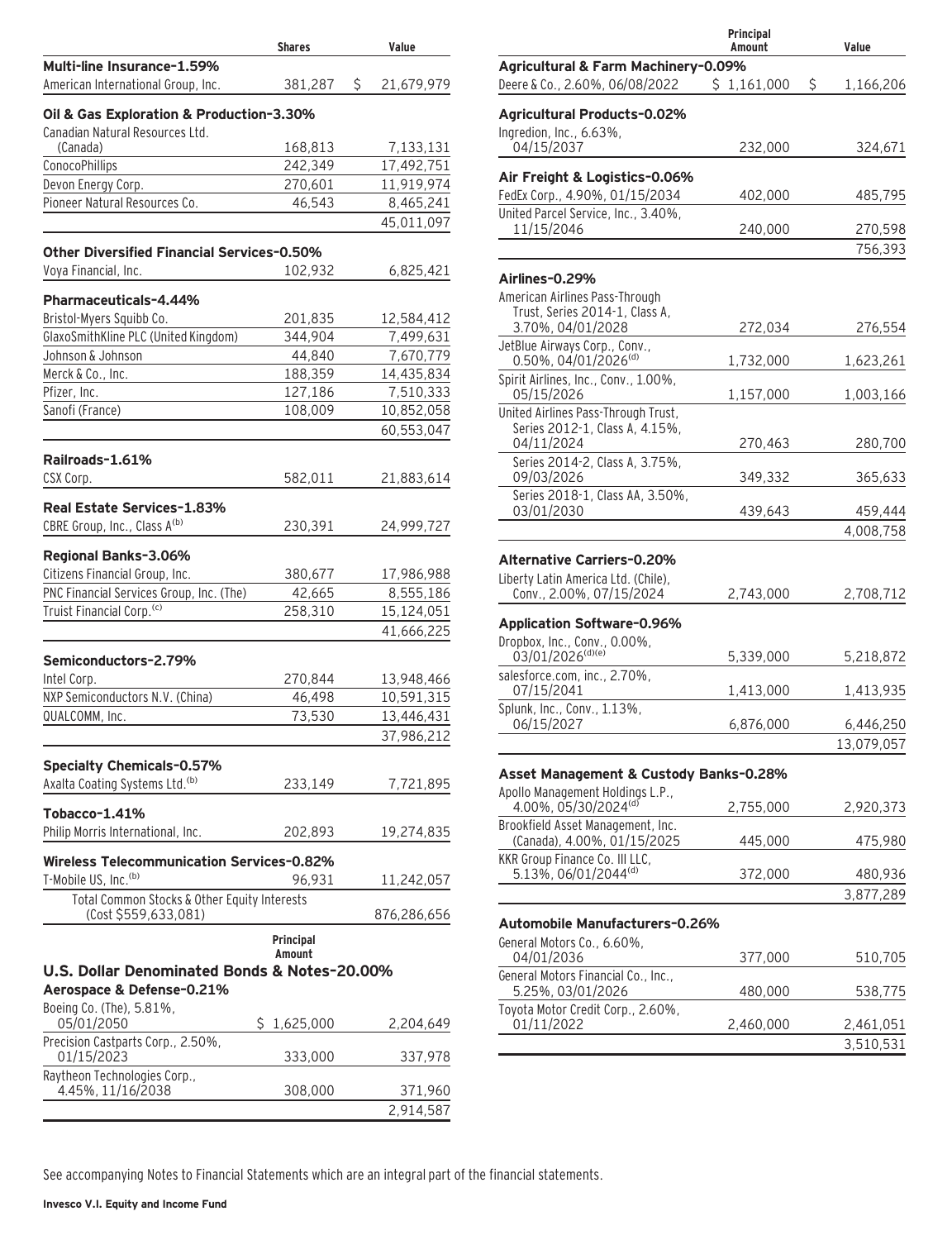| | Shares | Value |
|---|---|---|
| **Multi-line Insurance-1.59%** | | |
| American International Group, Inc. | 381,287 | $ 21,679,979 |
| **Oil & Gas Exploration & Production-3.30%** | | |
| Canadian Natural Resources Ltd. (Canada) | 168,813 | 7,133,131 |
| ConocoPhillips | 242,349 | 17,492,751 |
| Devon Energy Corp. | 270,601 | 11,919,974 |
| Pioneer Natural Resources Co. | 46,543 | 8,465,241 |
| | | 45,011,097 |
| **Other Diversified Financial Services-0.50%** | | |
| Voya Financial, Inc. | 102,932 | 6,825,421 |
| **Pharmaceuticals-4.44%** | | |
| Bristol-Myers Squibb Co. | 201,835 | 12,584,412 |
| GlaxoSmithKline PLC (United Kingdom) | 344,904 | 7,499,631 |
| Johnson & Johnson | 44,840 | 7,670,779 |
| Merck & Co., Inc. | 188,359 | 14,435,834 |
| Pfizer, Inc. | 127,186 | 7,510,333 |
| Sanofi (France) | 108,009 | 10,852,058 |
| | | 60,553,047 |
| **Railroads-1.61%** | | |
| CSX Corp. | 582,011 | 21,883,614 |
| **Real Estate Services-1.83%** | | |
| CBRE Group, Inc., Class A[(b)] | 230,391 | 24,999,727 |
| **Regional Banks-3.06%** | | |
| Citizens Financial Group, Inc. | 380,677 | 17,986,988 |
| PNC Financial Services Group, Inc. (The) | 42,665 | 8,555,186 |
| Truist Financial Corp.[(c)] | 258,310 | 15,124,051 |
| | | 41,666,225 |
| **Semiconductors-2.79%** | | |
| Intel Corp. | 270,844 | 13,948,466 |
| NXP Semiconductors N.V. (China) | 46,498 | 10,591,315 |
| QUALCOMM, Inc. | 73,530 | 13,446,431 |
| | | 37,986,212 |
| **Specialty Chemicals-0.57%** | | |
| Axalta Coating Systems Ltd.[(b)] | 233,149 | 7,721,895 |
| **Tobacco-1.41%** | | |
| Philip Morris International, Inc. | 202,893 | 19,274,835 |
| **Wireless Telecommunication Services-0.82%** | | |
| T-Mobile US, Inc.[(b)] | 96,931 | 11,242,057 |
| Total Common Stocks & Other Equity Interests (Cost $559,633,081) | | 876,286,656 |

| | Principal Amount | Value |
|---|---|---|
| **U.S. Dollar Denominated Bonds & Notes-20.00%** | | |
| **Aerospace & Defense-0.21%** | | |
| Boeing Co. (The), 5.81%, 05/01/2050 | $ 1,625,000 | 2,204,649 |
| Precision Castparts Corp., 2.50%, 01/15/2023 | 333,000 | 337,978 |
| Raytheon Technologies Corp., 4.45%, 11/16/2038 | 308,000 | 371,960 |
| | | 2,914,587 |
| **Agricultural & Farm Machinery-0.09%** | | |
| Deere & Co., 2.60%, 06/08/2022 | $ 1,161,000 | $ 1,166,206 |
| **Agricultural Products-0.02%** | | |
| Ingredion, Inc., 6.63%, 04/15/2037 | 232,000 | 324,671 |
| **Air Freight & Logistics-0.06%** | | |
| FedEx Corp., 4.90%, 01/15/2034 | 402,000 | 485,795 |
| United Parcel Service, Inc., 3.40%, 11/15/2046 | 240,000 | 270,598 |
| | | 756,393 |
| **Airlines-0.29%** | | |
| American Airlines Pass-Through Trust, Series 2014-1, Class A, 3.70%, 04/01/2028 | 272,034 | 276,554 |
| JetBlue Airways Corp., Conv., 0.50%, 04/01/2026[(d)] | 1,732,000 | 1,623,261 |
| Spirit Airlines, Inc., Conv., 1.00%, 05/15/2026 | 1,157,000 | 1,003,166 |
| United Airlines Pass-Through Trust, Series 2012-1, Class A, 4.15%, 04/11/2024 | 270,463 | 280,700 |
| Series 2014-2, Class A, 3.75%, 09/03/2026 | 349,332 | 365,633 |
| Series 2018-1, Class AA, 3.50%, 03/01/2030 | 439,643 | 459,444 |
| | | 4,008,758 |
| **Alternative Carriers-0.20%** | | |
| Liberty Latin America Ltd. (Chile), Conv., 2.00%, 07/15/2024 | 2,743,000 | 2,708,712 |
| **Application Software-0.96%** | | |
| Dropbox, Inc., Conv., 0.00%, 03/01/2026[(d)(e)] | 5,339,000 | 5,218,872 |
| salesforce.com, inc., 2.70%, 07/15/2041 | 1,413,000 | 1,413,935 |
| Splunk, Inc., Conv., 1.13%, 06/15/2027 | 6,876,000 | 6,446,250 |
| | | 13,079,057 |
| **Asset Management & Custody Banks-0.28%** | | |
| Apollo Management Holdings L.P., 4.00%, 05/30/2024[(d)] | 2,755,000 | 2,920,373 |
| Brookfield Asset Management, Inc. (Canada), 4.00%, 01/15/2025 | 445,000 | 475,980 |
| KKR Group Finance Co. III LLC, 5.13%, 06/01/2044[(d)] | 372,000 | 480,936 |
| | | 3,877,289 |
| **Automobile Manufacturers-0.26%** | | |
| General Motors Co., 6.60%, 04/01/2036 | 377,000 | 510,705 |
| General Motors Financial Co., Inc., 5.25%, 03/01/2026 | 480,000 | 538,775 |
| Toyota Motor Credit Corp., 2.60%, 01/11/2022 | 2,460,000 | 2,461,051 |
| | | 3,510,531 |

See accompanying Notes to Financial Statements which are an integral part of the financial statements.

**Invesco V.I. Equity and Income Fund**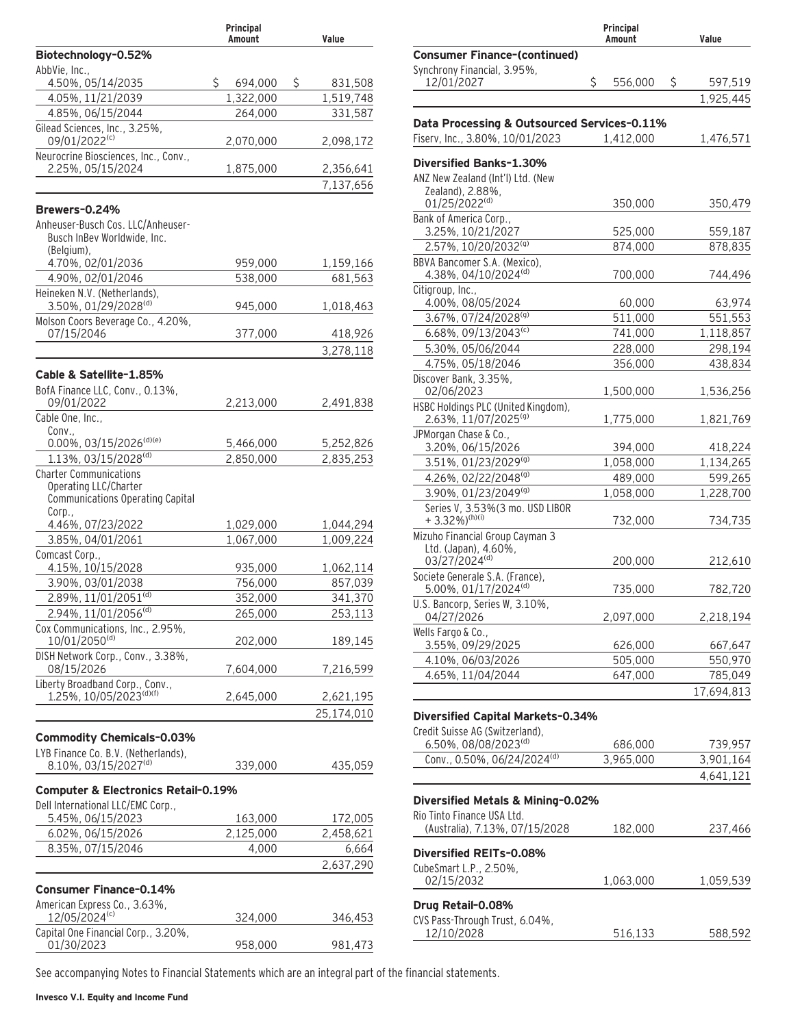| | Principal Amount | Value |
|---|---|---|
| **Biotechnology-0.52%** | | |
| AbbVie, Inc., | | |
| 4.50%, 05/14/2035 | $ 694,000 | $ 831,508 |
| 4.05%, 11/21/2039 | 1,322,000 | 1,519,748 |
| 4.85%, 06/15/2044 | 264,000 | 331,587 |
| Gilead Sciences, Inc., 3.25%, 09/01/2022[(c)] | 2,070,000 | 2,098,172 |
| Neurocrine Biosciences, Inc., Conv., 2.25%, 05/15/2024 | 1,875,000 | 2,356,641 |
| | | 7,137,656 |
| **Brewers-0.24%** | | |
| Anheuser-Busch Cos. LLC/Anheuser-Busch InBev Worldwide, Inc. (Belgium), | | |
| 4.70%, 02/01/2036 | 959,000 | 1,159,166 |
| 4.90%, 02/01/2046 | 538,000 | 681,563 |
| Heineken N.V. (Netherlands), 3.50%, 01/29/2028[(d)] | 945,000 | 1,018,463 |
| Molson Coors Beverage Co., 4.20%, 07/15/2046 | 377,000 | 418,926 |
| | | 3,278,118 |
| **Cable & Satellite-1.85%** | | |
| BofA Finance LLC, Conv., 0.13%, 09/01/2022 | 2,213,000 | 2,491,838 |
| Cable One, Inc., | | |
| Conv., 0.00%, 03/15/2026[(d)(e)] | 5,466,000 | 5,252,826 |
| 1.13%, 03/15/2028[(d)] | 2,850,000 | 2,835,253 |
| Charter Communications Operating LLC/Charter Communications Operating Capital Corp., | | |
| 4.46%, 07/23/2022 | 1,029,000 | 1,044,294 |
| 3.85%, 04/01/2061 | 1,067,000 | 1,009,224 |
| Comcast Corp., | | |
| 4.15%, 10/15/2028 | 935,000 | 1,062,114 |
| 3.90%, 03/01/2038 | 756,000 | 857,039 |
| 2.89%, 11/01/2051[(d)] | 352,000 | 341,370 |
| 2.94%, 11/01/2056[(d)] | 265,000 | 253,113 |
| Cox Communications, Inc., 2.95%, 10/01/2050[(d)] | 202,000 | 189,145 |
| DISH Network Corp., Conv., 3.38%, 08/15/2026 | 7,604,000 | 7,216,599 |
| Liberty Broadband Corp., Conv., 1.25%, 10/05/2023[(d)(f)] | 2,645,000 | 2,621,195 |
| | | 25,174,010 |
| **Commodity Chemicals-0.03%** | | |
| LYB Finance Co. B.V. (Netherlands), 8.10%, 03/15/2027[(d)] | 339,000 | 435,059 |
| **Computer & Electronics Retail-0.19%** | | |
| Dell International LLC/EMC Corp., | | |
| 5.45%, 06/15/2023 | 163,000 | 172,005 |
| 6.02%, 06/15/2026 | 2,125,000 | 2,458,621 |
| 8.35%, 07/15/2046 | 4,000 | 6,664 |
| | | 2,637,290 |
| **Consumer Finance-0.14%** | | |
| American Express Co., 3.63%, 12/05/2024[(c)] | 324,000 | 346,453 |
| Capital One Financial Corp., 3.20%, 01/30/2023 | 958,000 | 981,473 |
| **Consumer Finance-(continued)** | | |
| Synchrony Financial, 3.95%, 12/01/2027 | $ 556,000 | $ 597,519 |
| | | 1,925,445 |
| **Data Processing & Outsourced Services-0.11%** | | |
| Fiserv, Inc., 3.80%, 10/01/2023 | 1,412,000 | 1,476,571 |
| **Diversified Banks-1.30%** | | |
| ANZ New Zealand (Int'l) Ltd. (New Zealand), 2.88%, 01/25/2022[(d)] | 350,000 | 350,479 |
| Bank of America Corp., | | |
| 3.25%, 10/21/2027 | 525,000 | 559,187 |
| 2.57%, 10/20/2032[(g)] | 874,000 | 878,835 |
| BBVA Bancomer S.A. (Mexico), 4.38%, 04/10/2024[(d)] | 700,000 | 744,496 |
| Citigroup, Inc., | | |
| 4.00%, 08/05/2024 | 60,000 | 63,974 |
| 3.67%, 07/24/2028[(g)] | 511,000 | 551,553 |
| 6.68%, 09/13/2043[(c)] | 741,000 | 1,118,857 |
| 5.30%, 05/06/2044 | 228,000 | 298,194 |
| 4.75%, 05/18/2046 | 356,000 | 438,834 |
| Discover Bank, 3.35%, 02/06/2023 | 1,500,000 | 1,536,256 |
| HSBC Holdings PLC (United Kingdom), 2.63%, 11/07/2025[(g)] | 1,775,000 | 1,821,769 |
| JPMorgan Chase & Co., | | |
| 3.20%, 06/15/2026 | 394,000 | 418,224 |
| 3.51%, 01/23/2029[(g)] | 1,058,000 | 1,134,265 |
| 4.26%, 02/22/2048[(g)] | 489,000 | 599,265 |
| 3.90%, 01/23/2049[(g)] | 1,058,000 | 1,228,700 |
| Series V, 3.53%(3 mo. USD LIBOR + 3.32%)[(h)(i)] | 732,000 | 734,735 |
| Mizuho Financial Group Cayman 3 Ltd. (Japan), 4.60%, 03/27/2024[(d)] | 200,000 | 212,610 |
| Societe Generale S.A. (France), 5.00%, 01/17/2024[(d)] | 735,000 | 782,720 |
| U.S. Bancorp, Series W, 3.10%, 04/27/2026 | 2,097,000 | 2,218,194 |
| Wells Fargo & Co., | | |
| 3.55%, 09/29/2025 | 626,000 | 667,647 |
| 4.10%, 06/03/2026 | 505,000 | 550,970 |
| 4.65%, 11/04/2044 | 647,000 | 785,049 |
| | | 17,694,813 |
| **Diversified Capital Markets-0.34%** | | |
| Credit Suisse AG (Switzerland), | | |
| 6.50%, 08/08/2023[(d)] | 686,000 | 739,957 |
| Conv., 0.50%, 06/24/2024[(d)] | 3,965,000 | 3,901,164 |
| | | 4,641,121 |
| **Diversified Metals & Mining-0.02%** | | |
| Rio Tinto Finance USA Ltd. (Australia), 7.13%, 07/15/2028 | 182,000 | 237,466 |
| **Diversified REITs-0.08%** | | |
| CubeSmart L.P., 2.50%, 02/15/2032 | 1,063,000 | 1,059,539 |
| **Drug Retail-0.08%** | | |
| CVS Pass-Through Trust, 6.04%, 12/10/2028 | 516,133 | 588,592 |

See accompanying Notes to Financial Statements which are an integral part of the financial statements.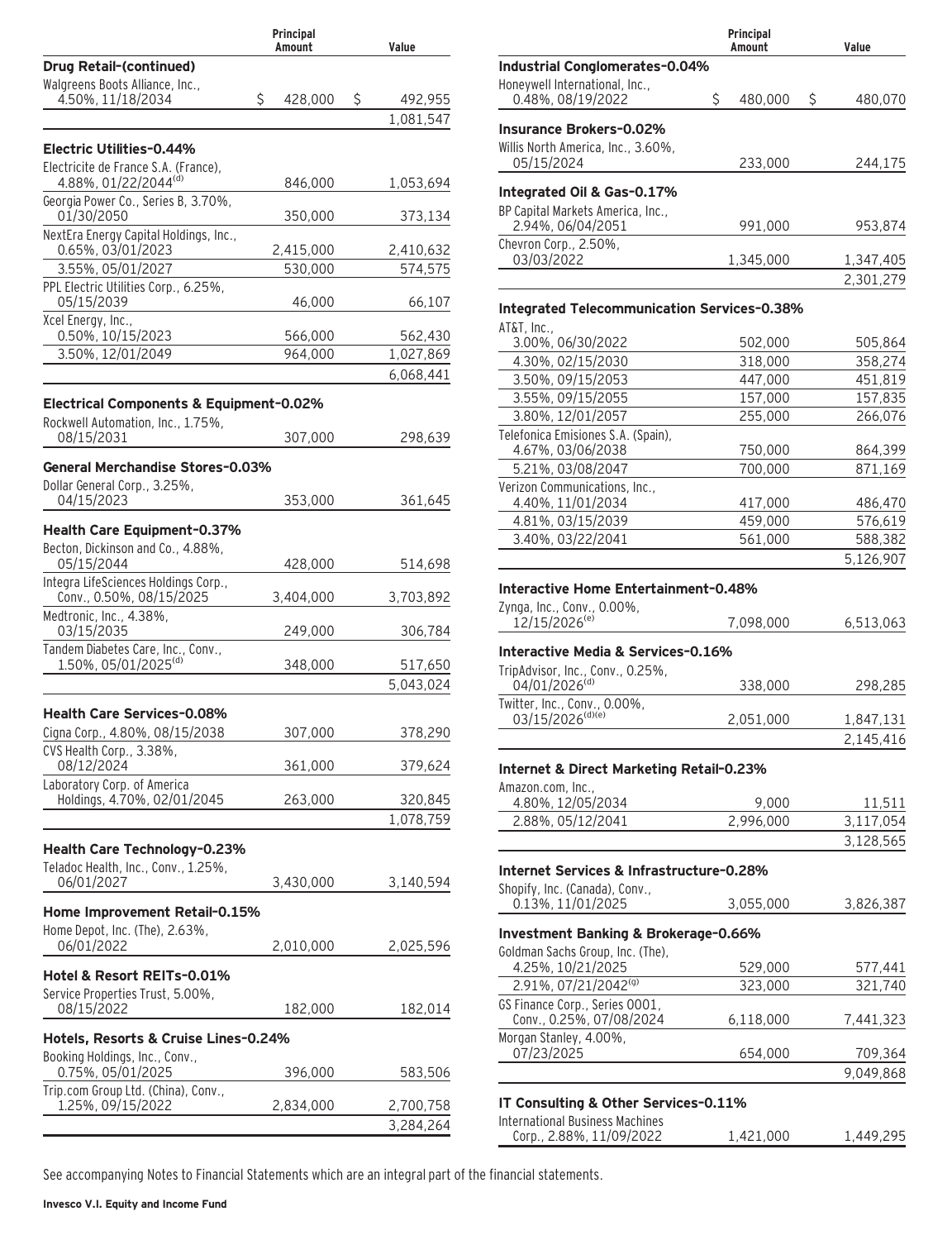| | Principal Amount | Value |
|---|---|---|
| **Drug Retail-(continued)** | | |
| Walgreens Boots Alliance, Inc., 4.50%, 11/18/2034 | $ 428,000 | $ 492,955 |
| | | 1,081,547 |
| **Electric Utilities-0.44%** | | |
| Electricite de France S.A. (France), 4.88%, 01/22/2044[(d)] | 846,000 | 1,053,694 |
| Georgia Power Co., Series B, 3.70%, 01/30/2050 | 350,000 | 373,134 |
| NextEra Energy Capital Holdings, Inc., 0.65%, 03/01/2023 | 2,415,000 | 2,410,632 |
| 3.55%, 05/01/2027 | 530,000 | 574,575 |
| PPL Electric Utilities Corp., 6.25%, 05/15/2039 | 46,000 | 66,107 |
| Xcel Energy, Inc., 0.50%, 10/15/2023 | 566,000 | 562,430 |
| 3.50%, 12/01/2049 | 964,000 | 1,027,869 |
| | | 6,068,441 |
| **Electrical Components & Equipment-0.02%** | | |
| Rockwell Automation, Inc., 1.75%, 08/15/2031 | 307,000 | 298,639 |
| **General Merchandise Stores-0.03%** | | |
| Dollar General Corp., 3.25%, 04/15/2023 | 353,000 | 361,645 |
| **Health Care Equipment-0.37%** | | |
| Becton, Dickinson and Co., 4.88%, 05/15/2044 | 428,000 | 514,698 |
| Integra LifeSciences Holdings Corp., Conv., 0.50%, 08/15/2025 | 3,404,000 | 3,703,892 |
| Medtronic, Inc., 4.38%, 03/15/2035 | 249,000 | 306,784 |
| Tandem Diabetes Care, Inc., Conv., 1.50%, 05/01/2025[(d)] | 348,000 | 517,650 |
| | | 5,043,024 |
| **Health Care Services-0.08%** | | |
| Cigna Corp., 4.80%, 08/15/2038 | 307,000 | 378,290 |
| CVS Health Corp., 3.38%, 08/12/2024 | 361,000 | 379,624 |
| Laboratory Corp. of America Holdings, 4.70%, 02/01/2045 | 263,000 | 320,845 |
| | | 1,078,759 |
| **Health Care Technology-0.23%** | | |
| Teladoc Health, Inc., Conv., 1.25%, 06/01/2027 | 3,430,000 | 3,140,594 |
| **Home Improvement Retail-0.15%** | | |
| Home Depot, Inc. (The), 2.63%, 06/01/2022 | 2,010,000 | 2,025,596 |
| **Hotel & Resort REITs-0.01%** | | |
| Service Properties Trust, 5.00%, 08/15/2022 | 182,000 | 182,014 |
| **Hotels, Resorts & Cruise Lines-0.24%** | | |
| Booking Holdings, Inc., Conv., 0.75%, 05/01/2025 | 396,000 | 583,506 |
| Trip.com Group Ltd. (China), Conv., 1.25%, 09/15/2022 | 2,834,000 | 2,700,758 |
| | | 3,284,264 |
| **Industrial Conglomerates-0.04%** | | |
| Honeywell International, Inc., 0.48%, 08/19/2022 | $ 480,000 | $ 480,070 |
| **Insurance Brokers-0.02%** | | |
| Willis North America, Inc., 3.60%, 05/15/2024 | 233,000 | 244,175 |
| **Integrated Oil & Gas-0.17%** | | |
| BP Capital Markets America, Inc., 2.94%, 06/04/2051 | 991,000 | 953,874 |
| Chevron Corp., 2.50%, 03/03/2022 | 1,345,000 | 1,347,405 |
| | | 2,301,279 |
| **Integrated Telecommunication Services-0.38%** | | |
| AT&T, Inc., 3.00%, 06/30/2022 | 502,000 | 505,864 |
| 4.30%, 02/15/2030 | 318,000 | 358,274 |
| 3.50%, 09/15/2053 | 447,000 | 451,819 |
| 3.55%, 09/15/2055 | 157,000 | 157,835 |
| 3.80%, 12/01/2057 | 255,000 | 266,076 |
| Telefonica Emisiones S.A. (Spain), 4.67%, 03/06/2038 | 750,000 | 864,399 |
| 5.21%, 03/08/2047 | 700,000 | 871,169 |
| Verizon Communications, Inc., 4.40%, 11/01/2034 | 417,000 | 486,470 |
| 4.81%, 03/15/2039 | 459,000 | 576,619 |
| 3.40%, 03/22/2041 | 561,000 | 588,382 |
| | | 5,126,907 |
| **Interactive Home Entertainment-0.48%** | | |
| Zynga, Inc., Conv., 0.00%, 12/15/2026[(e)] | 7,098,000 | 6,513,063 |
| **Interactive Media & Services-0.16%** | | |
| TripAdvisor, Inc., Conv., 0.25%, 04/01/2026[(d)] | 338,000 | 298,285 |
| Twitter, Inc., Conv., 0.00%, 03/15/2026[(d)(e)] | 2,051,000 | 1,847,131 |
| | | 2,145,416 |
| **Internet & Direct Marketing Retail-0.23%** | | |
| Amazon.com, Inc., 4.80%, 12/05/2034 | 9,000 | 11,511 |
| 2.88%, 05/12/2041 | 2,996,000 | 3,117,054 |
| | | 3,128,565 |
| **Internet Services & Infrastructure-0.28%** | | |
| Shopify, Inc. (Canada), Conv., 0.13%, 11/01/2025 | 3,055,000 | 3,826,387 |
| **Investment Banking & Brokerage-0.66%** | | |
| Goldman Sachs Group, Inc. (The), 4.25%, 10/21/2025 | 529,000 | 577,441 |
| 2.91%, 07/21/2042[(g)] | 323,000 | 321,740 |
| GS Finance Corp., Series 0001, Conv., 0.25%, 07/08/2024 | 6,118,000 | 7,441,323 |
| Morgan Stanley, 4.00%, 07/23/2025 | 654,000 | 709,364 |
| | | 9,049,868 |
| **IT Consulting & Other Services-0.11%** | | |
| International Business Machines Corp., 2.88%, 11/09/2022 | 1,421,000 | 1,449,295 |

See accompanying Notes to Financial Statements which are an integral part of the financial statements.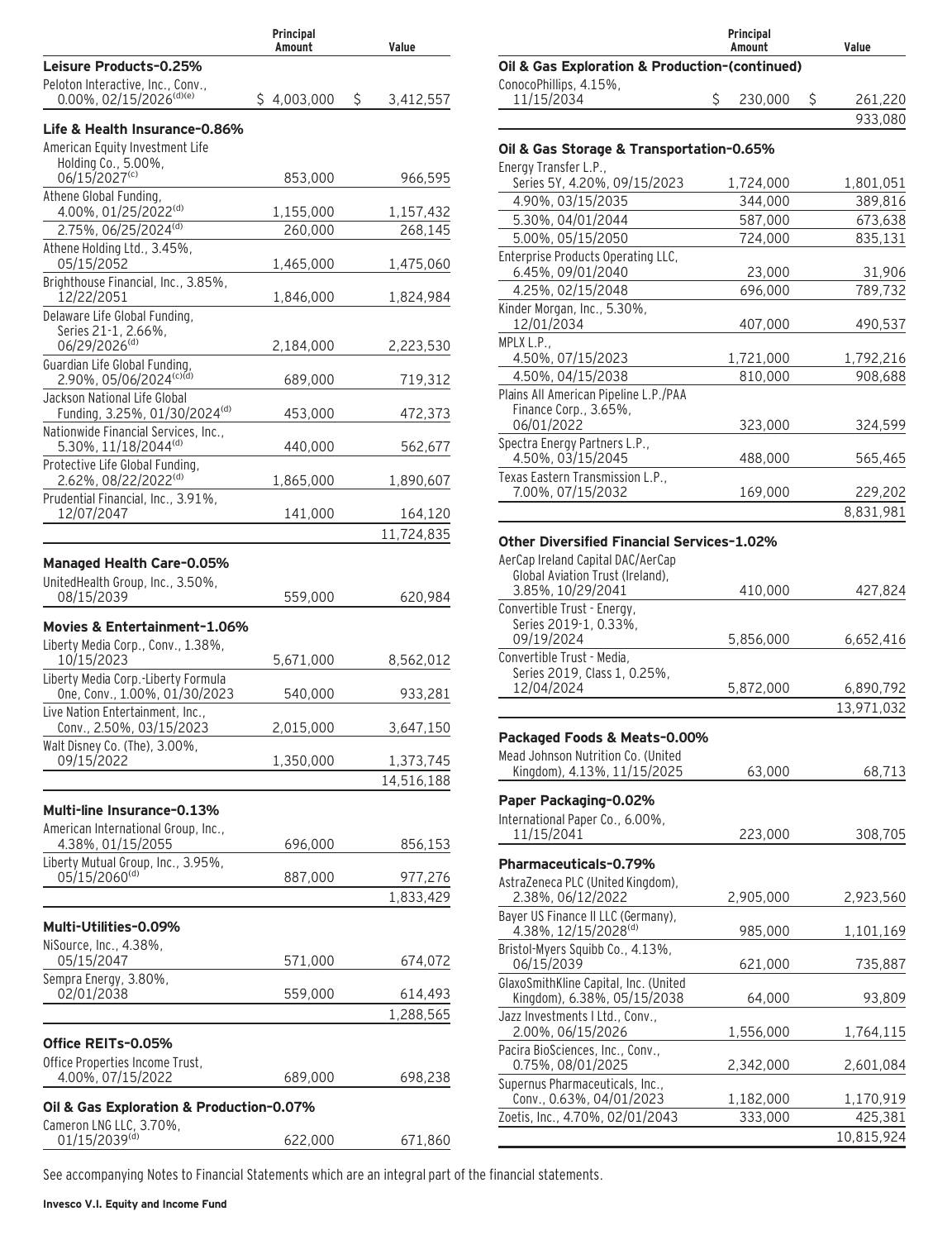| | Principal Amount | Value |
|---|---|---|
| **Leisure Products–0.25%** | | |
| Peloton Interactive, Inc., Conv., 0.00%, 02/15/2026[(d)(e)] | $ 4,003,000 | $ 3,412,557 |
| **Life & Health Insurance–0.86%** | | |
| American Equity Investment Life Holding Co., 5.00%, 06/15/2027[(c)] | 853,000 | 966,595 |
| Athene Global Funding, 4.00%, 01/25/2022[(d)] | 1,155,000 | 1,157,432 |
| 2.75%, 06/25/2024[(d)] | 260,000 | 268,145 |
| Athene Holding Ltd., 3.45%, 05/15/2052 | 1,465,000 | 1,475,060 |
| Brighthouse Financial, Inc., 3.85%, 12/22/2051 | 1,846,000 | 1,824,984 |
| Delaware Life Global Funding, Series 21-1, 2.66%, 06/29/2026[(d)] | 2,184,000 | 2,223,530 |
| Guardian Life Global Funding, 2.90%, 05/06/2024[(c)(d)] | 689,000 | 719,312 |
| Jackson National Life Global Funding, 3.25%, 01/30/2024[(d)] | 453,000 | 472,373 |
| Nationwide Financial Services, Inc., 5.30%, 11/18/2044[(d)] | 440,000 | 562,677 |
| Protective Life Global Funding, 2.62%, 08/22/2022[(d)] | 1,865,000 | 1,890,607 |
| Prudential Financial, Inc., 3.91%, 12/07/2047 | 141,000 | 164,120 |
| | | 11,724,835 |
| **Managed Health Care–0.05%** | | |
| UnitedHealth Group, Inc., 3.50%, 08/15/2039 | 559,000 | 620,984 |
| **Movies & Entertainment–1.06%** | | |
| Liberty Media Corp., Conv., 1.38%, 10/15/2023 | 5,671,000 | 8,562,012 |
| Liberty Media Corp.-Liberty Formula One, Conv., 1.00%, 01/30/2023 | 540,000 | 933,281 |
| Live Nation Entertainment, Inc., Conv., 2.50%, 03/15/2023 | 2,015,000 | 3,647,150 |
| Walt Disney Co. (The), 3.00%, 09/15/2022 | 1,350,000 | 1,373,745 |
| | | 14,516,188 |
| **Multi-line Insurance–0.13%** | | |
| American International Group, Inc., 4.38%, 01/15/2055 | 696,000 | 856,153 |
| Liberty Mutual Group, Inc., 3.95%, 05/15/2060[(d)] | 887,000 | 977,276 |
| | | 1,833,429 |
| **Multi-Utilities–0.09%** | | |
| NiSource, Inc., 4.38%, 05/15/2047 | 571,000 | 674,072 |
| Sempra Energy, 3.80%, 02/01/2038 | 559,000 | 614,493 |
| | | 1,288,565 |
| **Office REITs–0.05%** | | |
| Office Properties Income Trust, 4.00%, 07/15/2022 | 689,000 | 698,238 |
| **Oil & Gas Exploration & Production–0.07%** | | |
| Cameron LNG LLC, 3.70%, 01/15/2039[(d)] | 622,000 | 671,860 |
| **Oil & Gas Exploration & Production–(continued)** | | |
| ConocoPhillips, 4.15%, 11/15/2034 | $ 230,000 | $ 261,220 |
| | | 933,080 |
| **Oil & Gas Storage & Transportation–0.65%** | | |
| Energy Transfer L.P., Series 5Y, 4.20%, 09/15/2023 | 1,724,000 | 1,801,051 |
| 4.90%, 03/15/2035 | 344,000 | 389,816 |
| 5.30%, 04/01/2044 | 587,000 | 673,638 |
| 5.00%, 05/15/2050 | 724,000 | 835,131 |
| Enterprise Products Operating LLC, 6.45%, 09/01/2040 | 23,000 | 31,906 |
| 4.25%, 02/15/2048 | 696,000 | 789,732 |
| Kinder Morgan, Inc., 5.30%, 12/01/2034 | 407,000 | 490,537 |
| MPLX L.P., 4.50%, 07/15/2023 | 1,721,000 | 1,792,216 |
| 4.50%, 04/15/2038 | 810,000 | 908,688 |
| Plains All American Pipeline L.P./PAA Finance Corp., 3.65%, 06/01/2022 | 323,000 | 324,599 |
| Spectra Energy Partners L.P., 4.50%, 03/15/2045 | 488,000 | 565,465 |
| Texas Eastern Transmission L.P., 7.00%, 07/15/2032 | 169,000 | 229,202 |
| | | 8,831,981 |
| **Other Diversified Financial Services–1.02%** | | |
| AerCap Ireland Capital DAC/AerCap Global Aviation Trust (Ireland), 3.85%, 10/29/2041 | 410,000 | 427,824 |
| Convertible Trust - Energy, Series 2019-1, 0.33%, 09/19/2024 | 5,856,000 | 6,652,416 |
| Convertible Trust - Media, Series 2019, Class 1, 0.25%, 12/04/2024 | 5,872,000 | 6,890,792 |
| | | 13,971,032 |
| **Packaged Foods & Meats–0.00%** | | |
| Mead Johnson Nutrition Co. (United Kingdom), 4.13%, 11/15/2025 | 63,000 | 68,713 |
| **Paper Packaging–0.02%** | | |
| International Paper Co., 6.00%, 11/15/2041 | 223,000 | 308,705 |
| **Pharmaceuticals–0.79%** | | |
| AstraZeneca PLC (United Kingdom), 2.38%, 06/12/2022 | 2,905,000 | 2,923,560 |
| Bayer US Finance II LLC (Germany), 4.38%, 12/15/2028[(d)] | 985,000 | 1,101,169 |
| Bristol-Myers Squibb Co., 4.13%, 06/15/2039 | 621,000 | 735,887 |
| GlaxoSmithKline Capital, Inc. (United Kingdom), 6.38%, 05/15/2038 | 64,000 | 93,809 |
| Jazz Investments I Ltd., Conv., 2.00%, 06/15/2026 | 1,556,000 | 1,764,115 |
| Pacira BioSciences, Inc., Conv., 0.75%, 08/01/2025 | 2,342,000 | 2,601,084 |
| Supernus Pharmaceuticals, Inc., Conv., 0.63%, 04/01/2023 | 1,182,000 | 1,170,919 |
| Zoetis, Inc., 4.70%, 02/01/2043 | 333,000 | 425,381 |
| | | 10,815,924 |

See accompanying Notes to Financial Statements which are an integral part of the financial statements.

**Invesco V.I. Equity and Income Fund**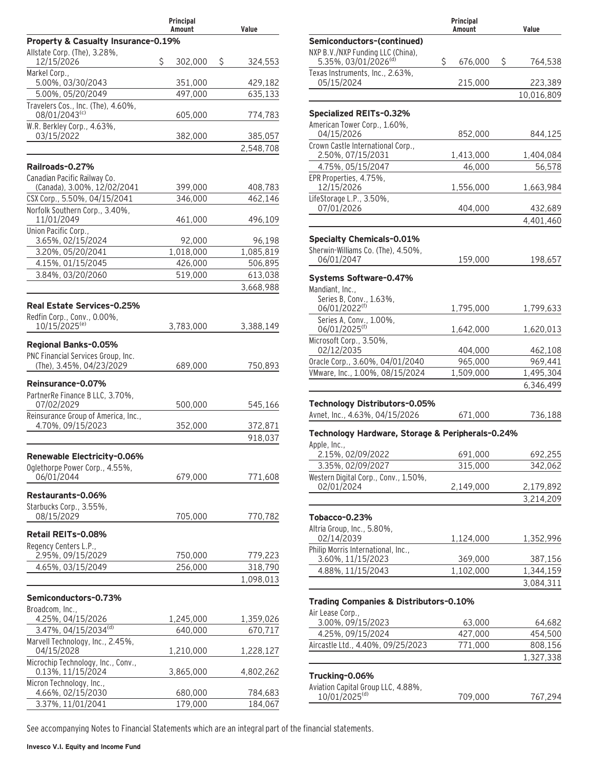| | Principal Amount | Value |
|---|---|---|
| **Property & Casualty Insurance-0.19%** | | |
| Allstate Corp. (The), 3.28%, 12/15/2026 | $ 302,000 | $ 324,553 |
| Markel Corp., | | |
| 5.00%, 03/30/2043 | 351,000 | 429,182 |
| 5.00%, 05/20/2049 | 497,000 | 635,133 |
| Travelers Cos., Inc. (The), 4.60%, 08/01/2043[(c)] | 605,000 | 774,783 |
| W.R. Berkley Corp., 4.63%, 03/15/2022 | 382,000 | 385,057 |
| | | 2,548,708 |
| **Railroads-0.27%** | | |
| Canadian Pacific Railway Co. (Canada), 3.00%, 12/02/2041 | 399,000 | 408,783 |
| CSX Corp., 5.50%, 04/15/2041 | 346,000 | 462,146 |
| Norfolk Southern Corp., 3.40%, 11/01/2049 | 461,000 | 496,109 |
| Union Pacific Corp., | | |
| 3.65%, 02/15/2024 | 92,000 | 96,198 |
| 3.20%, 05/20/2041 | 1,018,000 | 1,085,819 |
| 4.15%, 01/15/2045 | 426,000 | 506,895 |
| 3.84%, 03/20/2060 | 519,000 | 613,038 |
| | | 3,668,988 |
| **Real Estate Services-0.25%** | | |
| Redfin Corp., Conv., 0.00%, 10/15/2025[(e)] | 3,783,000 | 3,388,149 |
| **Regional Banks-0.05%** | | |
| PNC Financial Services Group, Inc. (The), 3.45%, 04/23/2029 | 689,000 | 750,893 |
| **Reinsurance-0.07%** | | |
| PartnerRe Finance B LLC, 3.70%, 07/02/2029 | 500,000 | 545,166 |
| Reinsurance Group of America, Inc., 4.70%, 09/15/2023 | 352,000 | 372,871 |
| | | 918,037 |
| **Renewable Electricity-0.06%** | | |
| Oglethorpe Power Corp., 4.55%, 06/01/2044 | 679,000 | 771,608 |
| **Restaurants-0.06%** | | |
| Starbucks Corp., 3.55%, 08/15/2029 | 705,000 | 770,782 |
| **Retail REITs-0.08%** | | |
| Regency Centers L.P., | | |
| 2.95%, 09/15/2029 | 750,000 | 779,223 |
| 4.65%, 03/15/2049 | 256,000 | 318,790 |
| | | 1,098,013 |
| **Semiconductors-0.73%** | | |
| Broadcom, Inc., | | |
| 4.25%, 04/15/2026 | 1,245,000 | 1,359,026 |
| 3.47%, 04/15/2034[(d)] | 640,000 | 670,717 |
| Marvell Technology, Inc., 2.45%, 04/15/2028 | 1,210,000 | 1,228,127 |
| Microchip Technology, Inc., Conv., 0.13%, 11/15/2024 | 3,865,000 | 4,802,262 |
| Micron Technology, Inc., | | |
| 4.66%, 02/15/2030 | 680,000 | 784,683 |
| 3.37%, 11/01/2041 | 179,000 | 184,067 |
| **Semiconductors-(continued)** | | |
| NXP B.V./NXP Funding LLC (China), 5.35%, 03/01/2026[(d)] | $ 676,000 | $ 764,538 |
| Texas Instruments, Inc., 2.63%, 05/15/2024 | 215,000 | 223,389 |
| | | 10,016,809 |
| **Specialized REITs-0.32%** | | |
| American Tower Corp., 1.60%, 04/15/2026 | 852,000 | 844,125 |
| Crown Castle International Corp., | | |
| 2.50%, 07/15/2031 | 1,413,000 | 1,404,084 |
| 4.75%, 05/15/2047 | 46,000 | 56,578 |
| EPR Properties, 4.75%, 12/15/2026 | 1,556,000 | 1,663,984 |
| LifeStorage L.P., 3.50%, 07/01/2026 | 404,000 | 432,689 |
| | | 4,401,460 |
| **Specialty Chemicals-0.01%** | | |
| Sherwin-Williams Co. (The), 4.50%, 06/01/2047 | 159,000 | 198,657 |
| **Systems Software-0.47%** | | |
| Mandiant, Inc., | | |
| Series B, Conv., 1.63%, 06/01/2022[(f)] | 1,795,000 | 1,799,633 |
| Series A, Conv., 1.00%, 06/01/2025[(f)] | 1,642,000 | 1,620,013 |
| Microsoft Corp., 3.50%, 02/12/2035 | 404,000 | 462,108 |
| Oracle Corp., 3.60%, 04/01/2040 | 965,000 | 969,441 |
| VMware, Inc., 1.00%, 08/15/2024 | 1,509,000 | 1,495,304 |
| | | 6,346,499 |
| **Technology Distributors-0.05%** | | |
| Avnet, Inc., 4.63%, 04/15/2026 | 671,000 | 736,188 |
| **Technology Hardware, Storage & Peripherals-0.24%** | | |
| Apple, Inc., | | |
| 2.15%, 02/09/2022 | 691,000 | 692,255 |
| 3.35%, 02/09/2027 | 315,000 | 342,062 |
| Western Digital Corp., Conv., 1.50%, 02/01/2024 | 2,149,000 | 2,179,892 |
| | | 3,214,209 |
| **Tobacco-0.23%** | | |
| Altria Group, Inc., 5.80%, 02/14/2039 | 1,124,000 | 1,352,996 |
| Philip Morris International, Inc., | | |
| 3.60%, 11/15/2023 | 369,000 | 387,156 |
| 4.88%, 11/15/2043 | 1,102,000 | 1,344,159 |
| | | 3,084,311 |
| **Trading Companies & Distributors-0.10%** | | |
| Air Lease Corp., | | |
| 3.00%, 09/15/2023 | 63,000 | 64,682 |
| 4.25%, 09/15/2024 | 427,000 | 454,500 |
| Aircastle Ltd., 4.40%, 09/25/2023 | 771,000 | 808,156 |
| | | 1,327,338 |
| **Trucking-0.06%** | | |
| Aviation Capital Group LLC, 4.88%, 10/01/2025[(d)] | 709,000 | 767,294 |

See accompanying Notes to Financial Statements which are an integral part of the financial statements.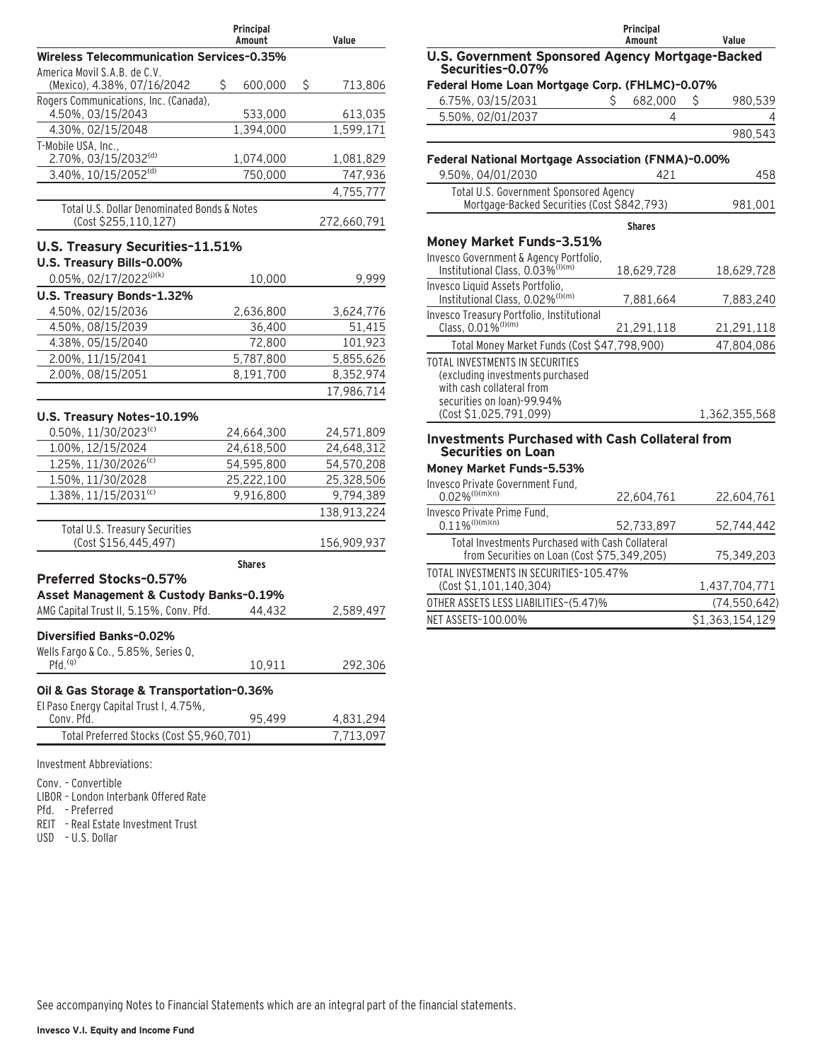| | Principal Amount | Value |
|---|---|---|
| **Wireless Telecommunication Services-0.35%** | | |
| America Movil S.A.B. de C.V. (Mexico), 4.38%, 07/16/2042 | $ 600,000 | $ 713,806 |
| Rogers Communications, Inc. (Canada), 4.50%, 03/15/2043 | 533,000 | 613,035 |
| 4.30%, 02/15/2048 | 1,394,000 | 1,599,171 |
| T-Mobile USA, Inc., 2.70%, 03/15/2032[d] | 1,074,000 | 1,081,829 |
| 3.40%, 10/15/2052[d] | 750,000 | 747,936 |
| | | 4,755,777 |
| Total U.S. Dollar Denominated Bonds & Notes (Cost $255,110,127) | | 272,660,791 |
| **U.S. Treasury Securities-11.51%** | | |
| **U.S. Treasury Bills-0.00%** | | |
| 0.05%, 02/17/2022[j][k] | 10,000 | 9,999 |
| **U.S. Treasury Bonds-1.32%** | | |
| 4.50%, 02/15/2036 | 2,636,800 | 3,624,776 |
| 4.50%, 08/15/2039 | 36,400 | 51,415 |
| 4.38%, 05/15/2040 | 72,800 | 101,923 |
| 2.00%, 11/15/2041 | 5,787,800 | 5,855,626 |
| 2.00%, 08/15/2051 | 8,191,700 | 8,352,974 |
| | | 17,986,714 |
| **U.S. Treasury Notes-10.19%** | | |
| 0.50%, 11/30/2023[c] | 24,664,300 | 24,571,809 |
| 1.00%, 12/15/2024 | 24,618,500 | 24,648,312 |
| 1.25%, 11/30/2026[c] | 54,595,800 | 54,570,208 |
| 1.50%, 11/30/2028 | 25,222,100 | 25,328,506 |
| 1.38%, 11/15/2031[c] | 9,916,800 | 9,794,389 |
| | | 138,913,224 |
| Total U.S. Treasury Securities (Cost $156,445,497) | | 156,909,937 |
| | **Shares** | |
| **Preferred Stocks-0.57%** | | |
| **Asset Management & Custody Banks-0.19%** | | |
| AMG Capital Trust II, 5.15%, Conv. Pfd. | 44,432 | 2,589,497 |
| **Diversified Banks-0.02%** | | |
| Wells Fargo & Co., 5.85%, Series Q, Pfd.[g] | 10,911 | 292,306 |
| **Oil & Gas Storage & Transportation-0.36%** | | |
| El Paso Energy Capital Trust I, 4.75%, Conv. Pfd. | 95,499 | 4,831,294 |
| Total Preferred Stocks (Cost $5,960,701) | | 7,713,097 |

Investment Abbreviations:

Conv. – Convertible
LIBOR – London Interbank Offered Rate
Pfd. – Preferred
REIT – Real Estate Investment Trust
USD – U.S. Dollar

| | Principal Amount | Value |
|---|---|---|
| **U.S. Government Sponsored Agency Mortgage-Backed Securities-0.07%** | | |
| **Federal Home Loan Mortgage Corp. (FHLMC)-0.07%** | | |
| 6.75%, 03/15/2031 | $ 682,000 | $ 980,539 |
| 5.50%, 02/01/2037 | 4 | 4 |
| | | 980,543 |
| **Federal National Mortgage Association (FNMA)-0.00%** | | |
| 9.50%, 04/01/2030 | 421 | 458 |
| Total U.S. Government Sponsored Agency Mortgage-Backed Securities (Cost $842,793) | | 981,001 |
| | **Shares** | |
| **Money Market Funds-3.51%** | | |
| Invesco Government & Agency Portfolio, Institutional Class, 0.03%[l][m] | 18,629,728 | 18,629,728 |
| Invesco Liquid Assets Portfolio, Institutional Class, 0.02%[l][m] | 7,881,664 | 7,883,240 |
| Invesco Treasury Portfolio, Institutional Class, 0.01%[l][m] | 21,291,118 | 21,291,118 |
| Total Money Market Funds (Cost $47,798,900) | | 47,804,086 |
| TOTAL INVESTMENTS IN SECURITIES (excluding investments purchased with cash collateral from securities on loan)-99.94% (Cost $1,025,791,099) | | 1,362,355,568 |
| **Investments Purchased with Cash Collateral from Securities on Loan** | | |
| **Money Market Funds-5.53%** | | |
| Invesco Private Government Fund, 0.02%[l][m][n] | 22,604,761 | 22,604,761 |
| Invesco Private Prime Fund, 0.11%[l][m][n] | 52,733,897 | 52,744,442 |
| Total Investments Purchased with Cash Collateral from Securities on Loan (Cost $75,349,205) | | 75,349,203 |
| TOTAL INVESTMENTS IN SECURITIES-105.47% (Cost $1,101,140,304) | | 1,437,704,771 |
| OTHER ASSETS LESS LIABILITIES-(5.47)% | | (74,550,642) |
| NET ASSETS-100.00% | | $1,363,154,129 |

See accompanying Notes to Financial Statements which are an integral part of the financial statements.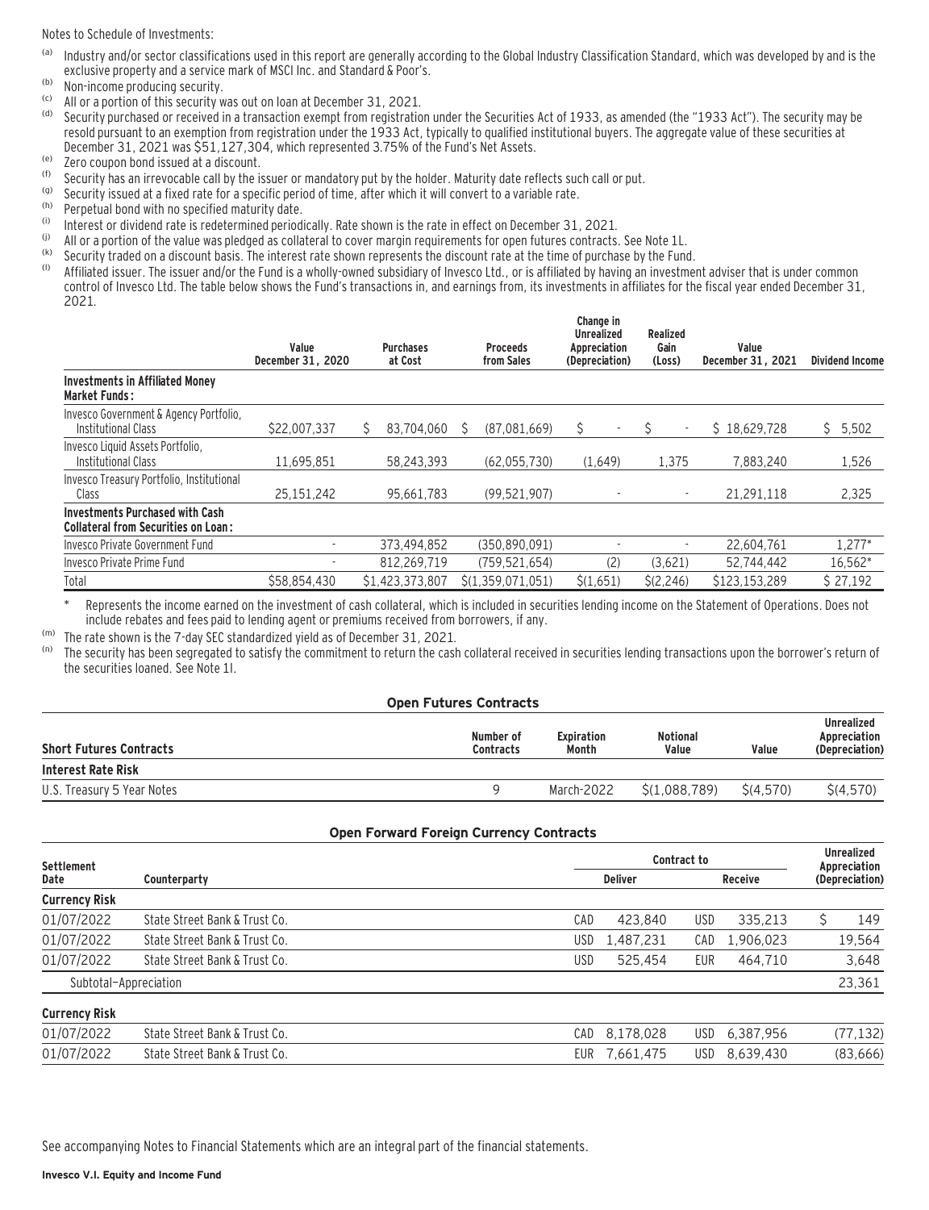Notes to Schedule of Investments:

(a) Industry and/or sector classifications used in this report are generally according to the Global Industry Classification Standard, which was developed by and is the exclusive property and a service mark of MSCI Inc. and Standard & Poor's.

(b) Non-income producing security.

(c) All or a portion of this security was out on loan at December 31, 2021.

(d) Security purchased or received in a transaction exempt from registration under the Securities Act of 1933, as amended (the "1933 Act"). The security may be resold pursuant to an exemption from registration under the 1933 Act, typically to qualified institutional buyers. The aggregate value of these securities at December 31, 2021 was $51,127,304, which represented 3.75% of the Fund's Net Assets.

(e) Zero coupon bond issued at a discount.

(f) Security has an irrevocable call by the issuer or mandatory put by the holder. Maturity date reflects such call or put.

(g) Security issued at a fixed rate for a specific period of time, after which it will convert to a variable rate.

(h) Perpetual bond with no specified maturity date.

(i) Interest or dividend rate is redetermined periodically. Rate shown is the rate in effect on December 31, 2021.

(j) All or a portion of the value was pledged as collateral to cover margin requirements for open futures contracts. See Note 1L.

(k) Security traded on a discount basis. The interest rate shown represents the discount rate at the time of purchase by the Fund.

(l) Affiliated issuer. The issuer and/or the Fund is a wholly-owned subsidiary of Invesco Ltd., or is affiliated by having an investment adviser that is under common control of Invesco Ltd. The table below shows the Fund's transactions in, and earnings from, its investments in affiliates for the fiscal year ended December 31, 2021.

| | Value December 31, 2020 | Purchases at Cost | Proceeds from Sales | Change in Unrealized Appreciation (Depreciation) | Realized Gain (Loss) | Value December 31, 2021 | Dividend Income |
|---|---|---|---|---|---|---|---|
| **Investments in Affiliated Money Market Funds:** | | | | | | | |
| Invesco Government & Agency Portfolio, Institutional Class | $22,007,337 | $ 83,704,060 | $ (87,081,669) | $ - | $ - | $ 18,629,728 | $ 5,502 |
| Invesco Liquid Assets Portfolio, Institutional Class | 11,695,851 | 58,243,393 | (62,055,730) | (1,649) | 1,375 | 7,883,240 | 1,526 |
| Invesco Treasury Portfolio, Institutional Class | 25,151,242 | 95,661,783 | (99,521,907) | - | - | 21,291,118 | 2,325 |
| **Investments Purchased with Cash Collateral from Securities on Loan:** | | | | | | | |
| Invesco Private Government Fund | - | 373,494,852 | (350,890,091) | - | - | 22,604,761 | 1,277* |
| Invesco Private Prime Fund | - | 812,269,719 | (759,521,654) | (2) | (3,621) | 52,744,442 | 16,562* |
| Total | $58,854,430 | $1,423,373,807 | $(1,359,071,051) | $(1,651) | $(2,246) | $123,153,289 | $ 27,192 |

\* Represents the income earned on the investment of cash collateral, which is included in securities lending income on the Statement of Operations. Does not include rebates and fees paid to lending agent or premiums received from borrowers, if any.

(m) The rate shown is the 7-day SEC standardized yield as of December 31, 2021.

(n) The security has been segregated to satisfy the commitment to return the cash collateral received in securities lending transactions upon the borrower's return of the securities loaned. See Note 1I.

## Open Futures Contracts

| Short Futures Contracts | Number of Contracts | Expiration Month | Notional Value | Value | Unrealized Appreciation (Depreciation) |
|---|---|---|---|---|---|
| **Interest Rate Risk** | | | | | |
| U.S. Treasury 5 Year Notes | 9 | March-2022 | $(1,088,789) | $(4,570) | $(4,570) |

## Open Forward Foreign Currency Contracts

| Settlement Date | Counterparty | Contract to | | | | Unrealized Appreciation (Depreciation) |
|---|---|---|---|---|---|---|
| | | Deliver | | Receive | | |
| **Currency Risk** | | | | | | |
| 01/07/2022 | State Street Bank & Trust Co. | CAD | 423,840 | USD | 335,213 | $ 149 |
| 01/07/2022 | State Street Bank & Trust Co. | USD | 1,487,231 | CAD | 1,906,023 | 19,564 |
| 01/07/2022 | State Street Bank & Trust Co. | USD | 525,454 | EUR | 464,710 | 3,648 |
| Subtotal—Appreciation | | | | | | 23,361 |
| **Currency Risk** | | | | | | |
| 01/07/2022 | State Street Bank & Trust Co. | CAD | 8,178,028 | USD | 6,387,956 | (77,132) |
| 01/07/2022 | State Street Bank & Trust Co. | EUR | 7,661,475 | USD | 8,639,430 | (83,666) |

See accompanying Notes to Financial Statements which are an integral part of the financial statements.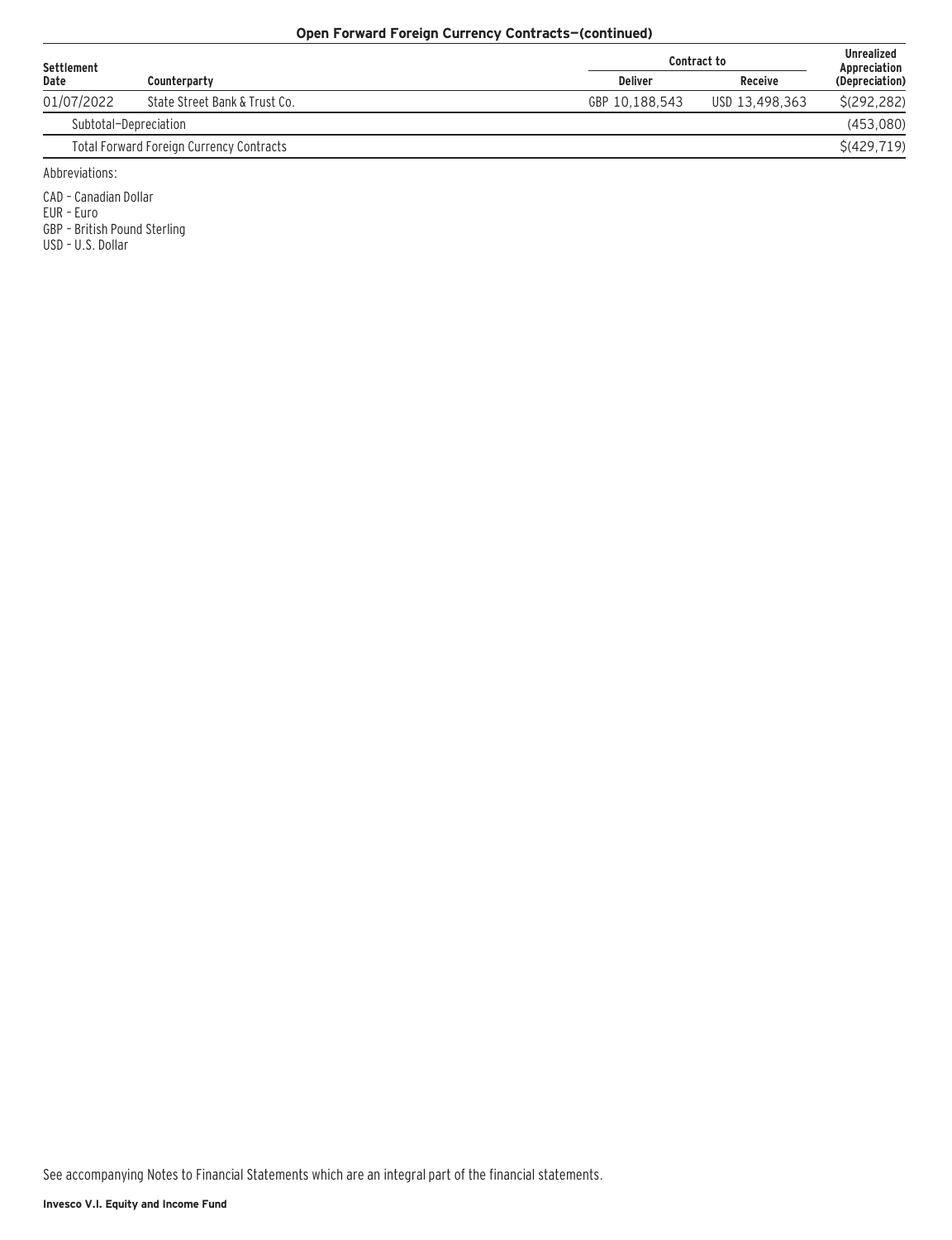**Open Forward Foreign Currency Contracts—(continued)**

| Settlement Date | Counterparty | Contract to | | Unrealized Appreciation (Depreciation) |
|---|---|---|---|---|
| | | Deliver | Receive | |
| 01/07/2022 | State Street Bank & Trust Co. | GBP 10,188,543 | USD 13,498,363 | $(292,282) |
| Subtotal—Depreciation | | | | (453,080) |
| Total Forward Foreign Currency Contracts | | | | $(429,719) |

Abbreviations:

CAD – Canadian Dollar
EUR – Euro
GBP – British Pound Sterling
USD – U.S. Dollar

See accompanying Notes to Financial Statements which are an integral part of the financial statements.

**Invesco V.I. Equity and Income Fund**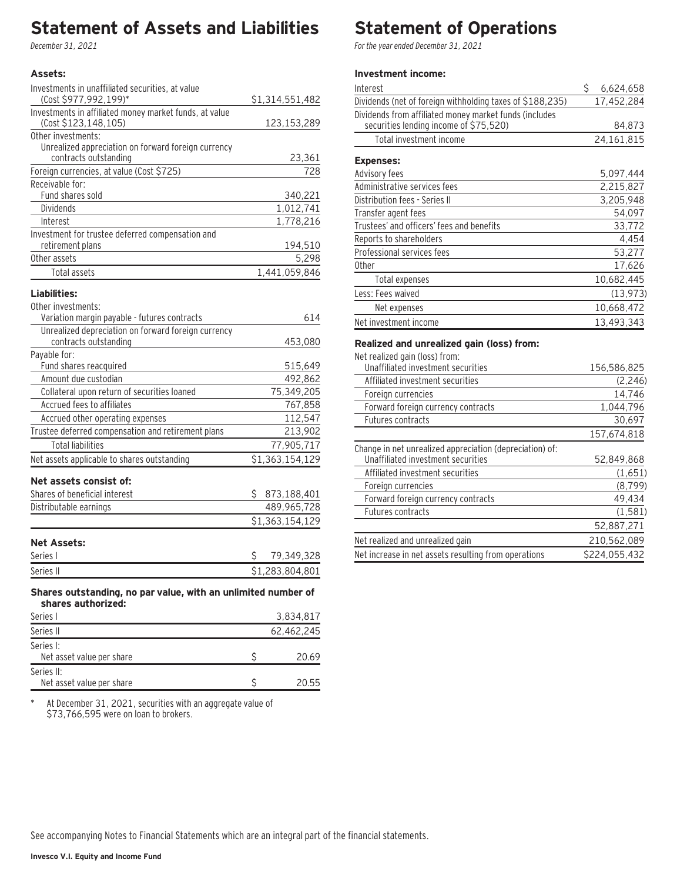# Statement of Assets and Liabilities

*December 31, 2021*

| | |
|---|---|
| **Assets:** | |
| Investments in unaffiliated securities, at value (Cost $977,992,199)* | $1,314,551,482 |
| Investments in affiliated money market funds, at value (Cost $123,148,105) | 123,153,289 |
| Other investments: | |
| Unrealized appreciation on forward foreign currency contracts outstanding | 23,361 |
| Foreign currencies, at value (Cost $725) | 728 |
| Receivable for: | |
| Fund shares sold | 340,221 |
| Dividends | 1,012,741 |
| Interest | 1,778,216 |
| Investment for trustee deferred compensation and retirement plans | 194,510 |
| Other assets | 5,298 |
| Total assets | 1,441,059,846 |
| **Liabilities:** | |
| Other investments: | |
| Variation margin payable - futures contracts | 614 |
| Unrealized depreciation on forward foreign currency contracts outstanding | 453,080 |
| Payable for: | |
| Fund shares reacquired | 515,649 |
| Amount due custodian | 492,862 |
| Collateral upon return of securities loaned | 75,349,205 |
| Accrued fees to affiliates | 767,858 |
| Accrued other operating expenses | 112,547 |
| Trustee deferred compensation and retirement plans | 213,902 |
| Total liabilities | 77,905,717 |
| Net assets applicable to shares outstanding | $1,363,154,129 |
| **Net assets consist of:** | |
| Shares of beneficial interest | $ 873,188,401 |
| Distributable earnings | 489,965,728 |
| | $1,363,154,129 |
| **Net Assets:** | |
| Series I | $ 79,349,328 |
| Series II | $1,283,804,801 |
| **Shares outstanding, no par value, with an unlimited number of shares authorized:** | |
| Series I | 3,834,817 |
| Series II | 62,462,245 |
| Series I: | |
| Net asset value per share | $ 20.69 |
| Series II: | |
| Net asset value per share | $ 20.55 |

\* At December 31, 2021, securities with an aggregate value of $73,766,595 were on loan to brokers.

# Statement of Operations

*For the year ended December 31, 2021*

| | |
|---|---|
| **Investment income:** | |
| Interest | $ 6,624,658 |
| Dividends (net of foreign withholding taxes of $188,235) | 17,452,284 |
| Dividends from affiliated money market funds (includes securities lending income of $75,520) | 84,873 |
| Total investment income | 24,161,815 |
| **Expenses:** | |
| Advisory fees | 5,097,444 |
| Administrative services fees | 2,215,827 |
| Distribution fees - Series II | 3,205,948 |
| Transfer agent fees | 54,097 |
| Trustees' and officers' fees and benefits | 33,772 |
| Reports to shareholders | 4,454 |
| Professional services fees | 53,277 |
| Other | 17,626 |
| Total expenses | 10,682,445 |
| Less: Fees waived | (13,973) |
| Net expenses | 10,668,472 |
| Net investment income | 13,493,343 |
| **Realized and unrealized gain (loss) from:** | |
| Net realized gain (loss) from: | |
| Unaffiliated investment securities | 156,586,825 |
| Affiliated investment securities | (2,246) |
| Foreign currencies | 14,746 |
| Forward foreign currency contracts | 1,044,796 |
| Futures contracts | 30,697 |
| | 157,674,818 |
| Change in net unrealized appreciation (depreciation) of: | |
| Unaffiliated investment securities | 52,849,868 |
| Affiliated investment securities | (1,651) |
| Foreign currencies | (8,799) |
| Forward foreign currency contracts | 49,434 |
| Futures contracts | (1,581) |
| | 52,887,271 |
| Net realized and unrealized gain | 210,562,089 |
| Net increase in net assets resulting from operations | $224,055,432 |

See accompanying Notes to Financial Statements which are an integral part of the financial statements.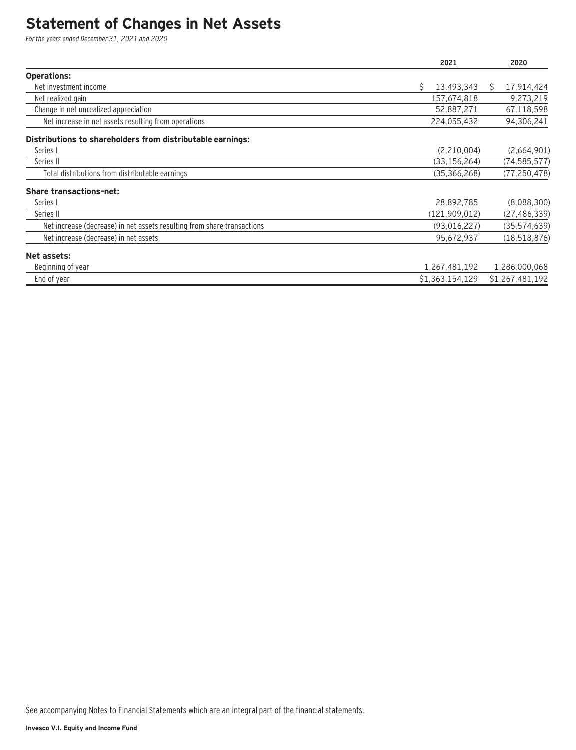# Statement of Changes in Net Assets

*For the years ended December 31, 2021 and 2020*

| | 2021 | 2020 |
|---|---|---|
| **Operations:** | | |
| Net investment income | $ 13,493,343 | $ 17,914,424 |
| Net realized gain | 157,674,818 | 9,273,219 |
| Change in net unrealized appreciation | 52,887,271 | 67,118,598 |
| Net increase in net assets resulting from operations | 224,055,432 | 94,306,241 |
| **Distributions to shareholders from distributable earnings:** | | |
| Series I | (2,210,004) | (2,664,901) |
| Series II | (33,156,264) | (74,585,577) |
| Total distributions from distributable earnings | (35,366,268) | (77,250,478) |
| **Share transactions–net:** | | |
| Series I | 28,892,785 | (8,088,300) |
| Series II | (121,909,012) | (27,486,339) |
| Net increase (decrease) in net assets resulting from share transactions | (93,016,227) | (35,574,639) |
| Net increase (decrease) in net assets | 95,672,937 | (18,518,876) |
| **Net assets:** | | |
| Beginning of year | 1,267,481,192 | 1,286,000,068 |
| End of year | $1,363,154,129 | $1,267,481,192 |

See accompanying Notes to Financial Statements which are an integral part of the financial statements.

**Invesco V.I. Equity and Income Fund**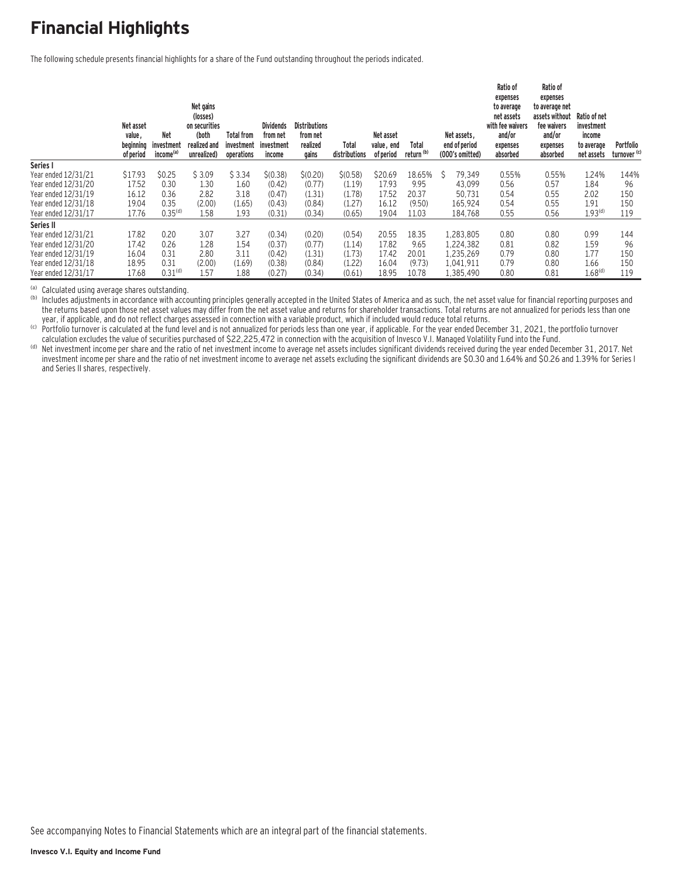# Financial Highlights

The following schedule presents financial highlights for a share of the Fund outstanding throughout the periods indicated.

| | Net asset value, beginning of period | Net investment income[(a)] | Net gains (losses) on securities (both realized and unrealized) | Total from investment operations | Dividends from net investment income | Distributions from net realized gains | Total distributions | Net asset value, end of period | Total return [(b)] | Net assets, end of period (000's omitted) | Ratio of expenses to average net assets with fee waivers and/or expenses absorbed | Ratio of expenses to average net assets without fee waivers and/or expenses absorbed | Ratio of net investment income to average net assets | Portfolio turnover [(c)] |
|---|---|---|---|---|---|---|---|---|---|---|---|---|---|---|
| **Series I** | | | | | | | | | | | | | | |
| Year ended 12/31/21 | $17.93 | $0.25 | $ 3.09 | $ 3.34 | $(0.38) | $(0.20) | $(0.58) | $20.69 | 18.65% | $ 79,349 | 0.55% | 0.55% | 1.24% | 144% |
| Year ended 12/31/20 | 17.52 | 0.30 | 1.30 | 1.60 | (0.42) | (0.77) | (1.19) | 17.93 | 9.95 | 43,099 | 0.56 | 0.57 | 1.84 | 96 |
| Year ended 12/31/19 | 16.12 | 0.36 | 2.82 | 3.18 | (0.47) | (1.31) | (1.78) | 17.52 | 20.37 | 50,731 | 0.54 | 0.55 | 2.02 | 150 |
| Year ended 12/31/18 | 19.04 | 0.35 | (2.00) | (1.65) | (0.43) | (0.84) | (1.27) | 16.12 | (9.50) | 165,924 | 0.54 | 0.55 | 1.91 | 150 |
| Year ended 12/31/17 | 17.76 | 0.35[(d)] | 1.58 | 1.93 | (0.31) | (0.34) | (0.65) | 19.04 | 11.03 | 184,768 | 0.55 | 0.56 | 1.93[(d)] | 119 |
| **Series II** | | | | | | | | | | | | | | |
| Year ended 12/31/21 | 17.82 | 0.20 | 3.07 | 3.27 | (0.34) | (0.20) | (0.54) | 20.55 | 18.35 | 1,283,805 | 0.80 | 0.80 | 0.99 | 144 |
| Year ended 12/31/20 | 17.42 | 0.26 | 1.28 | 1.54 | (0.37) | (0.77) | (1.14) | 17.82 | 9.65 | 1,224,382 | 0.81 | 0.82 | 1.59 | 96 |
| Year ended 12/31/19 | 16.04 | 0.31 | 2.80 | 3.11 | (0.42) | (1.31) | (1.73) | 17.42 | 20.01 | 1,235,269 | 0.79 | 0.80 | 1.77 | 150 |
| Year ended 12/31/18 | 18.95 | 0.31 | (2.00) | (1.69) | (0.38) | (0.84) | (1.22) | 16.04 | (9.73) | 1,041,911 | 0.79 | 0.80 | 1.66 | 150 |
| Year ended 12/31/17 | 17.68 | 0.31[(d)] | 1.57 | 1.88 | (0.27) | (0.34) | (0.61) | 18.95 | 10.78 | 1,385,490 | 0.80 | 0.81 | 1.68[(d)] | 119 |

(a) Calculated using average shares outstanding.

(b) Includes adjustments in accordance with accounting principles generally accepted in the United States of America and as such, the net asset value for financial reporting purposes and the returns based upon those net asset values may differ from the net asset value and returns for shareholder transactions. Total returns are not annualized for periods less than one year, if applicable, and do not reflect charges assessed in connection with a variable product, which if included would reduce total returns.

(c) Portfolio turnover is calculated at the fund level and is not annualized for periods less than one year, if applicable. For the year ended December 31, 2021, the portfolio turnover calculation excludes the value of securities purchased of $22,225,472 in connection with the acquisition of Invesco V.I. Managed Volatility Fund into the Fund.

(d) Net investment income per share and the ratio of net investment income to average net assets includes significant dividends received during the year ended December 31, 2017. Net investment income per share and the ratio of net investment income to average net assets excluding the significant dividends are $0.30 and 1.64% and $0.26 and 1.39% for Series I and Series II shares, respectively.

See accompanying Notes to Financial Statements which are an integral part of the financial statements.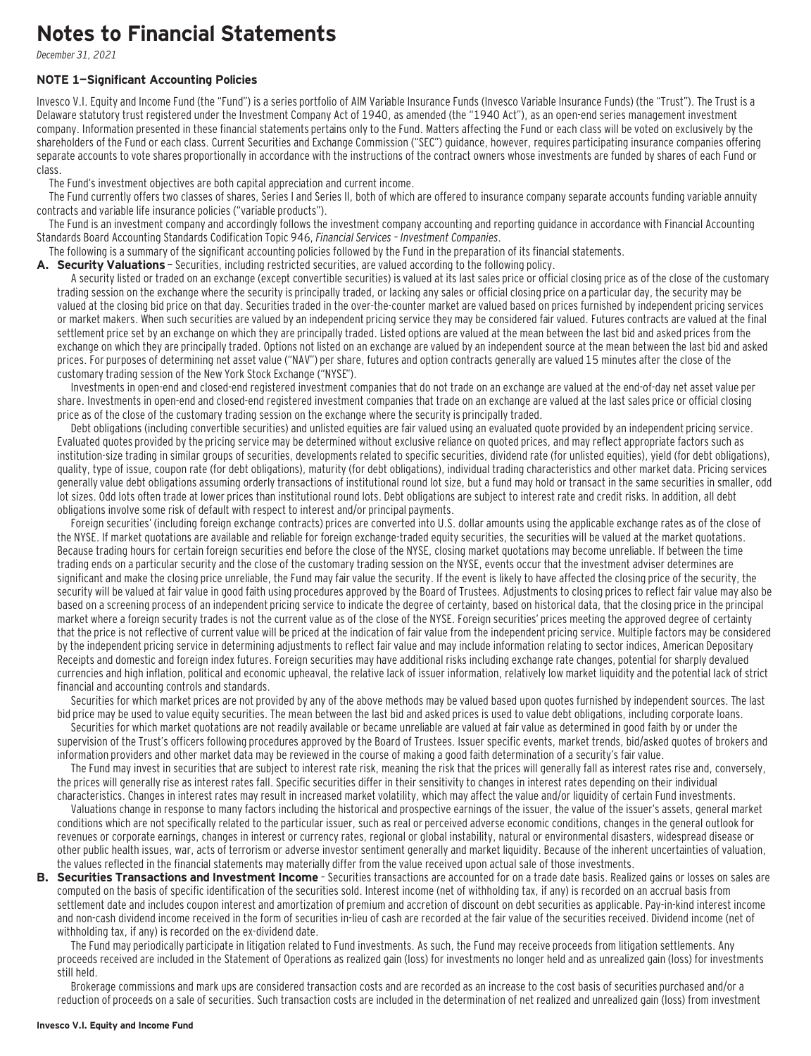# Notes to Financial Statements

*December 31, 2021*

### NOTE 1—Significant Accounting Policies

Invesco V.I. Equity and Income Fund (the "Fund") is a series portfolio of AIM Variable Insurance Funds (Invesco Variable Insurance Funds) (the "Trust"). The Trust is a Delaware statutory trust registered under the Investment Company Act of 1940, as amended (the "1940 Act"), as an open-end series management investment company. Information presented in these financial statements pertains only to the Fund. Matters affecting the Fund or each class will be voted on exclusively by the shareholders of the Fund or each class. Current Securities and Exchange Commission ("SEC") guidance, however, requires participating insurance companies offering separate accounts to vote shares proportionally in accordance with the instructions of the contract owners whose investments are funded by shares of each Fund or class.

The Fund's investment objectives are both capital appreciation and current income.

The Fund currently offers two classes of shares, Series I and Series II, both of which are offered to insurance company separate accounts funding variable annuity contracts and variable life insurance policies ("variable products").

The Fund is an investment company and accordingly follows the investment company accounting and reporting guidance in accordance with Financial Accounting Standards Board Accounting Standards Codification Topic 946, *Financial Services – Investment Companies*.

The following is a summary of the significant accounting policies followed by the Fund in the preparation of its financial statements.

**A. Security Valuations** – Securities, including restricted securities, are valued according to the following policy.

A security listed or traded on an exchange (except convertible securities) is valued at its last sales price or official closing price as of the close of the customary trading session on the exchange where the security is principally traded, or lacking any sales or official closing price on a particular day, the security may be valued at the closing bid price on that day. Securities traded in the over-the-counter market are valued based on prices furnished by independent pricing services or market makers. When such securities are valued by an independent pricing service they may be considered fair valued. Futures contracts are valued at the final settlement price set by an exchange on which they are principally traded. Listed options are valued at the mean between the last bid and asked prices from the exchange on which they are principally traded. Options not listed on an exchange are valued by an independent source at the mean between the last bid and asked prices. For purposes of determining net asset value ("NAV") per share, futures and option contracts generally are valued 15 minutes after the close of the customary trading session of the New York Stock Exchange ("NYSE").

Investments in open-end and closed-end registered investment companies that do not trade on an exchange are valued at the end-of-day net asset value per share. Investments in open-end and closed-end registered investment companies that trade on an exchange are valued at the last sales price or official closing price as of the close of the customary trading session on the exchange where the security is principally traded.

Debt obligations (including convertible securities) and unlisted equities are fair valued using an evaluated quote provided by an independent pricing service. Evaluated quotes provided by the pricing service may be determined without exclusive reliance on quoted prices, and may reflect appropriate factors such as institution-size trading in similar groups of securities, developments related to specific securities, dividend rate (for unlisted equities), yield (for debt obligations), quality, type of issue, coupon rate (for debt obligations), maturity (for debt obligations), individual trading characteristics and other market data. Pricing services generally value debt obligations assuming orderly transactions of institutional round lot size, but a fund may hold or transact in the same securities in smaller, odd lot sizes. Odd lots often trade at lower prices than institutional round lots. Debt obligations are subject to interest rate and credit risks. In addition, all debt obligations involve some risk of default with respect to interest and/or principal payments.

Foreign securities' (including foreign exchange contracts) prices are converted into U.S. dollar amounts using the applicable exchange rates as of the close of the NYSE. If market quotations are available and reliable for foreign exchange-traded equity securities, the securities will be valued at the market quotations. Because trading hours for certain foreign securities end before the close of the NYSE, closing market quotations may become unreliable. If between the time trading ends on a particular security and the close of the customary trading session on the NYSE, events occur that the investment adviser determines are significant and make the closing price unreliable, the Fund may fair value the security. If the event is likely to have affected the closing price of the security, the security will be valued at fair value in good faith using procedures approved by the Board of Trustees. Adjustments to closing prices to reflect fair value may also be based on a screening process of an independent pricing service to indicate the degree of certainty, based on historical data, that the closing price in the principal market where a foreign security trades is not the current value as of the close of the NYSE. Foreign securities' prices meeting the approved degree of certainty that the price is not reflective of current value will be priced at the indication of fair value from the independent pricing service. Multiple factors may be considered by the independent pricing service in determining adjustments to reflect fair value and may include information relating to sector indices, American Depositary Receipts and domestic and foreign index futures. Foreign securities may have additional risks including exchange rate changes, potential for sharply devalued currencies and high inflation, political and economic upheaval, the relative lack of issuer information, relatively low market liquidity and the potential lack of strict financial and accounting controls and standards.

Securities for which market prices are not provided by any of the above methods may be valued based upon quotes furnished by independent sources. The last bid price may be used to value equity securities. The mean between the last bid and asked prices is used to value debt obligations, including corporate loans.

Securities for which market quotations are not readily available or became unreliable are valued at fair value as determined in good faith by or under the supervision of the Trust's officers following procedures approved by the Board of Trustees. Issuer specific events, market trends, bid/asked quotes of brokers and information providers and other market data may be reviewed in the course of making a good faith determination of a security's fair value.

The Fund may invest in securities that are subject to interest rate risk, meaning the risk that the prices will generally fall as interest rates rise and, conversely, the prices will generally rise as interest rates fall. Specific securities differ in their sensitivity to changes in interest rates depending on their individual characteristics. Changes in interest rates may result in increased market volatility, which may affect the value and/or liquidity of certain Fund investments.

Valuations change in response to many factors including the historical and prospective earnings of the issuer, the value of the issuer's assets, general market conditions which are not specifically related to the particular issuer, such as real or perceived adverse economic conditions, changes in the general outlook for revenues or corporate earnings, changes in interest or currency rates, regional or global instability, natural or environmental disasters, widespread disease or other public health issues, war, acts of terrorism or adverse investor sentiment generally and market liquidity. Because of the inherent uncertainties of valuation, the values reflected in the financial statements may materially differ from the value received upon actual sale of those investments.

**B. Securities Transactions and Investment Income** – Securities transactions are accounted for on a trade date basis. Realized gains or losses on sales are computed on the basis of specific identification of the securities sold. Interest income (net of withholding tax, if any) is recorded on an accrual basis from settlement date and includes coupon interest and amortization of premium and accretion of discount on debt securities as applicable. Pay-in-kind interest income and non-cash dividend income received in the form of securities in-lieu of cash are recorded at the fair value of the securities received. Dividend income (net of withholding tax, if any) is recorded on the ex-dividend date.

The Fund may periodically participate in litigation related to Fund investments. As such, the Fund may receive proceeds from litigation settlements. Any proceeds received are included in the Statement of Operations as realized gain (loss) for investments no longer held and as unrealized gain (loss) for investments still held.

Brokerage commissions and mark ups are considered transaction costs and are recorded as an increase to the cost basis of securities purchased and/or a reduction of proceeds on a sale of securities. Such transaction costs are included in the determination of net realized and unrealized gain (loss) from investment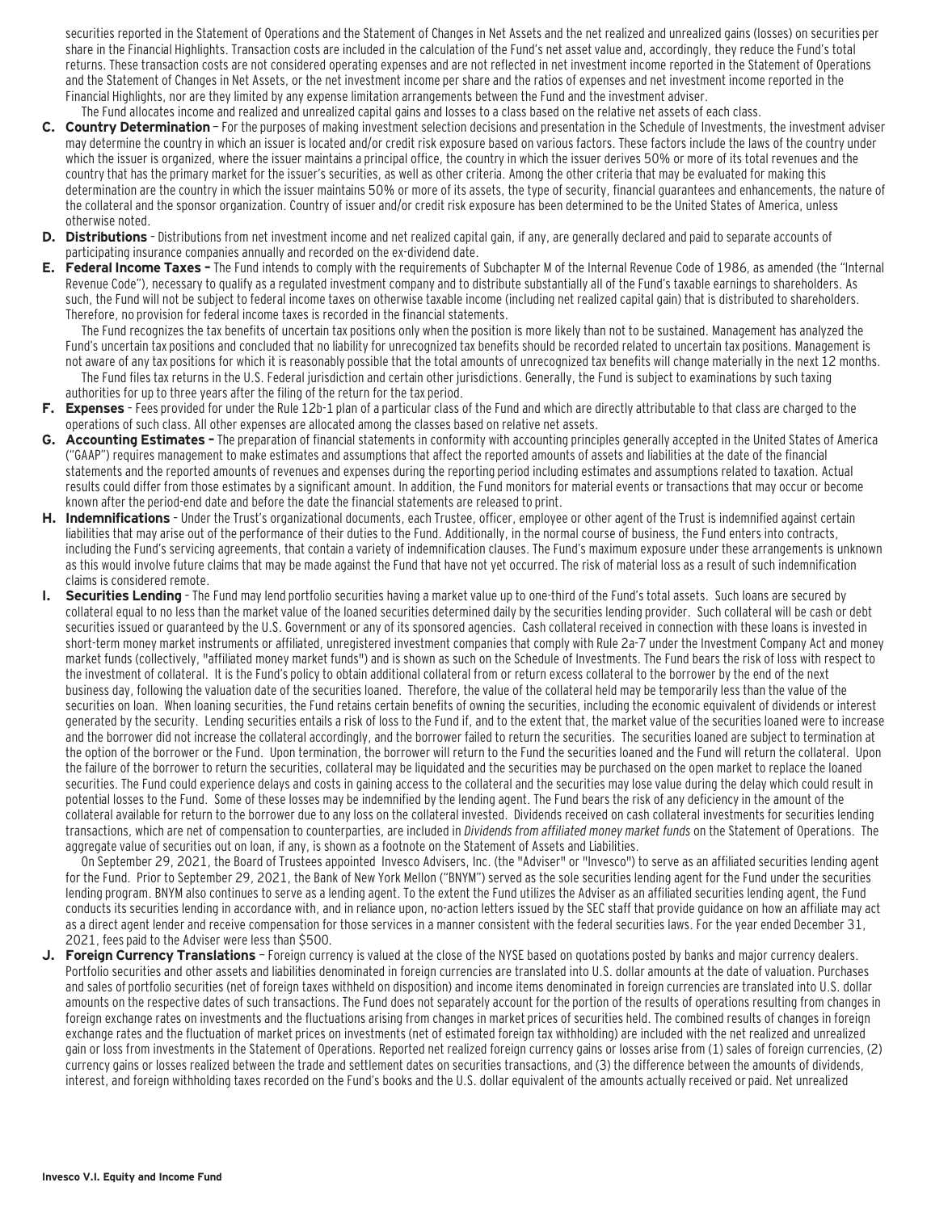securities reported in the Statement of Operations and the Statement of Changes in Net Assets and the net realized and unrealized gains (losses) on securities per share in the Financial Highlights. Transaction costs are included in the calculation of the Fund's net asset value and, accordingly, they reduce the Fund's total returns. These transaction costs are not considered operating expenses and are not reflected in net investment income reported in the Statement of Operations and the Statement of Changes in Net Assets, or the net investment income per share and the ratios of expenses and net investment income reported in the Financial Highlights, nor are they limited by any expense limitation arrangements between the Fund and the investment adviser.

The Fund allocates income and realized and unrealized capital gains and losses to a class based on the relative net assets of each class.

**C. Country Determination** – For the purposes of making investment selection decisions and presentation in the Schedule of Investments, the investment adviser may determine the country in which an issuer is located and/or credit risk exposure based on various factors. These factors include the laws of the country under which the issuer is organized, where the issuer maintains a principal office, the country in which the issuer derives 50% or more of its total revenues and the country that has the primary market for the issuer's securities, as well as other criteria. Among the other criteria that may be evaluated for making this determination are the country in which the issuer maintains 50% or more of its assets, the type of security, financial guarantees and enhancements, the nature of the collateral and the sponsor organization. Country of issuer and/or credit risk exposure has been determined to be the United States of America, unless otherwise noted.

**D. Distributions** – Distributions from net investment income and net realized capital gain, if any, are generally declared and paid to separate accounts of participating insurance companies annually and recorded on the ex-dividend date.

**E. Federal Income Taxes –** The Fund intends to comply with the requirements of Subchapter M of the Internal Revenue Code of 1986, as amended (the "Internal Revenue Code"), necessary to qualify as a regulated investment company and to distribute substantially all of the Fund's taxable earnings to shareholders. As such, the Fund will not be subject to federal income taxes on otherwise taxable income (including net realized capital gain) that is distributed to shareholders. Therefore, no provision for federal income taxes is recorded in the financial statements.

The Fund recognizes the tax benefits of uncertain tax positions only when the position is more likely than not to be sustained. Management has analyzed the Fund's uncertain tax positions and concluded that no liability for unrecognized tax benefits should be recorded related to uncertain tax positions. Management is not aware of any tax positions for which it is reasonably possible that the total amounts of unrecognized tax benefits will change materially in the next 12 months.

The Fund files tax returns in the U.S. Federal jurisdiction and certain other jurisdictions. Generally, the Fund is subject to examinations by such taxing authorities for up to three years after the filing of the return for the tax period.

**F. Expenses** – Fees provided for under the Rule 12b-1 plan of a particular class of the Fund and which are directly attributable to that class are charged to the operations of such class. All other expenses are allocated among the classes based on relative net assets.

**G. Accounting Estimates –** The preparation of financial statements in conformity with accounting principles generally accepted in the United States of America ("GAAP") requires management to make estimates and assumptions that affect the reported amounts of assets and liabilities at the date of the financial statements and the reported amounts of revenues and expenses during the reporting period including estimates and assumptions related to taxation. Actual results could differ from those estimates by a significant amount. In addition, the Fund monitors for material events or transactions that may occur or become known after the period-end date and before the date the financial statements are released to print.

**H. Indemnifications** – Under the Trust's organizational documents, each Trustee, officer, employee or other agent of the Trust is indemnified against certain liabilities that may arise out of the performance of their duties to the Fund. Additionally, in the normal course of business, the Fund enters into contracts, including the Fund's servicing agreements, that contain a variety of indemnification clauses. The Fund's maximum exposure under these arrangements is unknown as this would involve future claims that may be made against the Fund that have not yet occurred. The risk of material loss as a result of such indemnification claims is considered remote.

**I. Securities Lending** – The Fund may lend portfolio securities having a market value up to one-third of the Fund's total assets. Such loans are secured by collateral equal to no less than the market value of the loaned securities determined daily by the securities lending provider. Such collateral will be cash or debt securities issued or guaranteed by the U.S. Government or any of its sponsored agencies. Cash collateral received in connection with these loans is invested in short-term money market instruments or affiliated, unregistered investment companies that comply with Rule 2a-7 under the Investment Company Act and money market funds (collectively, "affiliated money market funds") and is shown as such on the Schedule of Investments. The Fund bears the risk of loss with respect to the investment of collateral. It is the Fund's policy to obtain additional collateral from or return excess collateral to the borrower by the end of the next business day, following the valuation date of the securities loaned. Therefore, the value of the collateral held may be temporarily less than the value of the securities on loan. When loaning securities, the Fund retains certain benefits of owning the securities, including the economic equivalent of dividends or interest generated by the security. Lending securities entails a risk of loss to the Fund if, and to the extent that, the market value of the securities loaned were to increase and the borrower did not increase the collateral accordingly, and the borrower failed to return the securities. The securities loaned are subject to termination at the option of the borrower or the Fund. Upon termination, the borrower will return to the Fund the securities loaned and the Fund will return the collateral. Upon the failure of the borrower to return the securities, collateral may be liquidated and the securities may be purchased on the open market to replace the loaned securities. The Fund could experience delays and costs in gaining access to the collateral and the securities may lose value during the delay which could result in potential losses to the Fund. Some of these losses may be indemnified by the lending agent. The Fund bears the risk of any deficiency in the amount of the collateral available for return to the borrower due to any loss on the collateral invested. Dividends received on cash collateral investments for securities lending transactions, which are net of compensation to counterparties, are included in *Dividends from affiliated money market funds* on the Statement of Operations. The aggregate value of securities out on loan, if any, is shown as a footnote on the Statement of Assets and Liabilities.

On September 29, 2021, the Board of Trustees appointed Invesco Advisers, Inc. (the "Adviser" or "Invesco") to serve as an affiliated securities lending agent for the Fund. Prior to September 29, 2021, the Bank of New York Mellon ("BNYM") served as the sole securities lending agent for the Fund under the securities lending program. BNYM also continues to serve as a lending agent. To the extent the Fund utilizes the Adviser as an affiliated securities lending agent, the Fund conducts its securities lending in accordance with, and in reliance upon, no-action letters issued by the SEC staff that provide guidance on how an affiliate may act as a direct agent lender and receive compensation for those services in a manner consistent with the federal securities laws. For the year ended December 31, 2021, fees paid to the Adviser were less than $500.

**J. Foreign Currency Translations** – Foreign currency is valued at the close of the NYSE based on quotations posted by banks and major currency dealers. Portfolio securities and other assets and liabilities denominated in foreign currencies are translated into U.S. dollar amounts at the date of valuation. Purchases and sales of portfolio securities (net of foreign taxes withheld on disposition) and income items denominated in foreign currencies are translated into U.S. dollar amounts on the respective dates of such transactions. The Fund does not separately account for the portion of the results of operations resulting from changes in foreign exchange rates on investments and the fluctuations arising from changes in market prices of securities held. The combined results of changes in foreign exchange rates and the fluctuation of market prices on investments (net of estimated foreign tax withholding) are included with the net realized and unrealized gain or loss from investments in the Statement of Operations. Reported net realized foreign currency gains or losses arise from (1) sales of foreign currencies, (2) currency gains or losses realized between the trade and settlement dates on securities transactions, and (3) the difference between the amounts of dividends, interest, and foreign withholding taxes recorded on the Fund's books and the U.S. dollar equivalent of the amounts actually received or paid. Net unrealized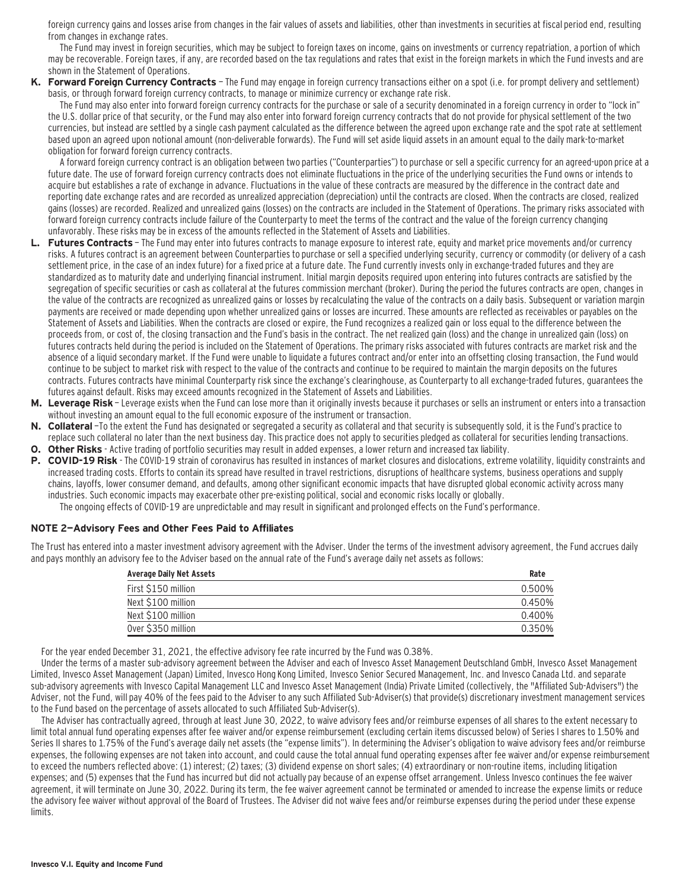foreign currency gains and losses arise from changes in the fair values of assets and liabilities, other than investments in securities at fiscal period end, resulting from changes in exchange rates.

The Fund may invest in foreign securities, which may be subject to foreign taxes on income, gains on investments or currency repatriation, a portion of which may be recoverable. Foreign taxes, if any, are recorded based on the tax regulations and rates that exist in the foreign markets in which the Fund invests and are shown in the Statement of Operations.

**K. Forward Foreign Currency Contracts** – The Fund may engage in foreign currency transactions either on a spot (i.e. for prompt delivery and settlement) basis, or through forward foreign currency contracts, to manage or minimize currency or exchange rate risk.

The Fund may also enter into forward foreign currency contracts for the purchase or sale of a security denominated in a foreign currency in order to "lock in" the U.S. dollar price of that security, or the Fund may also enter into forward foreign currency contracts that do not provide for physical settlement of the two currencies, but instead are settled by a single cash payment calculated as the difference between the agreed upon exchange rate and the spot rate at settlement based upon an agreed upon notional amount (non-deliverable forwards). The Fund will set aside liquid assets in an amount equal to the daily mark-to-market obligation for forward foreign currency contracts.

A forward foreign currency contract is an obligation between two parties ("Counterparties") to purchase or sell a specific currency for an agreed-upon price at a future date. The use of forward foreign currency contracts does not eliminate fluctuations in the price of the underlying securities the Fund owns or intends to acquire but establishes a rate of exchange in advance. Fluctuations in the value of these contracts are measured by the difference in the contract date and reporting date exchange rates and are recorded as unrealized appreciation (depreciation) until the contracts are closed. When the contracts are closed, realized gains (losses) are recorded. Realized and unrealized gains (losses) on the contracts are included in the Statement of Operations. The primary risks associated with forward foreign currency contracts include failure of the Counterparty to meet the terms of the contract and the value of the foreign currency changing unfavorably. These risks may be in excess of the amounts reflected in the Statement of Assets and Liabilities.

**L. Futures Contracts** – The Fund may enter into futures contracts to manage exposure to interest rate, equity and market price movements and/or currency risks. A futures contract is an agreement between Counterparties to purchase or sell a specified underlying security, currency or commodity (or delivery of a cash settlement price, in the case of an index future) for a fixed price at a future date. The Fund currently invests only in exchange-traded futures and they are standardized as to maturity date and underlying financial instrument. Initial margin deposits required upon entering into futures contracts are satisfied by the segregation of specific securities or cash as collateral at the futures commission merchant (broker). During the period the futures contracts are open, changes in the value of the contracts are recognized as unrealized gains or losses by recalculating the value of the contracts on a daily basis. Subsequent or variation margin payments are received or made depending upon whether unrealized gains or losses are incurred. These amounts are reflected as receivables or payables on the Statement of Assets and Liabilities. When the contracts are closed or expire, the Fund recognizes a realized gain or loss equal to the difference between the proceeds from, or cost of, the closing transaction and the Fund's basis in the contract. The net realized gain (loss) and the change in unrealized gain (loss) on futures contracts held during the period is included on the Statement of Operations. The primary risks associated with futures contracts are market risk and the absence of a liquid secondary market. If the Fund were unable to liquidate a futures contract and/or enter into an offsetting closing transaction, the Fund would continue to be subject to market risk with respect to the value of the contracts and continue to be required to maintain the margin deposits on the futures contracts. Futures contracts have minimal Counterparty risk since the exchange's clearinghouse, as Counterparty to all exchange-traded futures, guarantees the futures against default. Risks may exceed amounts recognized in the Statement of Assets and Liabilities.

**M. Leverage Risk** – Leverage exists when the Fund can lose more than it originally invests because it purchases or sells an instrument or enters into a transaction without investing an amount equal to the full economic exposure of the instrument or transaction.

**N. Collateral** –To the extent the Fund has designated or segregated a security as collateral and that security is subsequently sold, it is the Fund's practice to replace such collateral no later than the next business day. This practice does not apply to securities pledged as collateral for securities lending transactions.

**O. Other Risks** - Active trading of portfolio securities may result in added expenses, a lower return and increased tax liability.

**P. COVID-19 Risk** - The COVID-19 strain of coronavirus has resulted in instances of market closures and dislocations, extreme volatility, liquidity constraints and increased trading costs. Efforts to contain its spread have resulted in travel restrictions, disruptions of healthcare systems, business operations and supply chains, layoffs, lower consumer demand, and defaults, among other significant economic impacts that have disrupted global economic activity across many industries. Such economic impacts may exacerbate other pre-existing political, social and economic risks locally or globally.

The ongoing effects of COVID-19 are unpredictable and may result in significant and prolonged effects on the Fund's performance.

## NOTE 2—Advisory Fees and Other Fees Paid to Affiliates

The Trust has entered into a master investment advisory agreement with the Adviser. Under the terms of the investment advisory agreement, the Fund accrues daily and pays monthly an advisory fee to the Adviser based on the annual rate of the Fund's average daily net assets as follows:

| Average Daily Net Assets | Rate |
|---|---|
| First $150 million | 0.500% |
| Next $100 million | 0.450% |
| Next $100 million | 0.400% |
| Over $350 million | 0.350% |

For the year ended December 31, 2021, the effective advisory fee rate incurred by the Fund was 0.38%.

Under the terms of a master sub-advisory agreement between the Adviser and each of Invesco Asset Management Deutschland GmbH, Invesco Asset Management Limited, Invesco Asset Management (Japan) Limited, Invesco Hong Kong Limited, Invesco Senior Secured Management, Inc. and Invesco Canada Ltd. and separate sub-advisory agreements with Invesco Capital Management LLC and Invesco Asset Management (India) Private Limited (collectively, the "Affiliated Sub-Advisers") the Adviser, not the Fund, will pay 40% of the fees paid to the Adviser to any such Affiliated Sub-Adviser(s) that provide(s) discretionary investment management services to the Fund based on the percentage of assets allocated to such Affiliated Sub-Adviser(s).

The Adviser has contractually agreed, through at least June 30, 2022, to waive advisory fees and/or reimburse expenses of all shares to the extent necessary to limit total annual fund operating expenses after fee waiver and/or expense reimbursement (excluding certain items discussed below) of Series I shares to 1.50% and Series II shares to 1.75% of the Fund's average daily net assets (the "expense limits"). In determining the Adviser's obligation to waive advisory fees and/or reimburse expenses, the following expenses are not taken into account, and could cause the total annual fund operating expenses after fee waiver and/or expense reimbursement to exceed the numbers reflected above: (1) interest; (2) taxes; (3) dividend expense on short sales; (4) extraordinary or non-routine items, including litigation expenses; and (5) expenses that the Fund has incurred but did not actually pay because of an expense offset arrangement. Unless Invesco continues the fee waiver agreement, it will terminate on June 30, 2022. During its term, the fee waiver agreement cannot be terminated or amended to increase the expense limits or reduce the advisory fee waiver without approval of the Board of Trustees. The Adviser did not waive fees and/or reimburse expenses during the period under these expense limits.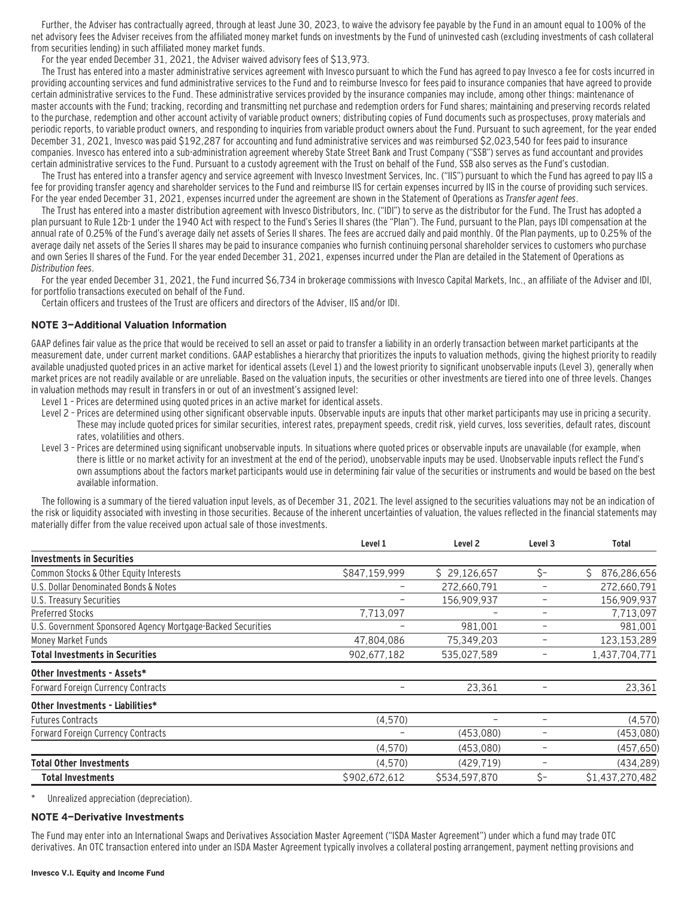Further, the Adviser has contractually agreed, through at least June 30, 2023, to waive the advisory fee payable by the Fund in an amount equal to 100% of the net advisory fees the Adviser receives from the affiliated money market funds on investments by the Fund of uninvested cash (excluding investments of cash collateral from securities lending) in such affiliated money market funds.

For the year ended December 31, 2021, the Adviser waived advisory fees of $13,973.

The Trust has entered into a master administrative services agreement with Invesco pursuant to which the Fund has agreed to pay Invesco a fee for costs incurred in providing accounting services and fund administrative services to the Fund and to reimburse Invesco for fees paid to insurance companies that have agreed to provide certain administrative services to the Fund. These administrative services provided by the insurance companies may include, among other things: maintenance of master accounts with the Fund; tracking, recording and transmitting net purchase and redemption orders for Fund shares; maintaining and preserving records related to the purchase, redemption and other account activity of variable product owners; distributing copies of Fund documents such as prospectuses, proxy materials and periodic reports, to variable product owners, and responding to inquiries from variable product owners about the Fund. Pursuant to such agreement, for the year ended December 31, 2021, Invesco was paid $192,287 for accounting and fund administrative services and was reimbursed $2,023,540 for fees paid to insurance companies. Invesco has entered into a sub-administration agreement whereby State Street Bank and Trust Company ("SSB") serves as fund accountant and provides certain administrative services to the Fund. Pursuant to a custody agreement with the Trust on behalf of the Fund, SSB also serves as the Fund's custodian.

The Trust has entered into a transfer agency and service agreement with Invesco Investment Services, Inc. ("IIS") pursuant to which the Fund has agreed to pay IIS a fee for providing transfer agency and shareholder services to the Fund and reimburse IIS for certain expenses incurred by IIS in the course of providing such services. For the year ended December 31, 2021, expenses incurred under the agreement are shown in the Statement of Operations as *Transfer agent fees*.

The Trust has entered into a master distribution agreement with Invesco Distributors, Inc. ("IDI") to serve as the distributor for the Fund. The Trust has adopted a plan pursuant to Rule 12b-1 under the 1940 Act with respect to the Fund's Series II shares (the "Plan"). The Fund, pursuant to the Plan, pays IDI compensation at the annual rate of 0.25% of the Fund's average daily net assets of Series II shares. The fees are accrued daily and paid monthly. Of the Plan payments, up to 0.25% of the average daily net assets of the Series II shares may be paid to insurance companies who furnish continuing personal shareholder services to customers who purchase and own Series II shares of the Fund. For the year ended December 31, 2021, expenses incurred under the Plan are detailed in the Statement of Operations as *Distribution fees*.

For the year ended December 31, 2021, the Fund incurred $6,734 in brokerage commissions with Invesco Capital Markets, Inc., an affiliate of the Adviser and IDI, for portfolio transactions executed on behalf of the Fund.

Certain officers and trustees of the Trust are officers and directors of the Adviser, IIS and/or IDI.

### NOTE 3—Additional Valuation Information

GAAP defines fair value as the price that would be received to sell an asset or paid to transfer a liability in an orderly transaction between market participants at the measurement date, under current market conditions. GAAP establishes a hierarchy that prioritizes the inputs to valuation methods, giving the highest priority to readily available unadjusted quoted prices in an active market for identical assets (Level 1) and the lowest priority to significant unobservable inputs (Level 3), generally when market prices are not readily available or are unreliable. Based on the valuation inputs, the securities or other investments are tiered into one of three levels. Changes in valuation methods may result in transfers in or out of an investment's assigned level:

- Level 1 – Prices are determined using quoted prices in an active market for identical assets.
- Level 2 – Prices are determined using other significant observable inputs. Observable inputs are inputs that other market participants may use in pricing a security. These may include quoted prices for similar securities, interest rates, prepayment speeds, credit risk, yield curves, loss severities, default rates, discount rates, volatilities and others.
- Level 3 – Prices are determined using significant unobservable inputs. In situations where quoted prices or observable inputs are unavailable (for example, when there is little or no market activity for an investment at the end of the period), unobservable inputs may be used. Unobservable inputs reflect the Fund's own assumptions about the factors market participants would use in determining fair value of the securities or instruments and would be based on the best available information.

The following is a summary of the tiered valuation input levels, as of December 31, 2021. The level assigned to the securities valuations may not be an indication of the risk or liquidity associated with investing in those securities. Because of the inherent uncertainties of valuation, the values reflected in the financial statements may materially differ from the value received upon actual sale of those investments.

| | Level 1 | Level 2 | Level 3 | Total |
|---|---|---|---|---|
| **Investments in Securities** | | | | |
| Common Stocks & Other Equity Interests | $847,159,999 | $ 29,126,657 | $– | $ 876,286,656 |
| U.S. Dollar Denominated Bonds & Notes | – | 272,660,791 | – | 272,660,791 |
| U.S. Treasury Securities | – | 156,909,937 | – | 156,909,937 |
| Preferred Stocks | 7,713,097 | – | – | 7,713,097 |
| U.S. Government Sponsored Agency Mortgage-Backed Securities | – | 981,001 | – | 981,001 |
| Money Market Funds | 47,804,086 | 75,349,203 | – | 123,153,289 |
| **Total Investments in Securities** | 902,677,182 | 535,027,589 | – | 1,437,704,771 |
| **Other Investments - Assets*** | | | | |
| Forward Foreign Currency Contracts | – | 23,361 | – | 23,361 |
| **Other Investments - Liabilities*** | | | | |
| Futures Contracts | (4,570) | – | – | (4,570) |
| Forward Foreign Currency Contracts | – | (453,080) | – | (453,080) |
| | (4,570) | (453,080) | – | (457,650) |
| **Total Other Investments** | (4,570) | (429,719) | – | (434,289) |
| **Total Investments** | $902,672,612 | $534,597,870 | $– | $1,437,270,482 |

\* Unrealized appreciation (depreciation).

### NOTE 4—Derivative Investments

The Fund may enter into an International Swaps and Derivatives Association Master Agreement ("ISDA Master Agreement") under which a fund may trade OTC derivatives. An OTC transaction entered into under an ISDA Master Agreement typically involves a collateral posting arrangement, payment netting provisions and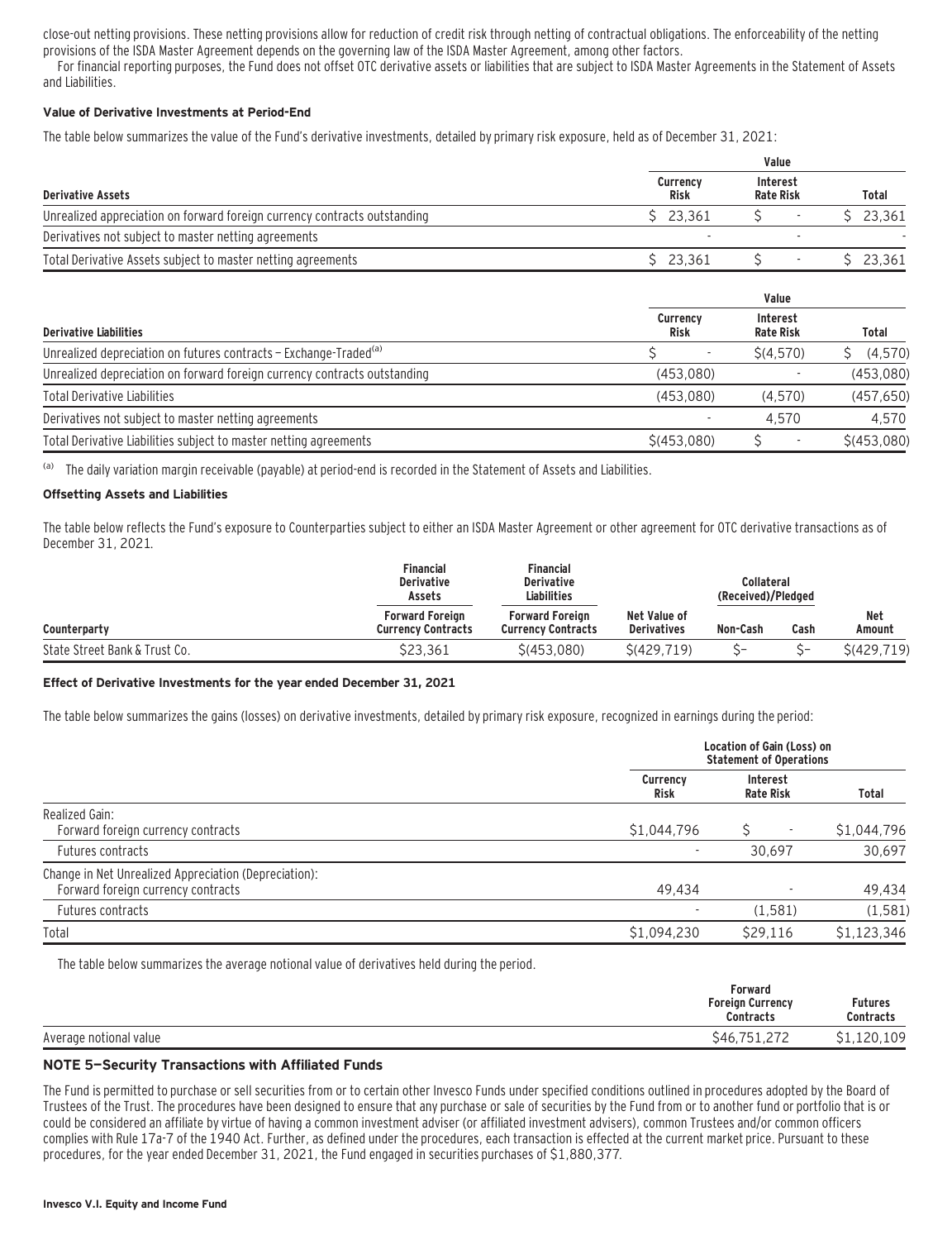close-out netting provisions. These netting provisions allow for reduction of credit risk through netting of contractual obligations. The enforceability of the netting provisions of the ISDA Master Agreement depends on the governing law of the ISDA Master Agreement, among other factors.

For financial reporting purposes, the Fund does not offset OTC derivative assets or liabilities that are subject to ISDA Master Agreements in the Statement of Assets and Liabilities.

**Value of Derivative Investments at Period-End**

The table below summarizes the value of the Fund's derivative investments, detailed by primary risk exposure, held as of December 31, 2021:

| | Value | | |
|---|---|---|---|
| **Derivative Assets** | **Currency Risk** | **Interest Rate Risk** | **Total** |
| Unrealized appreciation on forward foreign currency contracts outstanding | $ 23,361 | $ - | $ 23,361 |
| Derivatives not subject to master netting agreements | - | - | - |
| Total Derivative Assets subject to master netting agreements | $ 23,361 | $ - | $ 23,361 |

| | Value | | |
|---|---|---|---|
| **Derivative Liabilities** | **Currency Risk** | **Interest Rate Risk** | **Total** |
| Unrealized depreciation on futures contracts – Exchange-Traded[(a)] | $ - | $(4,570) | $ (4,570) |
| Unrealized depreciation on forward foreign currency contracts outstanding | (453,080) | - | (453,080) |
| Total Derivative Liabilities | (453,080) | (4,570) | (457,650) |
| Derivatives not subject to master netting agreements | - | 4,570 | 4,570 |
| Total Derivative Liabilities subject to master netting agreements | $(453,080) | $ - | $(453,080) |

[(a)] The daily variation margin receivable (payable) at period-end is recorded in the Statement of Assets and Liabilities.

**Offsetting Assets and Liabilities**

The table below reflects the Fund's exposure to Counterparties subject to either an ISDA Master Agreement or other agreement for OTC derivative transactions as of December 31, 2021.

| | Financial Derivative Assets | Financial Derivative Liabilities | | Collateral (Received)/Pledged | | |
|---|---|---|---|---|---|---|
| **Counterparty** | **Forward Foreign Currency Contracts** | **Forward Foreign Currency Contracts** | **Net Value of Derivatives** | **Non-Cash** | **Cash** | **Net Amount** |
| State Street Bank & Trust Co. | $23,361 | $(453,080) | $(429,719) | $– | $– | $(429,719) |

**Effect of Derivative Investments for the year ended December 31, 2021**

The table below summarizes the gains (losses) on derivative investments, detailed by primary risk exposure, recognized in earnings during the period:

| | Location of Gain (Loss) on Statement of Operations | | |
|---|---|---|---|
| | **Currency Risk** | **Interest Rate Risk** | **Total** |
| Realized Gain: | | | |
| Forward foreign currency contracts | $1,044,796 | $ - | $1,044,796 |
| Futures contracts | - | 30,697 | 30,697 |
| Change in Net Unrealized Appreciation (Depreciation): | | | |
| Forward foreign currency contracts | 49,434 | - | 49,434 |
| Futures contracts | - | (1,581) | (1,581) |
| Total | $1,094,230 | $29,116 | $1,123,346 |

The table below summarizes the average notional value of derivatives held during the period.

| | Forward Foreign Currency Contracts | Futures Contracts |
|---|---|---|
| Average notional value | $46,751,272 | $1,120,109 |

## NOTE 5—Security Transactions with Affiliated Funds

The Fund is permitted to purchase or sell securities from or to certain other Invesco Funds under specified conditions outlined in procedures adopted by the Board of Trustees of the Trust. The procedures have been designed to ensure that any purchase or sale of securities by the Fund from or to another fund or portfolio that is or could be considered an affiliate by virtue of having a common investment adviser (or affiliated investment advisers), common Trustees and/or common officers complies with Rule 17a-7 of the 1940 Act. Further, as defined under the procedures, each transaction is effected at the current market price. Pursuant to these procedures, for the year ended December 31, 2021, the Fund engaged in securities purchases of $1,880,377.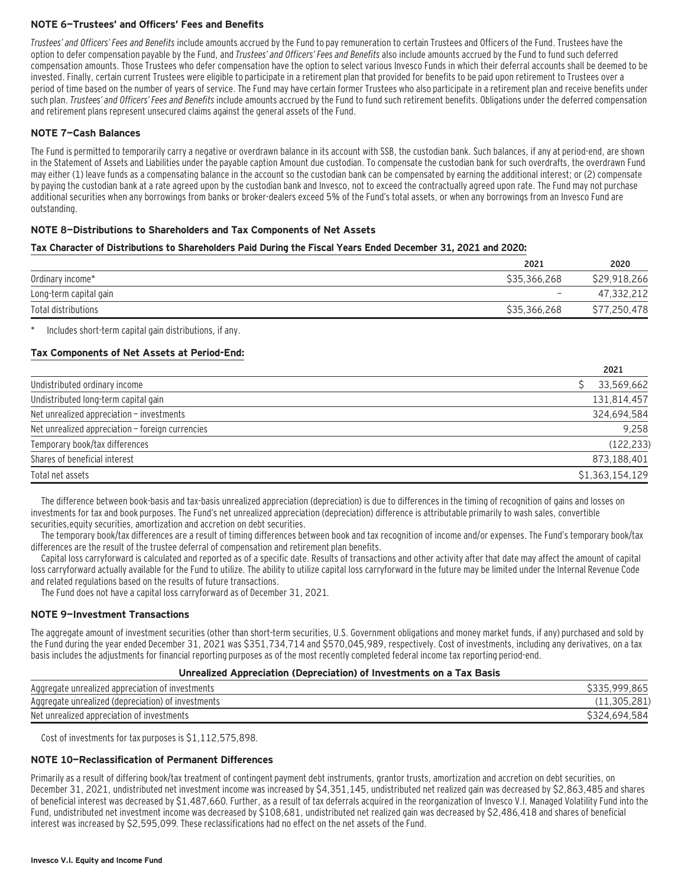### NOTE 6—Trustees' and Officers' Fees and Benefits

*Trustees' and Officers' Fees and Benefits* include amounts accrued by the Fund to pay remuneration to certain Trustees and Officers of the Fund. Trustees have the option to defer compensation payable by the Fund, and *Trustees' and Officers' Fees and Benefits* also include amounts accrued by the Fund to fund such deferred compensation amounts. Those Trustees who defer compensation have the option to select various Invesco Funds in which their deferral accounts shall be deemed to be invested. Finally, certain current Trustees were eligible to participate in a retirement plan that provided for benefits to be paid upon retirement to Trustees over a period of time based on the number of years of service. The Fund may have certain former Trustees who also participate in a retirement plan and receive benefits under such plan. *Trustees' and Officers' Fees and Benefits* include amounts accrued by the Fund to fund such retirement benefits. Obligations under the deferred compensation and retirement plans represent unsecured claims against the general assets of the Fund.

### NOTE 7—Cash Balances

The Fund is permitted to temporarily carry a negative or overdrawn balance in its account with SSB, the custodian bank. Such balances, if any at period-end, are shown in the Statement of Assets and Liabilities under the payable caption Amount due custodian. To compensate the custodian bank for such overdrafts, the overdrawn Fund may either (1) leave funds as a compensating balance in the account so the custodian bank can be compensated by earning the additional interest; or (2) compensate by paying the custodian bank at a rate agreed upon by the custodian bank and Invesco, not to exceed the contractually agreed upon rate. The Fund may not purchase additional securities when any borrowings from banks or broker-dealers exceed 5% of the Fund's total assets, or when any borrowings from an Invesco Fund are outstanding.

### NOTE 8—Distributions to Shareholders and Tax Components of Net Assets

#### Tax Character of Distributions to Shareholders Paid During the Fiscal Years Ended December 31, 2021 and 2020:

| | 2021 | 2020 |
|---|---|---|
| Ordinary income* | $35,366,268 | $29,918,266 |
| Long-term capital gain | – | 47,332,212 |
| Total distributions | $35,366,268 | $77,250,478 |

\* Includes short-term capital gain distributions, if any.

#### Tax Components of Net Assets at Period-End:

| | 2021 |
|---|---|
| Undistributed ordinary income | $ 33,569,662 |
| Undistributed long-term capital gain | 131,814,457 |
| Net unrealized appreciation – investments | 324,694,584 |
| Net unrealized appreciation – foreign currencies | 9,258 |
| Temporary book/tax differences | (122,233) |
| Shares of beneficial interest | 873,188,401 |
| Total net assets | $1,363,154,129 |

The difference between book-basis and tax-basis unrealized appreciation (depreciation) is due to differences in the timing of recognition of gains and losses on investments for tax and book purposes. The Fund's net unrealized appreciation (depreciation) difference is attributable primarily to wash sales, convertible securities,equity securities, amortization and accretion on debt securities.

The temporary book/tax differences are a result of timing differences between book and tax recognition of income and/or expenses. The Fund's temporary book/tax differences are the result of the trustee deferral of compensation and retirement plan benefits.

Capital loss carryforward is calculated and reported as of a specific date. Results of transactions and other activity after that date may affect the amount of capital loss carryforward actually available for the Fund to utilize. The ability to utilize capital loss carryforward in the future may be limited under the Internal Revenue Code and related regulations based on the results of future transactions.

The Fund does not have a capital loss carryforward as of December 31, 2021.

### NOTE 9—Investment Transactions

The aggregate amount of investment securities (other than short-term securities, U.S. Government obligations and money market funds, if any) purchased and sold by the Fund during the year ended December 31, 2021 was $351,734,714 and $570,045,989, respectively. Cost of investments, including any derivatives, on a tax basis includes the adjustments for financial reporting purposes as of the most recently completed federal income tax reporting period-end.

#### Unrealized Appreciation (Depreciation) of Investments on a Tax Basis

| | |
|---|---|
| Aggregate unrealized appreciation of investments | $335,999,865 |
| Aggregate unrealized (depreciation) of investments | (11,305,281) |
| Net unrealized appreciation of investments | $324,694,584 |

Cost of investments for tax purposes is $1,112,575,898.

### NOTE 10—Reclassification of Permanent Differences

Primarily as a result of differing book/tax treatment of contingent payment debt instruments, grantor trusts, amortization and accretion on debt securities, on December 31, 2021, undistributed net investment income was increased by $4,351,145, undistributed net realized gain was decreased by $2,863,485 and shares of beneficial interest was decreased by $1,487,660. Further, as a result of tax deferrals acquired in the reorganization of Invesco V.I. Managed Volatility Fund into the Fund, undistributed net investment income was decreased by $108,681, undistributed net realized gain was decreased by $2,486,418 and shares of beneficial interest was increased by $2,595,099. These reclassifications had no effect on the net assets of the Fund.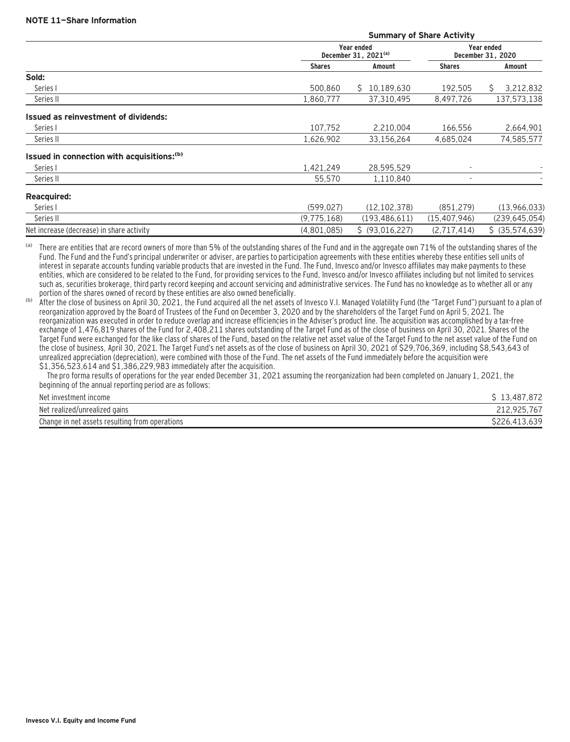## NOTE 11—Share Information

| | Summary of Share Activity | | | |
|---|---|---|---|---|
| | Year ended December 31, 2021[a] | | Year ended December 31, 2020 | |
| | Shares | Amount | Shares | Amount |
| **Sold:** | | | | |
| Series I | 500,860 | $ 10,189,630 | 192,505 | $ 3,212,832 |
| Series II | 1,860,777 | 37,310,495 | 8,497,726 | 137,573,138 |
| **Issued as reinvestment of dividends:** | | | | |
| Series I | 107,752 | 2,210,004 | 166,556 | 2,664,901 |
| Series II | 1,626,902 | 33,156,264 | 4,685,024 | 74,585,577 |
| **Issued in connection with acquisitions:[b]** | | | | |
| Series I | 1,421,249 | 28,595,529 | - | - |
| Series II | 55,570 | 1,110,840 | - | - |
| **Reacquired:** | | | | |
| Series I | (599,027) | (12,102,378) | (851,279) | (13,966,033) |
| Series II | (9,775,168) | (193,486,611) | (15,407,946) | (239,645,054) |
| Net increase (decrease) in share activity | (4,801,085) | $ (93,016,227) | (2,717,414) | $ (35,574,639) |

[a] There are entities that are record owners of more than 5% of the outstanding shares of the Fund and in the aggregate own 71% of the outstanding shares of the Fund. The Fund and the Fund's principal underwriter or adviser, are parties to participation agreements with these entities whereby these entities sell units of interest in separate accounts funding variable products that are invested in the Fund. The Fund, Invesco and/or Invesco affiliates may make payments to these entities, which are considered to be related to the Fund, for providing services to the Fund, Invesco and/or Invesco affiliates including but not limited to services such as, securities brokerage, third party record keeping and account servicing and administrative services. The Fund has no knowledge as to whether all or any portion of the shares owned of record by these entities are also owned beneficially.

[b] After the close of business on April 30, 2021, the Fund acquired all the net assets of Invesco V.I. Managed Volatility Fund (the "Target Fund") pursuant to a plan of reorganization approved by the Board of Trustees of the Fund on December 3, 2020 and by the shareholders of the Target Fund on April 5, 2021. The reorganization was executed in order to reduce overlap and increase efficiencies in the Adviser's product line. The acquisition was accomplished by a tax-free exchange of 1,476,819 shares of the Fund for 2,408,211 shares outstanding of the Target Fund as of the close of business on April 30, 2021. Shares of the Target Fund were exchanged for the like class of shares of the Fund, based on the relative net asset value of the Target Fund to the net asset value of the Fund on the close of business, April 30, 2021. The Target Fund's net assets as of the close of business on April 30, 2021 of $29,706,369, including $8,543,643 of unrealized appreciation (depreciation), were combined with those of the Fund. The net assets of the Fund immediately before the acquisition were $1,356,523,614 and $1,386,229,983 immediately after the acquisition.

The pro forma results of operations for the year ended December 31, 2021 assuming the reorganization had been completed on January 1, 2021, the beginning of the annual reporting period are as follows:

| | |
|---|---|
| Net investment income | $ 13,487,872 |
| Net realized/unrealized gains | 212,925,767 |
| Change in net assets resulting from operations | $226,413,639 |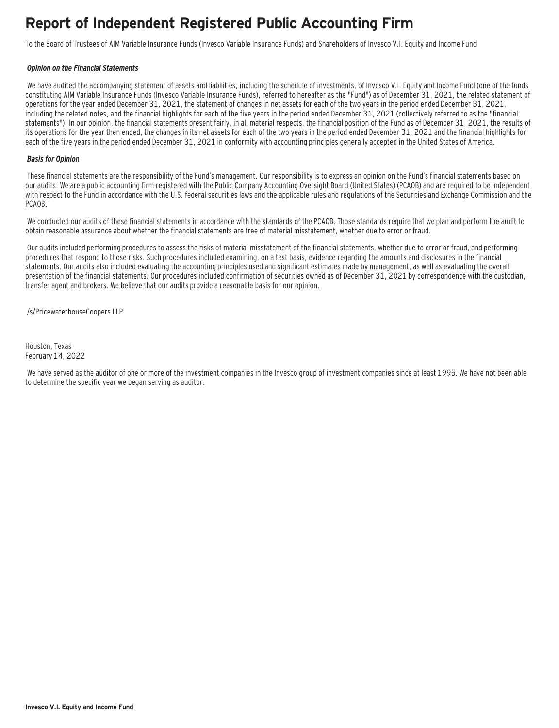# Report of Independent Registered Public Accounting Firm

To the Board of Trustees of AIM Variable Insurance Funds (Invesco Variable Insurance Funds) and Shareholders of Invesco V.I. Equity and Income Fund

***Opinion on the Financial Statements***

We have audited the accompanying statement of assets and liabilities, including the schedule of investments, of Invesco V.I. Equity and Income Fund (one of the funds constituting AIM Variable Insurance Funds (Invesco Variable Insurance Funds), referred to hereafter as the "Fund") as of December 31, 2021, the related statement of operations for the year ended December 31, 2021, the statement of changes in net assets for each of the two years in the period ended December 31, 2021, including the related notes, and the financial highlights for each of the five years in the period ended December 31, 2021 (collectively referred to as the "financial statements"). In our opinion, the financial statements present fairly, in all material respects, the financial position of the Fund as of December 31, 2021, the results of its operations for the year then ended, the changes in its net assets for each of the two years in the period ended December 31, 2021 and the financial highlights for each of the five years in the period ended December 31, 2021 in conformity with accounting principles generally accepted in the United States of America.

***Basis for Opinion***

These financial statements are the responsibility of the Fund's management. Our responsibility is to express an opinion on the Fund's financial statements based on our audits. We are a public accounting firm registered with the Public Company Accounting Oversight Board (United States) (PCAOB) and are required to be independent with respect to the Fund in accordance with the U.S. federal securities laws and the applicable rules and regulations of the Securities and Exchange Commission and the PCAOB.

We conducted our audits of these financial statements in accordance with the standards of the PCAOB. Those standards require that we plan and perform the audit to obtain reasonable assurance about whether the financial statements are free of material misstatement, whether due to error or fraud.

Our audits included performing procedures to assess the risks of material misstatement of the financial statements, whether due to error or fraud, and performing procedures that respond to those risks. Such procedures included examining, on a test basis, evidence regarding the amounts and disclosures in the financial statements. Our audits also included evaluating the accounting principles used and significant estimates made by management, as well as evaluating the overall presentation of the financial statements. Our procedures included confirmation of securities owned as of December 31, 2021 by correspondence with the custodian, transfer agent and brokers. We believe that our audits provide a reasonable basis for our opinion.

/s/PricewaterhouseCoopers LLP

Houston, Texas
February 14, 2022

We have served as the auditor of one or more of the investment companies in the Invesco group of investment companies since at least 1995. We have not been able to determine the specific year we began serving as auditor.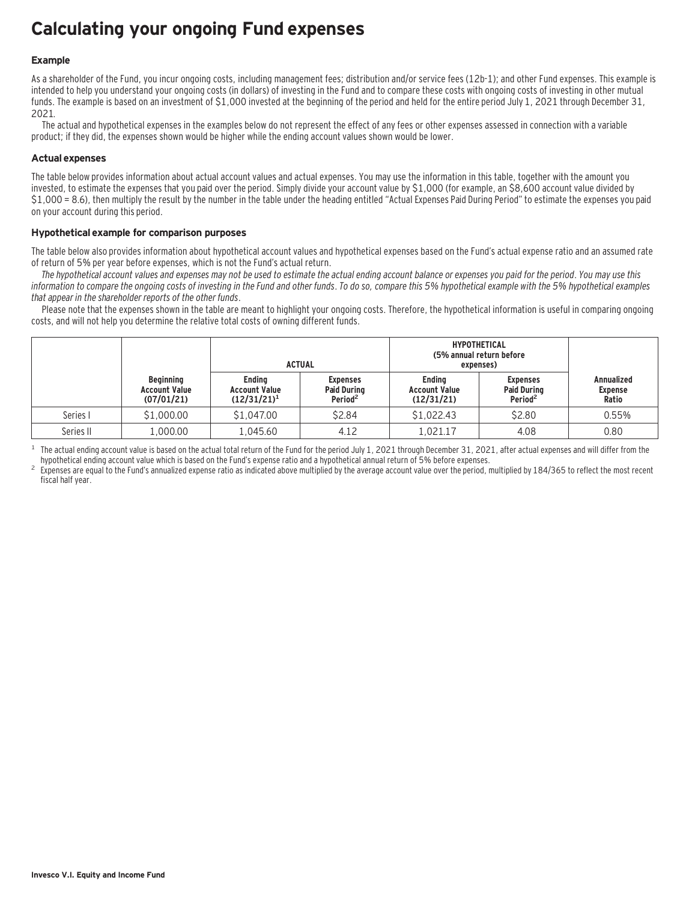# Calculating your ongoing Fund expenses

### Example

As a shareholder of the Fund, you incur ongoing costs, including management fees; distribution and/or service fees (12b-1); and other Fund expenses. This example is intended to help you understand your ongoing costs (in dollars) of investing in the Fund and to compare these costs with ongoing costs of investing in other mutual funds. The example is based on an investment of $1,000 invested at the beginning of the period and held for the entire period July 1, 2021 through December 31, 2021.

The actual and hypothetical expenses in the examples below do not represent the effect of any fees or other expenses assessed in connection with a variable product; if they did, the expenses shown would be higher while the ending account values shown would be lower.

### Actual expenses

The table below provides information about actual account values and actual expenses. You may use the information in this table, together with the amount you invested, to estimate the expenses that you paid over the period. Simply divide your account value by $1,000 (for example, an $8,600 account value divided by $1,000 = 8.6), then multiply the result by the number in the table under the heading entitled "Actual Expenses Paid During Period" to estimate the expenses you paid on your account during this period.

### Hypothetical example for comparison purposes

The table below also provides information about hypothetical account values and hypothetical expenses based on the Fund's actual expense ratio and an assumed rate of return of 5% per year before expenses, which is not the Fund's actual return.

*The hypothetical account values and expenses may not be used to estimate the actual ending account balance or expenses you paid for the period. You may use this information to compare the ongoing costs of investing in the Fund and other funds. To do so, compare this 5% hypothetical example with the 5% hypothetical examples that appear in the shareholder reports of the other funds.*

Please note that the expenses shown in the table are meant to highlight your ongoing costs. Therefore, the hypothetical information is useful in comparing ongoing costs, and will not help you determine the relative total costs of owning different funds.

| | | ACTUAL | | HYPOTHETICAL (5% annual return before expenses) | | |
|---|---|---|---|---|---|---|
| | Beginning Account Value (07/01/21) | Ending Account Value (12/31/21)[1] | Expenses Paid During Period[2] | Ending Account Value (12/31/21) | Expenses Paid During Period[2] | Annualized Expense Ratio |
| Series I | $1,000.00 | $1,047.00 | $2.84 | $1,022.43 | $2.80 | 0.55% |
| Series II | 1,000.00 | 1,045.60 | 4.12 | 1,021.17 | 4.08 | 0.80 |

[1] The actual ending account value is based on the actual total return of the Fund for the period July 1, 2021 through December 31, 2021, after actual expenses and will differ from the hypothetical ending account value which is based on the Fund's expense ratio and a hypothetical annual return of 5% before expenses.

[2] Expenses are equal to the Fund's annualized expense ratio as indicated above multiplied by the average account value over the period, multiplied by 184/365 to reflect the most recent fiscal half year.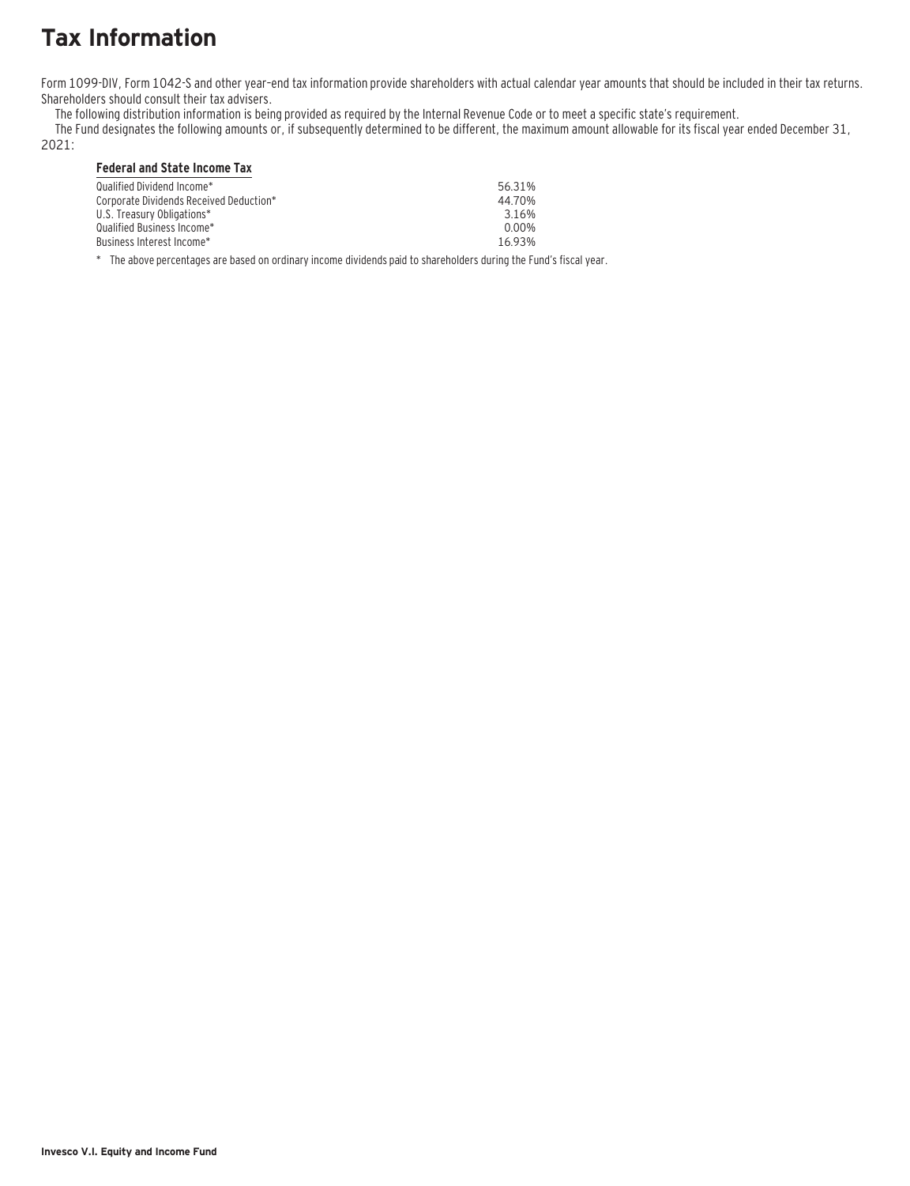# Tax Information

Form 1099-DIV, Form 1042-S and other year–end tax information provide shareholders with actual calendar year amounts that should be included in their tax returns. Shareholders should consult their tax advisers.

The following distribution information is being provided as required by the Internal Revenue Code or to meet a specific state's requirement.

The Fund designates the following amounts or, if subsequently determined to be different, the maximum amount allowable for its fiscal year ended December 31, 2021:

| **Federal and State Income Tax** | |
|---|---|
| Qualified Dividend Income* | 56.31% |
| Corporate Dividends Received Deduction* | 44.70% |
| U.S. Treasury Obligations* | 3.16% |
| Qualified Business Income* | 0.00% |
| Business Interest Income* | 16.93% |

\* The above percentages are based on ordinary income dividends paid to shareholders during the Fund's fiscal year.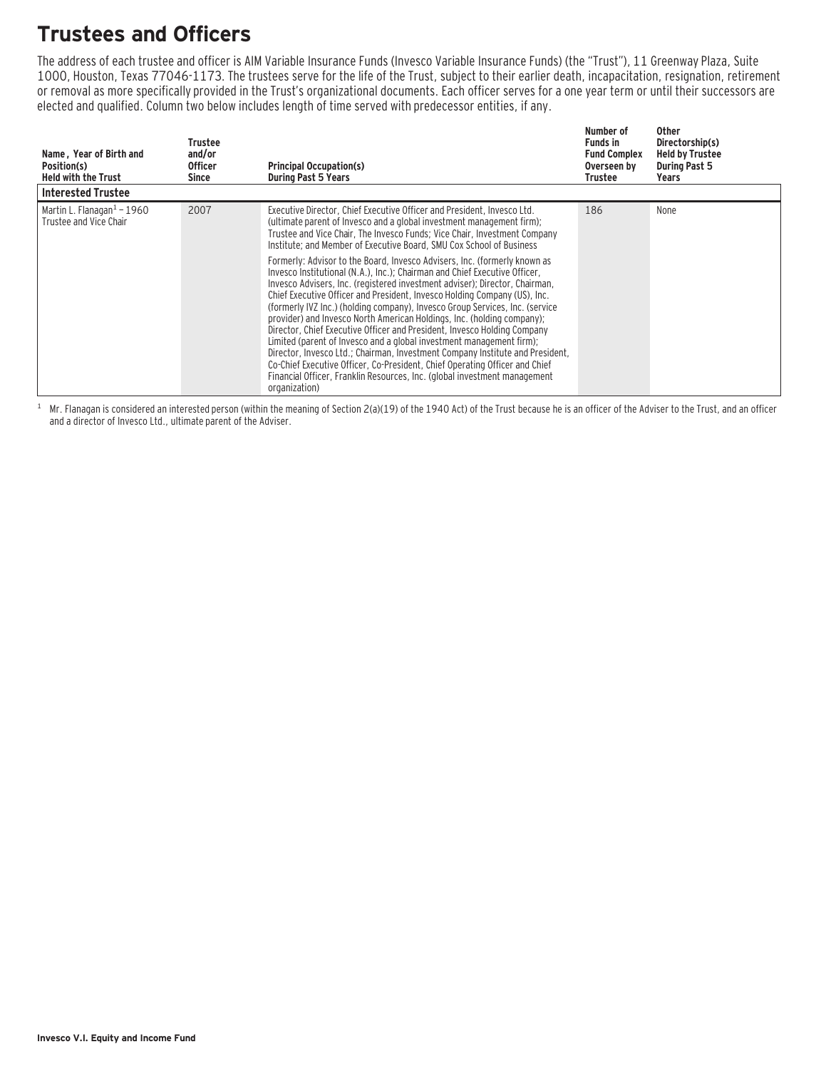# Trustees and Officers

The address of each trustee and officer is AIM Variable Insurance Funds (Invesco Variable Insurance Funds) (the "Trust"), 11 Greenway Plaza, Suite 1000, Houston, Texas 77046-1173. The trustees serve for the life of the Trust, subject to their earlier death, incapacitation, resignation, retirement or removal as more specifically provided in the Trust's organizational documents. Each officer serves for a one year term or until their successors are elected and qualified. Column two below includes length of time served with predecessor entities, if any.

| Name, Year of Birth and Position(s) Held with the Trust | Trustee and/or Officer Since | Principal Occupation(s) During Past 5 Years | Number of Funds in Fund Complex Overseen by Trustee | Other Directorship(s) Held by Trustee During Past 5 Years |
|---|---|---|---|---|
| **Interested Trustee** | | | | |
| Martin L. Flanagan[1] – 1960 Trustee and Vice Chair | 2007 | Executive Director, Chief Executive Officer and President, Invesco Ltd. (ultimate parent of Invesco and a global investment management firm); Trustee and Vice Chair, The Invesco Funds; Vice Chair, Investment Company Institute; and Member of Executive Board, SMU Cox School of Business<br><br>Formerly: Advisor to the Board, Invesco Advisers, Inc. (formerly known as Invesco Institutional (N.A.), Inc.); Chairman and Chief Executive Officer, Invesco Advisers, Inc. (registered investment adviser); Director, Chairman, Chief Executive Officer and President, Invesco Holding Company (US), Inc. (formerly IVZ Inc.) (holding company), Invesco Group Services, Inc. (service provider) and Invesco North American Holdings, Inc. (holding company); Director, Chief Executive Officer and President, Invesco Holding Company Limited (parent of Invesco and a global investment management firm); Director, Invesco Ltd.; Chairman, Investment Company Institute and President, Co-Chief Executive Officer, Co-President, Chief Operating Officer and Chief Financial Officer, Franklin Resources, Inc. (global investment management organization) | 186 | None |

[1] Mr. Flanagan is considered an interested person (within the meaning of Section 2(a)(19) of the 1940 Act) of the Trust because he is an officer of the Adviser to the Trust, and an officer and a director of Invesco Ltd., ultimate parent of the Adviser.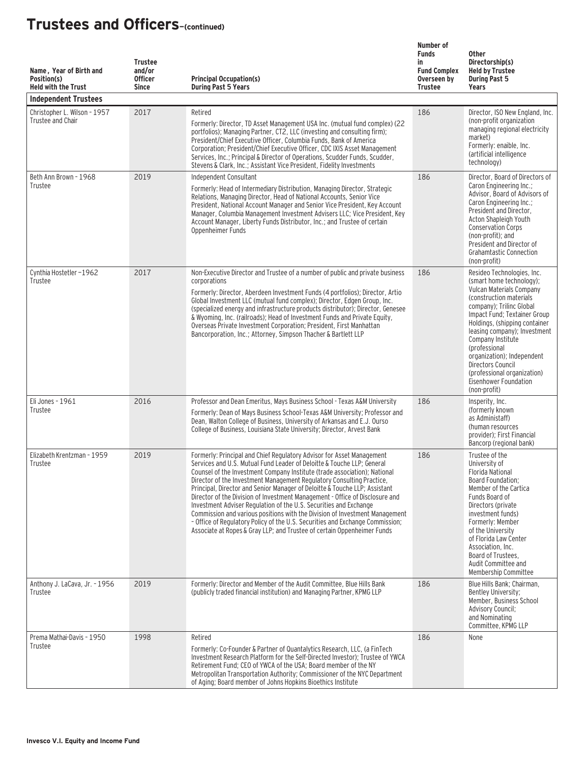# Trustees and Officers—(continued)

| Name, Year of Birth and Position(s) Held with the Trust | Trustee and/or Officer Since | Principal Occupation(s) During Past 5 Years | Number of Funds in Fund Complex Overseen by Trustee | Other Directorship(s) Held by Trustee During Past 5 Years |
|---|---|---|---|---|
| **Independent Trustees** | | | | |
| Christopher L. Wilson - 1957 Trustee and Chair | 2017 | Retired<br>Formerly: Director, TD Asset Management USA Inc. (mutual fund complex) (22 portfolios); Managing Partner, CT2, LLC (investing and consulting firm); President/Chief Executive Officer, Columbia Funds, Bank of America Corporation; President/Chief Executive Officer, CDC IXIS Asset Management Services, Inc.; Principal & Director of Operations, Scudder Funds, Scudder, Stevens & Clark, Inc.; Assistant Vice President, Fidelity Investments | 186 | Director, ISO New England, Inc. (non-profit organization managing regional electricity market)<br>Formerly: enaible, Inc. (artificial intelligence technology) |
| Beth Ann Brown - 1968 Trustee | 2019 | Independent Consultant<br>Formerly: Head of Intermediary Distribution, Managing Director, Strategic Relations, Managing Director, Head of National Accounts, Senior Vice President, National Account Manager and Senior Vice President, Key Account Manager, Columbia Management Investment Advisers LLC; Vice President, Key Account Manager, Liberty Funds Distributor, Inc.; and Trustee of certain Oppenheimer Funds | 186 | Director, Board of Directors of Caron Engineering Inc.; Advisor, Board of Advisors of Caron Engineering Inc.; President and Director, Acton Shapleigh Youth Conservation Corps (non-profit); and President and Director of Grahamtastic Connection (non-profit) |
| Cynthia Hostetler –1962 Trustee | 2017 | Non-Executive Director and Trustee of a number of public and private business corporations<br>Formerly: Director, Aberdeen Investment Funds (4 portfolios); Director, Artio Global Investment LLC (mutual fund complex); Director, Edgen Group, Inc. (specialized energy and infrastructure products distributor); Director, Genesee & Wyoming, Inc. (railroads); Head of Investment Funds and Private Equity, Overseas Private Investment Corporation; President, First Manhattan Bancorporation, Inc.; Attorney, Simpson Thacher & Bartlett LLP | 186 | Resideo Technologies, Inc. (smart home technology); Vulcan Materials Company (construction materials company); Trilinc Global Impact Fund; Textainer Group Holdings, (shipping container leasing company); Investment Company Institute (professional organization); Independent Directors Council (professional organization) Eisenhower Foundation (non-profit) |
| Eli Jones - 1961 Trustee | 2016 | Professor and Dean Emeritus, Mays Business School - Texas A&M University<br>Formerly: Dean of Mays Business School-Texas A&M University; Professor and Dean, Walton College of Business, University of Arkansas and E.J. Ourso College of Business, Louisiana State University; Director, Arvest Bank | 186 | Insperity, Inc. (formerly known as Administaff) (human resources provider); First Financial Bancorp (regional bank) |
| Elizabeth Krentzman - 1959 Trustee | 2019 | Formerly: Principal and Chief Regulatory Advisor for Asset Management Services and U.S. Mutual Fund Leader of Deloitte & Touche LLP; General Counsel of the Investment Company Institute (trade association); National Director of the Investment Management Regulatory Consulting Practice, Principal, Director and Senior Manager of Deloitte & Touche LLP; Assistant Director of the Division of Investment Management - Office of Disclosure and Investment Adviser Regulation of the U.S. Securities and Exchange Commission and various positions with the Division of Investment Management – Office of Regulatory Policy of the U.S. Securities and Exchange Commission; Associate at Ropes & Gray LLP; and Trustee of certain Oppenheimer Funds | 186 | Trustee of the University of Florida National Board Foundation; Member of the Cartica Funds Board of Directors (private investment funds)<br>Formerly: Member of the University of Florida Law Center Association, Inc. Board of Trustees, Audit Committee and Membership Committee |
| Anthony J. LaCava, Jr. - 1956 Trustee | 2019 | Formerly: Director and Member of the Audit Committee, Blue Hills Bank (publicly traded financial institution) and Managing Partner, KPMG LLP | 186 | Blue Hills Bank; Chairman, Bentley University; Member, Business School Advisory Council; and Nominating Committee, KPMG LLP |
| Prema Mathai-Davis - 1950 Trustee | 1998 | Retired<br>Formerly: Co-Founder & Partner of Quantalytics Research, LLC, (a FinTech Investment Research Platform for the Self-Directed Investor); Trustee of YWCA Retirement Fund; CEO of YWCA of the USA; Board member of the NY Metropolitan Transportation Authority; Commissioner of the NYC Department of Aging; Board member of Johns Hopkins Bioethics Institute | 186 | None |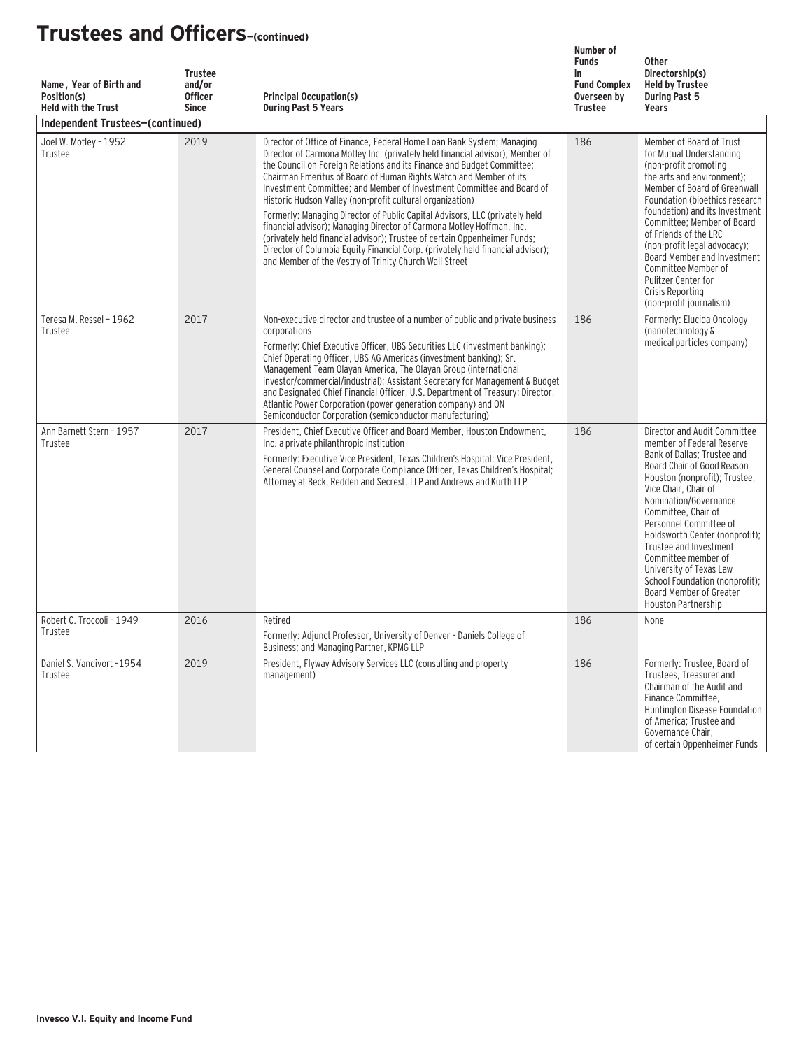# Trustees and Officers–(continued)

| Name, Year of Birth and Position(s) Held with the Trust | Trustee and/or Officer Since | Principal Occupation(s) During Past 5 Years | Number of Funds in Fund Complex Overseen by Trustee | Other Directorship(s) Held by Trustee During Past 5 Years |
|---|---|---|---|---|
| **Independent Trustees–(continued)** | | | | |
| Joel W. Motley - 1952<br>Trustee | 2019 | Director of Office of Finance, Federal Home Loan Bank System; Managing Director of Carmona Motley Inc. (privately held financial advisor); Member of the Council on Foreign Relations and its Finance and Budget Committee; Chairman Emeritus of Board of Human Rights Watch and Member of its Investment Committee; and Member of Investment Committee and Board of Historic Hudson Valley (non-profit cultural organization)<br>Formerly: Managing Director of Public Capital Advisors, LLC (privately held financial advisor); Managing Director of Carmona Motley Hoffman, Inc. (privately held financial advisor); Trustee of certain Oppenheimer Funds; Director of Columbia Equity Financial Corp. (privately held financial advisor); and Member of the Vestry of Trinity Church Wall Street | 186 | Member of Board of Trust for Mutual Understanding (non-profit promoting the arts and environment); Member of Board of Greenwall Foundation (bioethics research foundation) and its Investment Committee; Member of Board of Friends of the LRC (non-profit legal advocacy); Board Member and Investment Committee Member of Pulitzer Center for Crisis Reporting (non-profit journalism) |
| Teresa M. Ressel - 1962<br>Trustee | 2017 | Non-executive director and trustee of a number of public and private business corporations<br>Formerly: Chief Executive Officer, UBS Securities LLC (investment banking); Chief Operating Officer, UBS AG Americas (investment banking); Sr. Management Team Olayan America, The Olayan Group (international investor/commercial/industrial); Assistant Secretary for Management & Budget and Designated Chief Financial Officer, U.S. Department of Treasury; Director, Atlantic Power Corporation (power generation company) and ON Semiconductor Corporation (semiconductor manufacturing) | 186 | Formerly: Elucida Oncology (nanotechnology & medical particles company) |
| Ann Barnett Stern - 1957<br>Trustee | 2017 | President, Chief Executive Officer and Board Member, Houston Endowment, Inc. a private philanthropic institution<br>Formerly: Executive Vice President, Texas Children's Hospital; Vice President, General Counsel and Corporate Compliance Officer, Texas Children's Hospital; Attorney at Beck, Redden and Secrest, LLP and Andrews and Kurth LLP | 186 | Director and Audit Committee member of Federal Reserve Bank of Dallas; Trustee and Board Chair of Good Reason Houston (nonprofit); Trustee, Vice Chair, Chair of Nomination/Governance Committee, Chair of Personnel Committee of Holdsworth Center (nonprofit); Trustee and Investment Committee member of University of Texas Law School Foundation (nonprofit); Board Member of Greater Houston Partnership |
| Robert C. Troccoli - 1949<br>Trustee | 2016 | Retired<br>Formerly: Adjunct Professor, University of Denver - Daniels College of Business; and Managing Partner, KPMG LLP | 186 | None |
| Daniel S. Vandivort -1954<br>Trustee | 2019 | President, Flyway Advisory Services LLC (consulting and property management) | 186 | Formerly: Trustee, Board of Trustees, Treasurer and Chairman of the Audit and Finance Committee, Huntington Disease Foundation of America; Trustee and Governance Chair, of certain Oppenheimer Funds |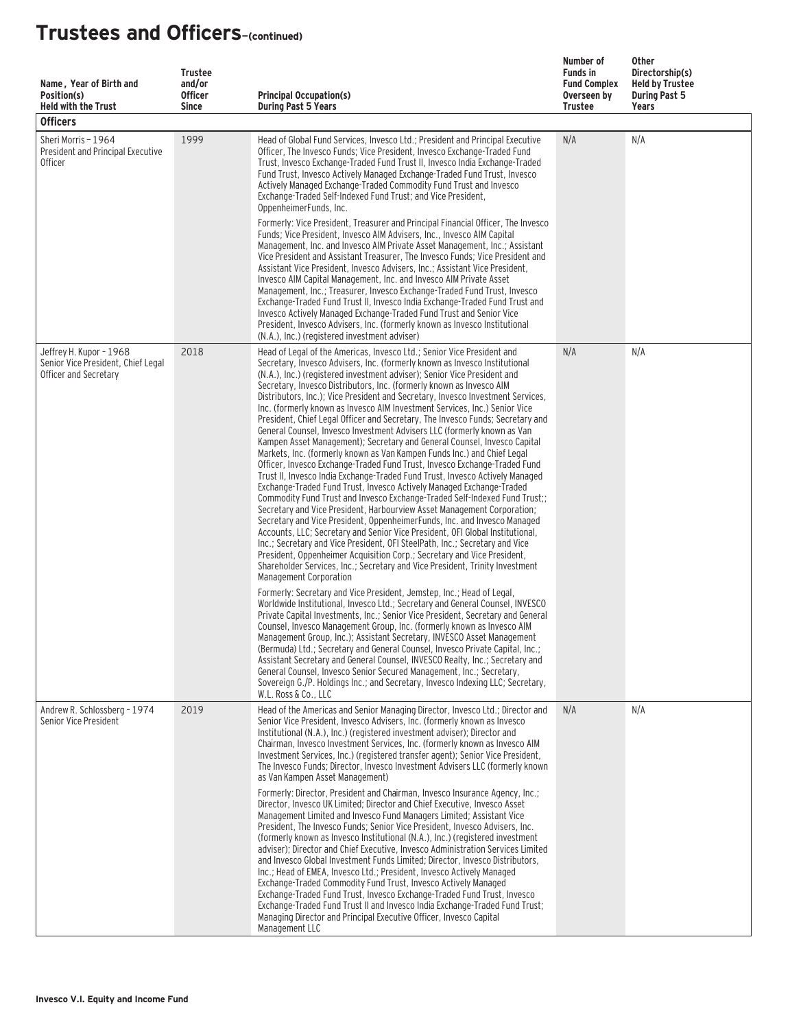# Trustees and Officers–(continued)

| Name, Year of Birth and Position(s) Held with the Trust | Trustee and/or Officer Since | Principal Occupation(s) During Past 5 Years | Number of Funds in Fund Complex Overseen by Trustee | Other Directorship(s) Held by Trustee During Past 5 Years |
|---|---|---|---|---|
| **Officers** | | | | |
| Sheri Morris – 1964<br>President and Principal Executive Officer | 1999 | Head of Global Fund Services, Invesco Ltd.; President and Principal Executive Officer, The Invesco Funds; Vice President, Invesco Exchange-Traded Fund Trust, Invesco Exchange-Traded Fund Trust II, Invesco India Exchange-Traded Fund Trust, Invesco Actively Managed Exchange-Traded Fund Trust, Invesco Actively Managed Exchange-Traded Commodity Fund Trust and Invesco Exchange-Traded Self-Indexed Fund Trust; and Vice President, OppenheimerFunds, Inc.<br><br>Formerly: Vice President, Treasurer and Principal Financial Officer, The Invesco Funds; Vice President, Invesco AIM Advisers, Inc., Invesco AIM Capital Management, Inc. and Invesco AIM Private Asset Management, Inc.; Assistant Vice President and Assistant Treasurer, The Invesco Funds; Vice President and Assistant Vice President, Invesco Advisers, Inc.; Assistant Vice President, Invesco AIM Capital Management, Inc. and Invesco AIM Private Asset Management, Inc.; Treasurer, Invesco Exchange-Traded Fund Trust, Invesco Exchange-Traded Fund Trust II, Invesco India Exchange-Traded Fund Trust and Invesco Actively Managed Exchange-Traded Fund Trust and Senior Vice President, Invesco Advisers, Inc. (formerly known as Invesco Institutional (N.A.), Inc.) (registered investment adviser) | N/A | N/A |
| Jeffrey H. Kupor – 1968<br>Senior Vice President, Chief Legal Officer and Secretary | 2018 | Head of Legal of the Americas, Invesco Ltd.; Senior Vice President and Secretary, Invesco Advisers, Inc. (formerly known as Invesco Institutional (N.A.), Inc.) (registered investment adviser); Senior Vice President and Secretary, Invesco Distributors, Inc. (formerly known as Invesco AIM Distributors, Inc.); Vice President and Secretary, Invesco Investment Services, Inc. (formerly known as Invesco AIM Investment Services, Inc.) Senior Vice President, Chief Legal Officer and Secretary, The Invesco Funds; Secretary and General Counsel, Invesco Investment Advisers LLC (formerly known as Van Kampen Asset Management); Secretary and General Counsel, Invesco Capital Markets, Inc. (formerly known as Van Kampen Funds Inc.) and Chief Legal Officer, Invesco Exchange-Traded Fund Trust, Invesco Exchange-Traded Fund Trust II, Invesco India Exchange-Traded Fund Trust, Invesco Actively Managed Exchange-Traded Fund Trust, Invesco Actively Managed Exchange-Traded Commodity Fund Trust and Invesco Exchange-Traded Self-Indexed Fund Trust;; Secretary and Vice President, Harbourview Asset Management Corporation; Secretary and Vice President, OppenheimerFunds, Inc. and Invesco Managed Accounts, LLC; Secretary and Senior Vice President, OFI Global Institutional, Inc.; Secretary and Vice President, OFI SteelPath, Inc.; Secretary and Vice President, Oppenheimer Acquisition Corp.; Secretary and Vice President, Shareholder Services, Inc.; Secretary and Vice President, Trinity Investment Management Corporation<br><br>Formerly: Secretary and Vice President, Jemstep, Inc.; Head of Legal, Worldwide Institutional, Invesco Ltd.; Secretary and General Counsel, INVESCO Private Capital Investments, Inc.; Senior Vice President, Secretary and General Counsel, Invesco Management Group, Inc. (formerly known as Invesco AIM Management Group, Inc.); Assistant Secretary, INVESCO Asset Management (Bermuda) Ltd.; Secretary and General Counsel, Invesco Private Capital, Inc.; Assistant Secretary and General Counsel, INVESCO Realty, Inc.; Secretary and General Counsel, Invesco Senior Secured Management, Inc.; Secretary, Sovereign G./P. Holdings Inc.; and Secretary, Invesco Indexing LLC; Secretary, W.L. Ross & Co., LLC | N/A | N/A |
| Andrew R. Schlossberg – 1974<br>Senior Vice President | 2019 | Head of the Americas and Senior Managing Director, Invesco Ltd.; Director and Senior Vice President, Invesco Advisers, Inc. (formerly known as Invesco Institutional (N.A.), Inc.) (registered investment adviser); Director and Chairman, Invesco Investment Services, Inc. (formerly known as Invesco AIM Investment Services, Inc.) (registered transfer agent); Senior Vice President, The Invesco Funds; Director, Invesco Investment Advisers LLC (formerly known as Van Kampen Asset Management)<br><br>Formerly: Director, President and Chairman, Invesco Insurance Agency, Inc.; Director, Invesco UK Limited; Director and Chief Executive, Invesco Asset Management Limited and Invesco Fund Managers Limited; Assistant Vice President, The Invesco Funds; Senior Vice President, Invesco Advisers, Inc. (formerly known as Invesco Institutional (N.A.), Inc.) (registered investment adviser); Director and Chief Executive, Invesco Administration Services Limited and Invesco Global Investment Funds Limited; Director, Invesco Distributors, Inc.; Head of EMEA, Invesco Ltd.; President, Invesco Actively Managed Exchange-Traded Commodity Fund Trust, Invesco Actively Managed Exchange-Traded Fund Trust, Invesco Exchange-Traded Fund Trust, Invesco Exchange-Traded Fund Trust II and Invesco India Exchange-Traded Fund Trust; Managing Director and Principal Executive Officer, Invesco Capital Management LLC | N/A | N/A |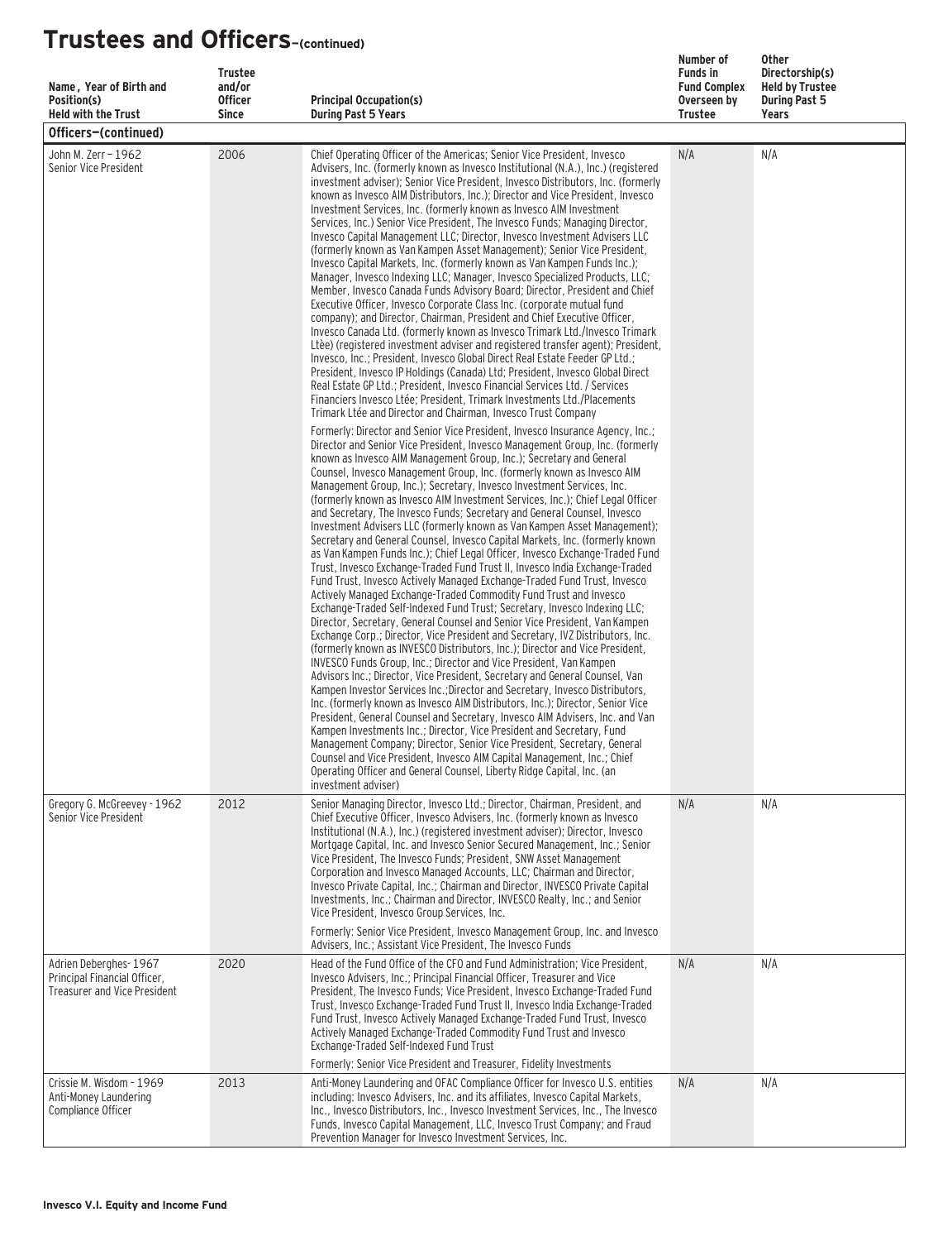# Trustees and Officers—(continued)

| Name, Year of Birth and Position(s) Held with the Trust | Trustee and/or Officer Since | Principal Occupation(s) During Past 5 Years | Number of Funds in Fund Complex Overseen by Trustee | Other Directorship(s) Held by Trustee During Past 5 Years |
|---|---|---|---|---|
| **Officers—(continued)** | | | | |
| John M. Zerr – 1962 Senior Vice President | 2006 | Chief Operating Officer of the Americas; Senior Vice President, Invesco Advisers, Inc. (formerly known as Invesco Institutional (N.A.), Inc.) (registered investment adviser); Senior Vice President, Invesco Distributors, Inc. (formerly known as Invesco AIM Distributors, Inc.); Director and Vice President, Invesco Investment Services, Inc. (formerly known as Invesco AIM Investment Services, Inc.) Senior Vice President, The Invesco Funds; Managing Director, Invesco Capital Management LLC; Director, Invesco Investment Advisers LLC (formerly known as Van Kampen Asset Management); Senior Vice President, Invesco Capital Markets, Inc. (formerly known as Van Kampen Funds Inc.); Manager, Invesco Indexing LLC; Manager, Invesco Specialized Products, LLC; Member, Invesco Canada Funds Advisory Board; Director, President and Chief Executive Officer, Invesco Corporate Class Inc. (corporate mutual fund company); and Director, Chairman, President and Chief Executive Officer, Invesco Canada Ltd. (formerly known as Invesco Trimark Ltd./Invesco Trimark Ltèe) (registered investment adviser and registered transfer agent); President, Invesco, Inc.; President, Invesco Global Direct Real Estate Feeder GP Ltd.; President, Invesco IP Holdings (Canada) Ltd; President, Invesco Global Direct Real Estate GP Ltd.; President, Invesco Financial Services Ltd. / Services Financiers Invesco Ltée; President, Trimark Investments Ltd./Placements Trimark Ltée and Director and Chairman, Invesco Trust Company<br><br>Formerly: Director and Senior Vice President, Invesco Insurance Agency, Inc.; Director and Senior Vice President, Invesco Management Group, Inc. (formerly known as Invesco AIM Management Group, Inc.); Secretary and General Counsel, Invesco Management Group, Inc. (formerly known as Invesco AIM Management Group, Inc.); Secretary, Invesco Investment Services, Inc. (formerly known as Invesco AIM Investment Services, Inc.); Chief Legal Officer and Secretary, The Invesco Funds; Secretary and General Counsel, Invesco Investment Advisers LLC (formerly known as Van Kampen Asset Management); Secretary and General Counsel, Invesco Capital Markets, Inc. (formerly known as Van Kampen Funds Inc.); Chief Legal Officer, Invesco Exchange-Traded Fund Trust, Invesco Exchange-Traded Fund Trust II, Invesco India Exchange-Traded Fund Trust, Invesco Actively Managed Exchange-Traded Fund Trust, Invesco Actively Managed Exchange-Traded Commodity Fund Trust and Invesco Exchange-Traded Self-Indexed Fund Trust; Secretary, Invesco Indexing LLC; Director, Secretary, General Counsel and Senior Vice President, Van Kampen Exchange Corp.; Director, Vice President and Secretary, IVZ Distributors, Inc. (formerly known as INVESCO Distributors, Inc.); Director and Vice President, INVESCO Funds Group, Inc.; Director and Vice President, Van Kampen Advisors Inc.; Director, Vice President, Secretary and General Counsel, Van Kampen Investor Services Inc.;Director and Secretary, Invesco Distributors, Inc. (formerly known as Invesco AIM Distributors, Inc.); Director, Senior Vice President, General Counsel and Secretary, Invesco AIM Advisers, Inc. and Van Kampen Investments Inc.; Director, Vice President and Secretary, Fund Management Company; Director, Senior Vice President, Secretary, General Counsel and Vice President, Invesco AIM Capital Management, Inc.; Chief Operating Officer and General Counsel, Liberty Ridge Capital, Inc. (an investment adviser) | N/A | N/A |
| Gregory G. McGreevey - 1962 Senior Vice President | 2012 | Senior Managing Director, Invesco Ltd.; Director, Chairman, President, and Chief Executive Officer, Invesco Advisers, Inc. (formerly known as Invesco Institutional (N.A.), Inc.) (registered investment adviser); Director, Invesco Mortgage Capital, Inc. and Invesco Senior Secured Management, Inc.; Senior Vice President, The Invesco Funds; President, SNW Asset Management Corporation and Invesco Managed Accounts, LLC; Chairman and Director, Invesco Private Capital, Inc.; Chairman and Director, INVESCO Private Capital Investments, Inc.; Chairman and Director, INVESCO Realty, Inc.; and Senior Vice President, Invesco Group Services, Inc.<br><br>Formerly: Senior Vice President, Invesco Management Group, Inc. and Invesco Advisers, Inc.; Assistant Vice President, The Invesco Funds | N/A | N/A |
| Adrien Deberghes- 1967 Principal Financial Officer, Treasurer and Vice President | 2020 | Head of the Fund Office of the CFO and Fund Administration; Vice President, Invesco Advisers, Inc.; Principal Financial Officer, Treasurer and Vice President, The Invesco Funds; Vice President, Invesco Exchange-Traded Fund Trust, Invesco Exchange-Traded Fund Trust II, Invesco India Exchange-Traded Fund Trust, Invesco Actively Managed Exchange-Traded Fund Trust, Invesco Actively Managed Exchange-Traded Commodity Fund Trust and Invesco Exchange-Traded Self-Indexed Fund Trust<br><br>Formerly: Senior Vice President and Treasurer, Fidelity Investments | N/A | N/A |
| Crissie M. Wisdom - 1969 Anti-Money Laundering Compliance Officer | 2013 | Anti-Money Laundering and OFAC Compliance Officer for Invesco U.S. entities including: Invesco Advisers, Inc. and its affiliates, Invesco Capital Markets, Inc., Invesco Distributors, Inc., Invesco Investment Services, Inc., The Invesco Funds, Invesco Capital Management, LLC, Invesco Trust Company; and Fraud Prevention Manager for Invesco Investment Services, Inc. | N/A | N/A |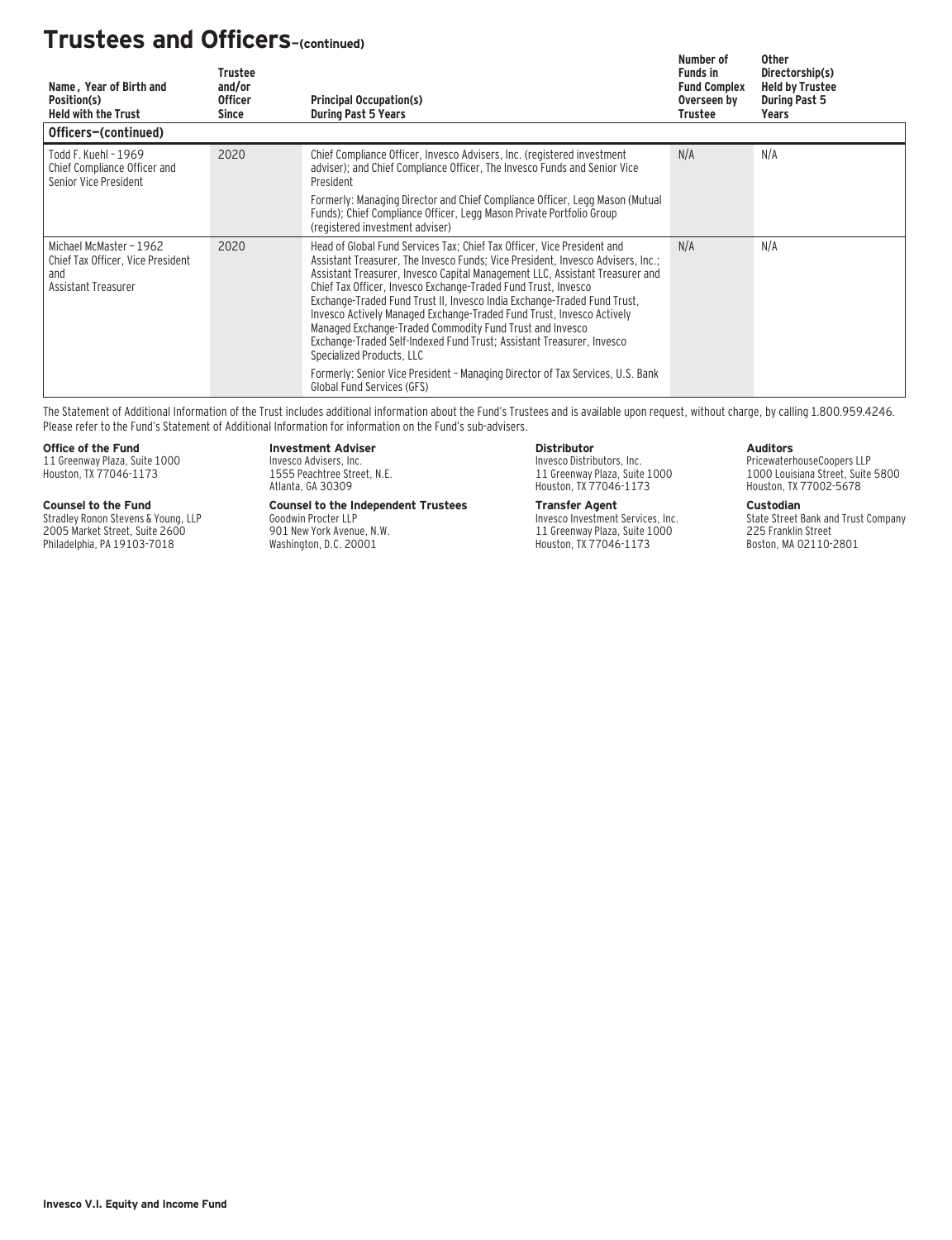# Trustees and Officers–(continued)

| Name , Year of Birth and Position(s) Held with the Trust | Trustee and/or Officer Since | Principal Occupation(s) During Past 5 Years | Number of Funds in Fund Complex Overseen by Trustee | Other Directorship(s) Held by Trustee During Past 5 Years |
|---|---|---|---|---|
| **Officers—(continued)** | | | | |
| Todd F. Kuehl - 1969 Chief Compliance Officer and Senior Vice President | 2020 | Chief Compliance Officer, Invesco Advisers, Inc. (registered investment adviser); and Chief Compliance Officer, The Invesco Funds and Senior Vice President<br><br>Formerly: Managing Director and Chief Compliance Officer, Legg Mason (Mutual Funds); Chief Compliance Officer, Legg Mason Private Portfolio Group (registered investment adviser) | N/A | N/A |
| Michael McMaster – 1962 Chief Tax Officer, Vice President and Assistant Treasurer | 2020 | Head of Global Fund Services Tax; Chief Tax Officer, Vice President and Assistant Treasurer, The Invesco Funds; Vice President, Invesco Advisers, Inc.; Assistant Treasurer, Invesco Capital Management LLC, Assistant Treasurer and Chief Tax Officer, Invesco Exchange-Traded Fund Trust, Invesco Exchange-Traded Fund Trust II, Invesco India Exchange-Traded Fund Trust, Invesco Actively Managed Exchange-Traded Fund Trust, Invesco Actively Managed Exchange-Traded Commodity Fund Trust and Invesco Exchange-Traded Self-Indexed Fund Trust; Assistant Treasurer, Invesco Specialized Products, LLC<br><br>Formerly: Senior Vice President - Managing Director of Tax Services, U.S. Bank Global Fund Services (GFS) | N/A | N/A |

The Statement of Additional Information of the Trust includes additional information about the Fund's Trustees and is available upon request, without charge, by calling 1.800.959.4246. Please refer to the Fund's Statement of Additional Information for information on the Fund's sub-advisers.

**Office of the Fund**
11 Greenway Plaza, Suite 1000
Houston, TX 77046-1173

**Counsel to the Fund**
Stradley Ronon Stevens & Young, LLP
2005 Market Street, Suite 2600
Philadelphia, PA 19103-7018

**Investment Adviser**
Invesco Advisers, Inc.
1555 Peachtree Street, N.E.
Atlanta, GA 30309

**Counsel to the Independent Trustees**
Goodwin Procter LLP
901 New York Avenue, N.W.
Washington, D.C. 20001

**Distributor**
Invesco Distributors, Inc.
11 Greenway Plaza, Suite 1000
Houston, TX 77046-1173

**Transfer Agent**
Invesco Investment Services, Inc.
11 Greenway Plaza, Suite 1000
Houston, TX 77046-1173

**Auditors**
PricewaterhouseCoopers LLP
1000 Louisiana Street, Suite 5800
Houston, TX 77002-5678

**Custodian**
State Street Bank and Trust Company
225 Franklin Street
Boston, MA 02110-2801